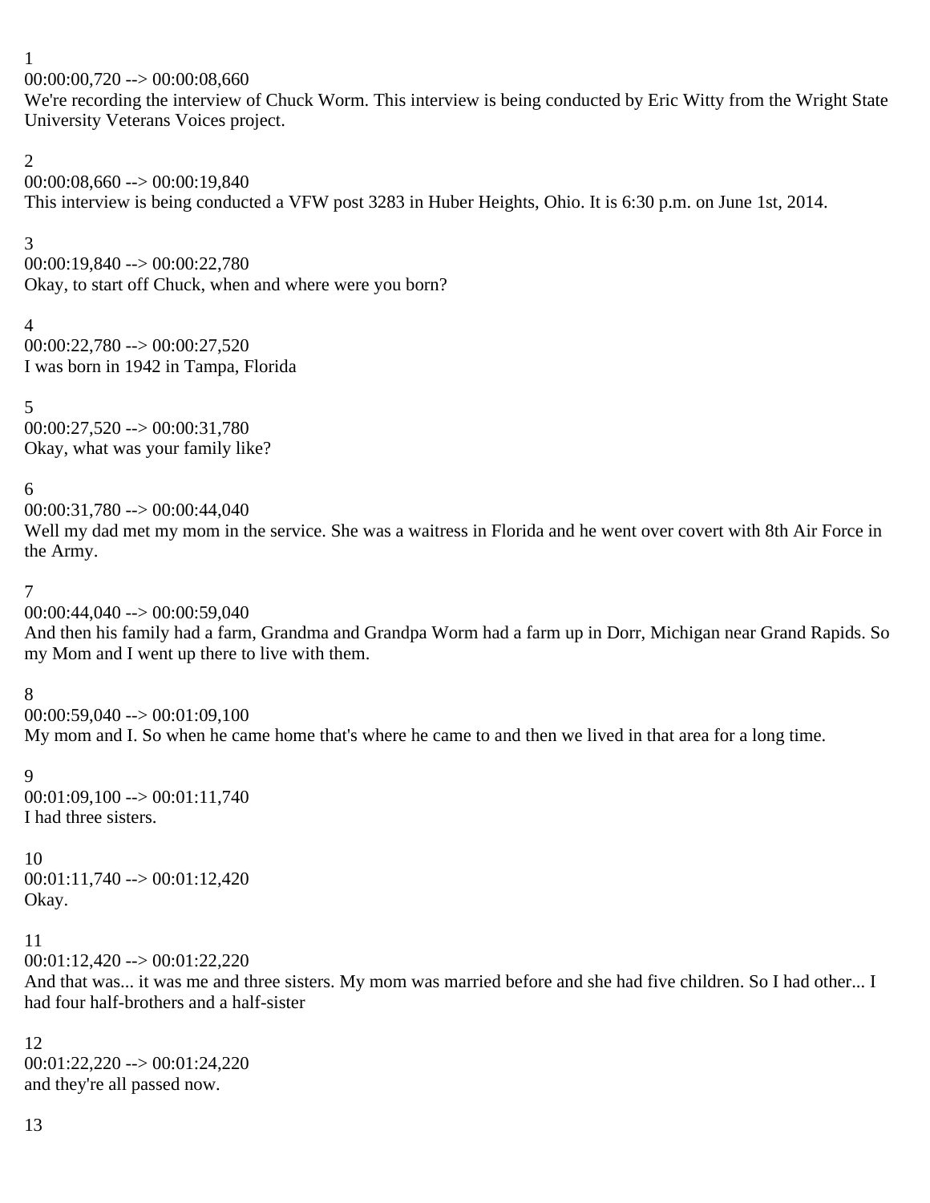1
00:00:00,720 --> 00:00:08,660
We're recording the interview of Chuck Worm. This interview is being conducted by Eric Witty from the Wright State University Veterans Voices project.

2
00:00:08,660 --> 00:00:19,840
This interview is being conducted a VFW post 3283 in Huber Heights, Ohio. It is 6:30 p.m. on June 1st, 2014.

3
00:00:19,840 --> 00:00:22,780
Okay, to start off Chuck, when and where were you born?

4
00:00:22,780 --> 00:00:27,520
I was born in 1942 in Tampa, Florida

5
00:00:27,520 --> 00:00:31,780
Okay, what was your family like?

6
00:00:31,780 --> 00:00:44,040
Well my dad met my mom in the service. She was a waitress in Florida and he went over covert with 8th Air Force in the Army.

7
00:00:44,040 --> 00:00:59,040
And then his family had a farm, Grandma and Grandpa Worm had a farm up in Dorr, Michigan near Grand Rapids. So my Mom and I went up there to live with them.

8
00:00:59,040 --> 00:01:09,100
My mom and I. So when he came home that's where he came to and then we lived in that area for a long time.

9
00:01:09,100 --> 00:01:11,740
I had three sisters.

10
00:01:11,740 --> 00:01:12,420
Okay.

11
00:01:12,420 --> 00:01:22,220
And that was... it was me and three sisters. My mom was married before and she had five children. So I had other... I had four half-brothers and a half-sister

12
00:01:22,220 --> 00:01:24,220
and they're all passed now.

13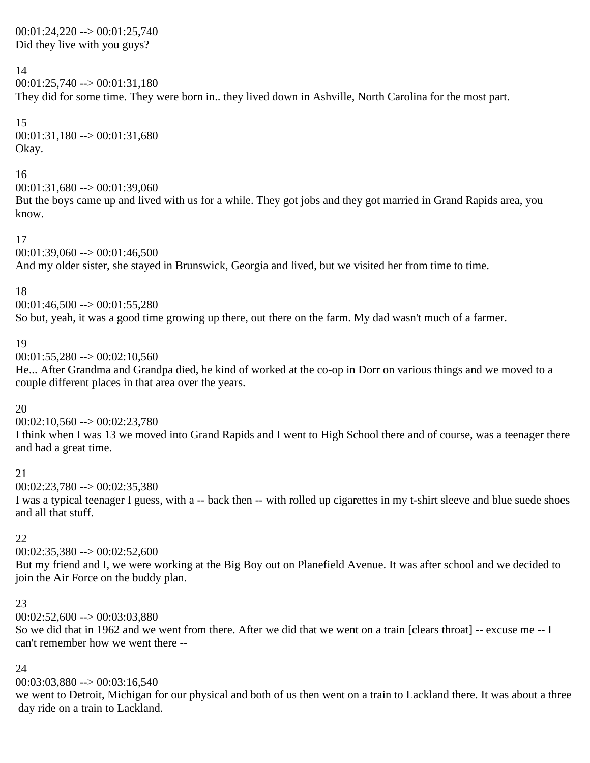00:01:24,220 --> 00:01:25,740
Did they live with you guys?

14
00:01:25,740 --> 00:01:31,180
They did for some time. They were born in.. they lived down in Ashville, North Carolina for the most part.

15
00:01:31,180 --> 00:01:31,680
Okay.

16
00:01:31,680 --> 00:01:39,060
But the boys came up and lived with us for a while. They got jobs and they got married in Grand Rapids area, you know.

17
00:01:39,060 --> 00:01:46,500
And my older sister, she stayed in Brunswick, Georgia and lived, but we visited her from time to time.

18
00:01:46,500 --> 00:01:55,280
So but, yeah, it was a good time growing up there, out there on the farm. My dad wasn't much of a farmer.

19
00:01:55,280 --> 00:02:10,560
He... After Grandma and Grandpa died, he kind of worked at the co-op in Dorr on various things and we moved to a couple different places in that area over the years.

20
00:02:10,560 --> 00:02:23,780
I think when I was 13 we moved into Grand Rapids and I went to High School there and of course, was a teenager there and had a great time.

21
00:02:23,780 --> 00:02:35,380
I was a typical teenager I guess, with a -- back then -- with rolled up cigarettes in my t-shirt sleeve and blue suede shoes and all that stuff.

22
00:02:35,380 --> 00:02:52,600
But my friend and I, we were working at the Big Boy out on Planefield Avenue. It was after school and we decided to join the Air Force on the buddy plan.

23
00:02:52,600 --> 00:03:03,880
So we did that in 1962 and we went from there. After we did that we went on a train [clears throat] -- excuse me -- I can't remember how we went there --

24
00:03:03,880 --> 00:03:16,540
we went to Detroit, Michigan for our physical and both of us then went on a train to Lackland there. It was about a three day ride on a train to Lackland.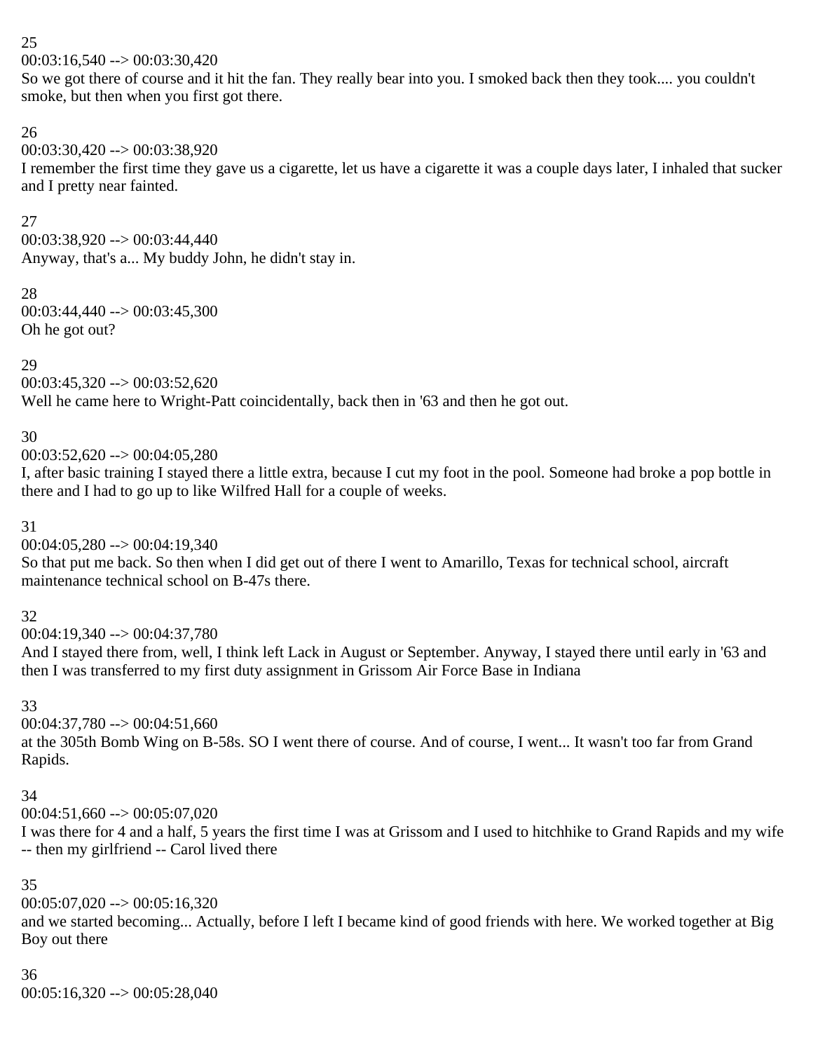25
00:03:16,540 --> 00:03:30,420
So we got there of course and it hit the fan. They really bear into you. I smoked back then they took.... you couldn't smoke, but then when you first got there.

26
00:03:30,420 --> 00:03:38,920
I remember the first time they gave us a cigarette, let us have a cigarette it was a couple days later, I inhaled that sucker and I pretty near fainted.

27
00:03:38,920 --> 00:03:44,440
Anyway, that's a... My buddy John, he didn't stay in.

28
00:03:44,440 --> 00:03:45,300
Oh he got out?

29
00:03:45,320 --> 00:03:52,620
Well he came here to Wright-Patt coincidentally, back then in '63 and then he got out.

30
00:03:52,620 --> 00:04:05,280
I, after basic training I stayed there a little extra, because I cut my foot in the pool. Someone had broke a pop bottle in there and I had to go up to like Wilfred Hall for a couple of weeks.

31
00:04:05,280 --> 00:04:19,340
So that put me back. So then when I did get out of there I went to Amarillo, Texas for technical school, aircraft maintenance technical school on B-47s there.

32
00:04:19,340 --> 00:04:37,780
And I stayed there from, well, I think left Lack in August or September. Anyway, I stayed there until early in '63 and then I was transferred to my first duty assignment in Grissom Air Force Base in Indiana

33
00:04:37,780 --> 00:04:51,660
at the 305th Bomb Wing on B-58s. SO I went there of course. And of course, I went... It wasn't too far from Grand Rapids.

34
00:04:51,660 --> 00:05:07,020
I was there for 4 and a half, 5 years the first time I was at Grissom and I used to hitchhike to Grand Rapids and my wife -- then my girlfriend -- Carol lived there

35
00:05:07,020 --> 00:05:16,320
and we started becoming... Actually, before I left I became kind of good friends with here. We worked together at Big Boy out there

36
00:05:16,320 --> 00:05:28,040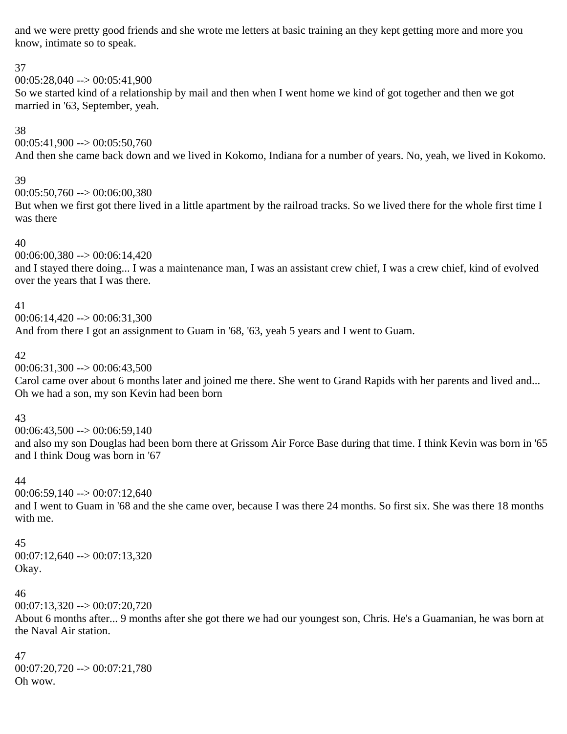and we were pretty good friends and she wrote me letters at basic training an they kept getting more and more you know, intimate so to speak.

37
00:05:28,040 --> 00:05:41,900
So we started kind of a relationship by mail and then when I went home we kind of got together and then we got married in '63, September, yeah.

38
00:05:41,900 --> 00:05:50,760
And then she came back down and we lived in Kokomo, Indiana for a number of years. No, yeah, we lived in Kokomo.

39
00:05:50,760 --> 00:06:00,380
But when we first got there lived in a little apartment by the railroad tracks. So we lived there for the whole first time I was there

40
00:06:00,380 --> 00:06:14,420
and I stayed there doing... I was a maintenance man, I was an assistant crew chief, I was a crew chief, kind of evolved over the years that I was there.

41
00:06:14,420 --> 00:06:31,300
And from there I got an assignment to Guam in '68, '63, yeah 5 years and I went to Guam.

42
00:06:31,300 --> 00:06:43,500
Carol came over about 6 months later and joined me there. She went to Grand Rapids with her parents and lived and... Oh we had a son, my son Kevin had been born

43
00:06:43,500 --> 00:06:59,140
and also my son Douglas had been born there at Grissom Air Force Base during that time. I think Kevin was born in '65 and I think Doug was born in '67

44
00:06:59,140 --> 00:07:12,640
and I went to Guam in '68 and the she came over, because I was there 24 months. So first six. She was there 18 months with me.

45
00:07:12,640 --> 00:07:13,320
Okay.

46
00:07:13,320 --> 00:07:20,720
About 6 months after... 9 months after she got there we had our youngest son, Chris. He's a Guamanian, he was born at the Naval Air station.

47
00:07:20,720 --> 00:07:21,780
Oh wow.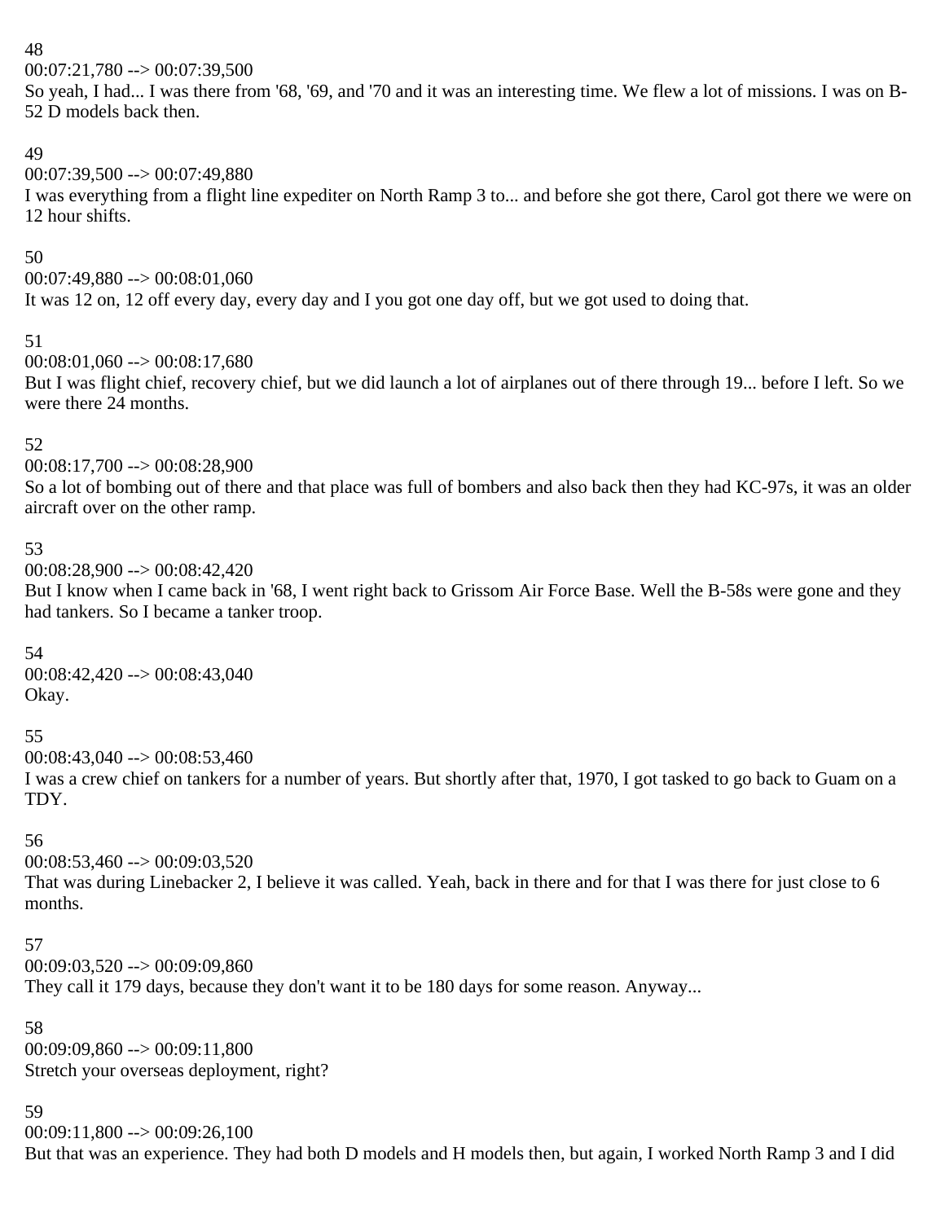48
00:07:21,780 --> 00:07:39,500
So yeah, I had... I was there from '68, '69, and '70 and it was an interesting time. We flew a lot of missions. I was on B-52 D models back then.

49
00:07:39,500 --> 00:07:49,880
I was everything from a flight line expediter on North Ramp 3 to... and before she got there, Carol got there we were on 12 hour shifts.

50
00:07:49,880 --> 00:08:01,060
It was 12 on, 12 off every day, every day and I you got one day off, but we got used to doing that.

51
00:08:01,060 --> 00:08:17,680
But I was flight chief, recovery chief, but we did launch a lot of airplanes out of there through 19... before I left. So we were there 24 months.

52
00:08:17,700 --> 00:08:28,900
So a lot of bombing out of there and that place was full of bombers and also back then they had KC-97s, it was an older aircraft over on the other ramp.

53
00:08:28,900 --> 00:08:42,420
But I know when I came back in '68, I went right back to Grissom Air Force Base. Well the B-58s were gone and they had tankers. So I became a tanker troop.

54
00:08:42,420 --> 00:08:43,040
Okay.

55
00:08:43,040 --> 00:08:53,460
I was a crew chief on tankers for a number of years. But shortly after that, 1970, I got tasked to go back to Guam on a TDY.

56
00:08:53,460 --> 00:09:03,520
That was during Linebacker 2, I believe it was called. Yeah, back in there and for that I was there for just close to 6 months.

57
00:09:03,520 --> 00:09:09,860
They call it 179 days, because they don't want it to be 180 days for some reason. Anyway...

58
00:09:09,860 --> 00:09:11,800
Stretch your overseas deployment, right?

59
00:09:11,800 --> 00:09:26,100
But that was an experience. They had both D models and H models then, but again, I worked North Ramp 3 and I did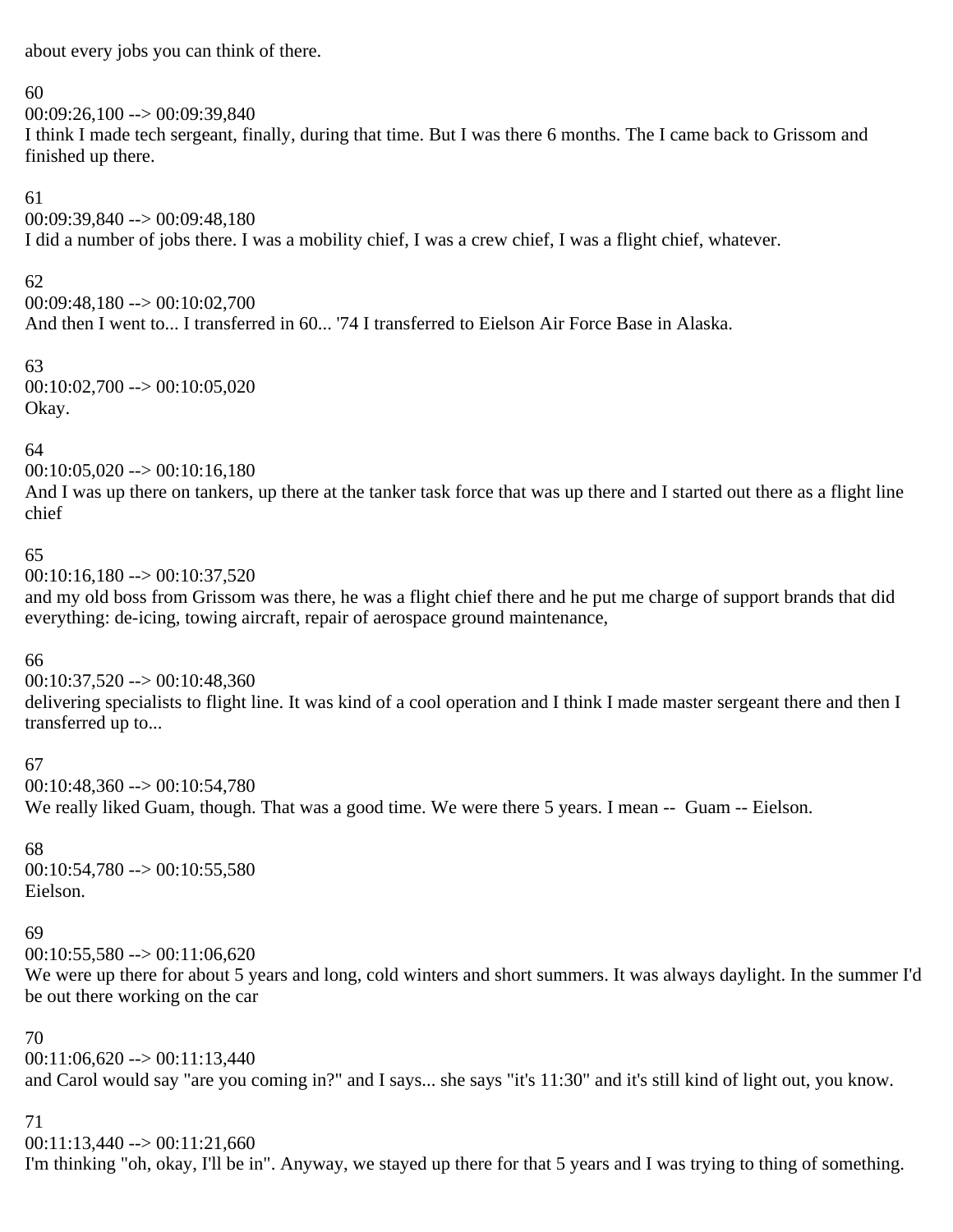about every jobs you can think of there.

60
00:09:26,100 --> 00:09:39,840
I think I made tech sergeant, finally, during that time. But I was there 6 months. The I came back to Grissom and finished up there.

61
00:09:39,840 --> 00:09:48,180
I did a number of jobs there. I was a mobility chief, I was a crew chief, I was a flight chief, whatever.

62
00:09:48,180 --> 00:10:02,700
And then I went to... I transferred in 60... '74 I transferred to Eielson Air Force Base in Alaska.

63
00:10:02,700 --> 00:10:05,020
Okay.

64
00:10:05,020 --> 00:10:16,180
And I was up there on tankers, up there at the tanker task force that was up there and I started out there as a flight line chief

65
00:10:16,180 --> 00:10:37,520
and my old boss from Grissom was there, he was a flight chief there and he put me charge of support brands that did everything: de-icing, towing aircraft, repair of aerospace ground maintenance,

66
00:10:37,520 --> 00:10:48,360
delivering specialists to flight line. It was kind of a cool operation and I think I made master sergeant there and then I transferred up to...

67
00:10:48,360 --> 00:10:54,780
We really liked Guam, though. That was a good time. We were there 5 years. I mean -- Guam -- Eielson.

68
00:10:54,780 --> 00:10:55,580
Eielson.

69
00:10:55,580 --> 00:11:06,620
We were up there for about 5 years and long, cold winters and short summers. It was always daylight. In the summer I'd be out there working on the car

70
00:11:06,620 --> 00:11:13,440
and Carol would say "are you coming in?" and I says... she says "it's 11:30" and it's still kind of light out, you know.

71
00:11:13,440 --> 00:11:21,660
I'm thinking "oh, okay, I'll be in". Anyway, we stayed up there for that 5 years and I was trying to thing of something.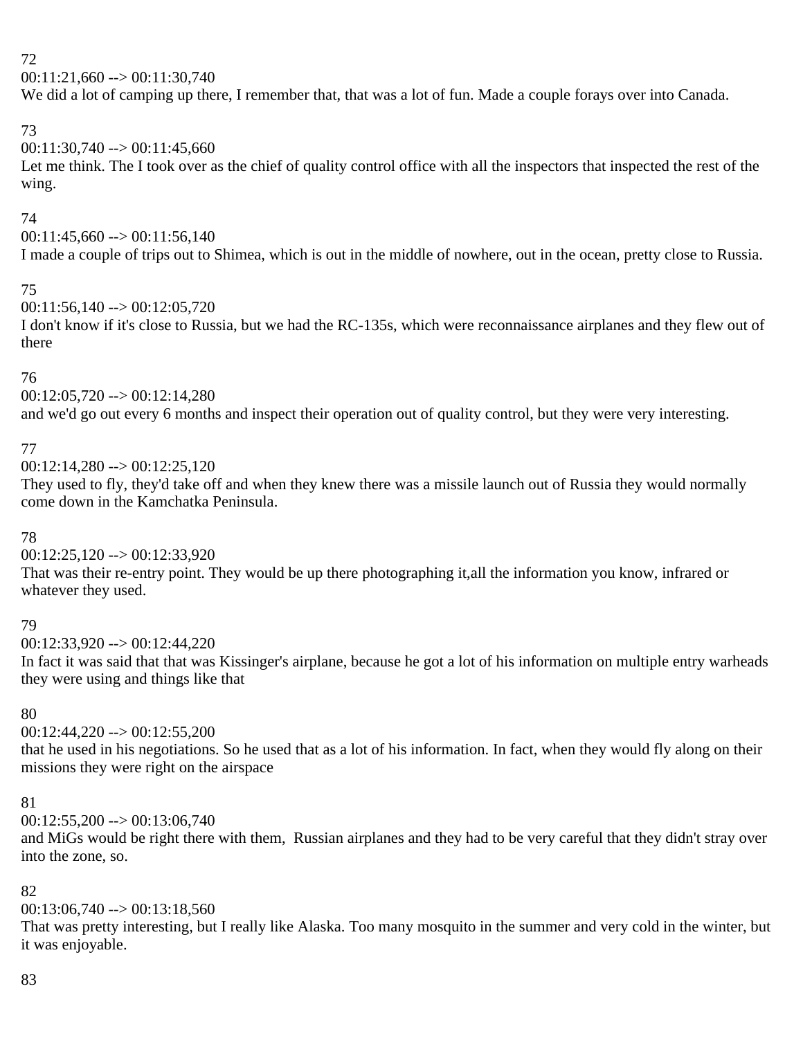72

00:11:21,660 --> 00:11:30,740

We did a lot of camping up there, I remember that, that was a lot of fun. Made a couple forays over into Canada.

73

00:11:30,740 --> 00:11:45,660

Let me think. The I took over as the chief of quality control office with all the inspectors that inspected the rest of the wing.

74

00:11:45,660 --> 00:11:56,140

I made a couple of trips out to Shimea, which is out in the middle of nowhere, out in the ocean, pretty close to Russia.

75

00:11:56,140 --> 00:12:05,720

I don't know if it's close to Russia, but we had the RC-135s, which were reconnaissance airplanes and they flew out of there

76

00:12:05,720 --> 00:12:14,280

and we'd go out every 6 months and inspect their operation out of quality control, but they were very interesting.

77

00:12:14,280 --> 00:12:25,120

They used to fly, they'd take off and when they knew there was a missile launch out of Russia they would normally come down in the Kamchatka Peninsula.

78

00:12:25,120 --> 00:12:33,920

That was their re-entry point. They would be up there photographing it,all the information you know, infrared or whatever they used.

79

00:12:33,920 --> 00:12:44,220

In fact it was said that that was Kissinger's airplane, because he got a lot of his information on multiple entry warheads they were using and things like that

80

00:12:44,220 --> 00:12:55,200

that he used in his negotiations. So he used that as a lot of his information. In fact, when they would fly along on their missions they were right on the airspace

81

00:12:55,200 --> 00:13:06,740

and MiGs would be right there with them,  Russian airplanes and they had to be very careful that they didn't stray over into the zone, so.

82

00:13:06,740 --> 00:13:18,560

That was pretty interesting, but I really like Alaska. Too many mosquito in the summer and very cold in the winter, but it was enjoyable.

83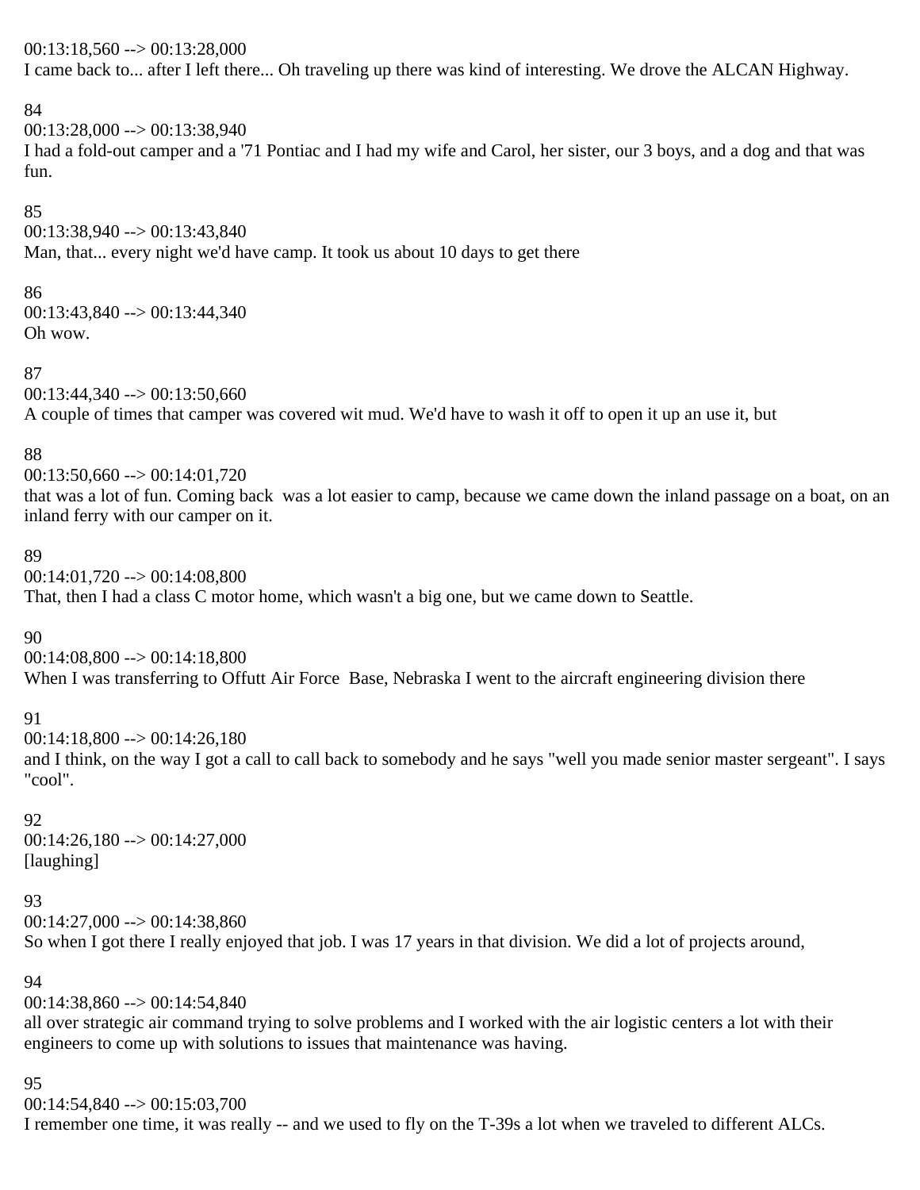00:13:18,560 --> 00:13:28,000
I came back to... after I left there... Oh traveling up there was kind of interesting. We drove the ALCAN Highway.

84
00:13:28,000 --> 00:13:38,940
I had a fold-out camper and a '71 Pontiac and I had my wife and Carol, her sister, our 3 boys, and a dog and that was fun.

85
00:13:38,940 --> 00:13:43,840
Man, that... every night we'd have camp. It took us about 10 days to get there

86
00:13:43,840 --> 00:13:44,340
Oh wow.

87
00:13:44,340 --> 00:13:50,660
A couple of times that camper was covered wit mud. We'd have to wash it off to open it up an use it, but

88
00:13:50,660 --> 00:14:01,720
that was a lot of fun. Coming back was a lot easier to camp, because we came down the inland passage on a boat, on an inland ferry with our camper on it.

89
00:14:01,720 --> 00:14:08,800
That, then I had a class C motor home, which wasn't a big one, but we came down to Seattle.

90
00:14:08,800 --> 00:14:18,800
When I was transferring to Offutt Air Force Base, Nebraska I went to the aircraft engineering division there

91
00:14:18,800 --> 00:14:26,180
and I think, on the way I got a call to call back to somebody and he says "well you made senior master sergeant". I says "cool".

92
00:14:26,180 --> 00:14:27,000
[laughing]

93
00:14:27,000 --> 00:14:38,860
So when I got there I really enjoyed that job. I was 17 years in that division. We did a lot of projects around,

94
00:14:38,860 --> 00:14:54,840
all over strategic air command trying to solve problems and I worked with the air logistic centers a lot with their engineers to come up with solutions to issues that maintenance was having.

95
00:14:54,840 --> 00:15:03,700
I remember one time, it was really -- and we used to fly on the T-39s a lot when we traveled to different ALCs.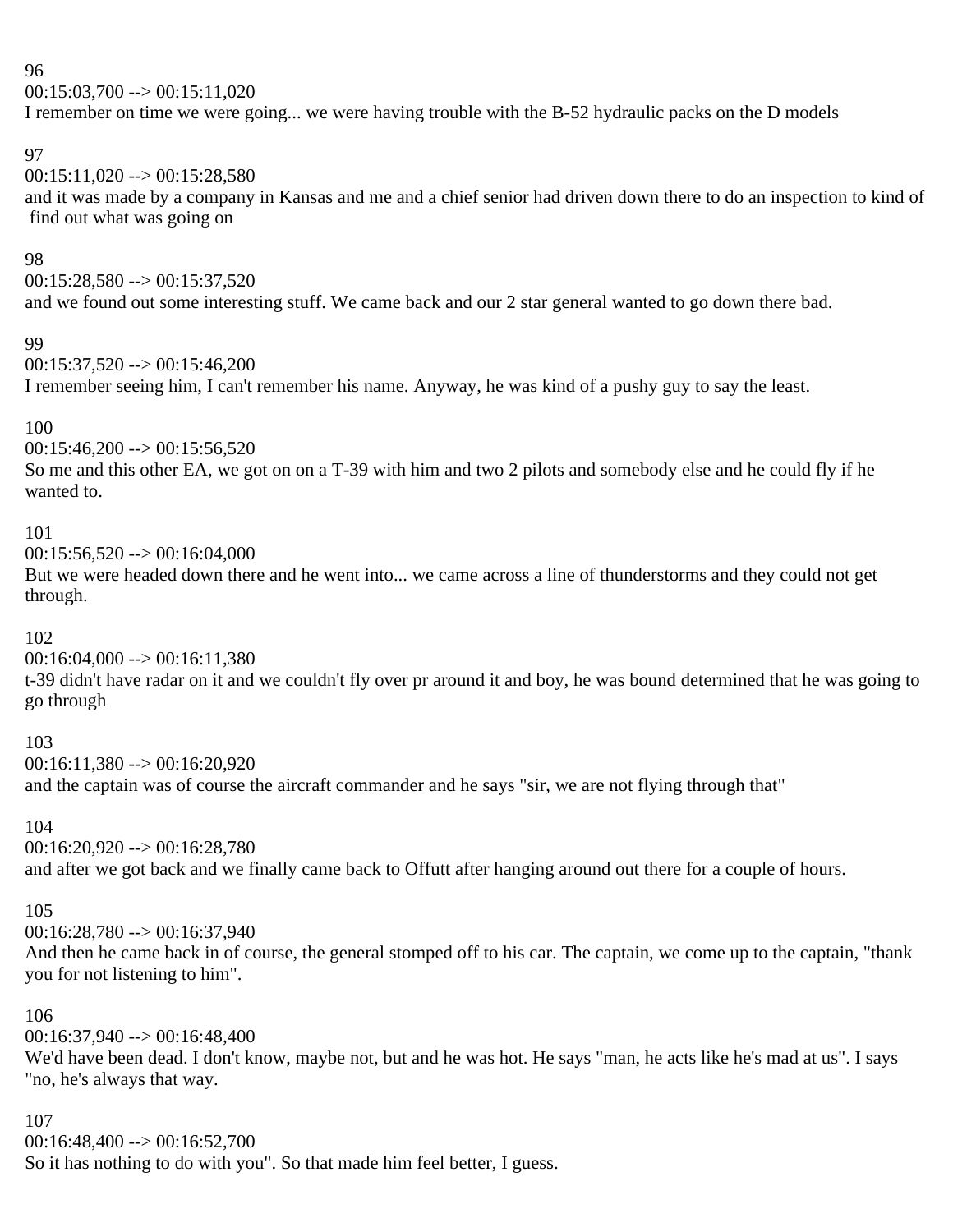96
00:15:03,700 --> 00:15:11,020
I remember on time we were going... we were having trouble with the B-52 hydraulic packs on the D models

97
00:15:11,020 --> 00:15:28,580
and it was made by a company in Kansas and me and a chief senior had driven down there to do an inspection to kind of find out what was going on

98
00:15:28,580 --> 00:15:37,520
and we found out some interesting stuff. We came back and our 2 star general wanted to go down there bad.

99
00:15:37,520 --> 00:15:46,200
I remember seeing him, I can't remember his name. Anyway, he was kind of a pushy guy to say the least.

100
00:15:46,200 --> 00:15:56,520
So me and this other EA, we got on on a T-39 with him and two 2 pilots and somebody else and he could fly if he wanted to.

101
00:15:56,520 --> 00:16:04,000
But we were headed down there and he went into... we came across a line of thunderstorms and they could not get through.

102
00:16:04,000 --> 00:16:11,380
t-39 didn't have radar on it and we couldn't fly over pr around it and boy, he was bound determined that he was going to go through

103
00:16:11,380 --> 00:16:20,920
and the captain was of course the aircraft commander and he says "sir, we are not flying through that"

104
00:16:20,920 --> 00:16:28,780
and after we got back and we finally came back to Offutt after hanging around out there for a couple of hours.

105
00:16:28,780 --> 00:16:37,940
And then he came back in of course, the general stomped off to his car. The captain, we come up to the captain, "thank you for not listening to him".

106
00:16:37,940 --> 00:16:48,400
We'd have been dead. I don't know, maybe not, but and he was hot. He says "man, he acts like he's mad at us". I says "no, he's always that way.

107
00:16:48,400 --> 00:16:52,700
So it has nothing to do with you". So that made him feel better, I guess.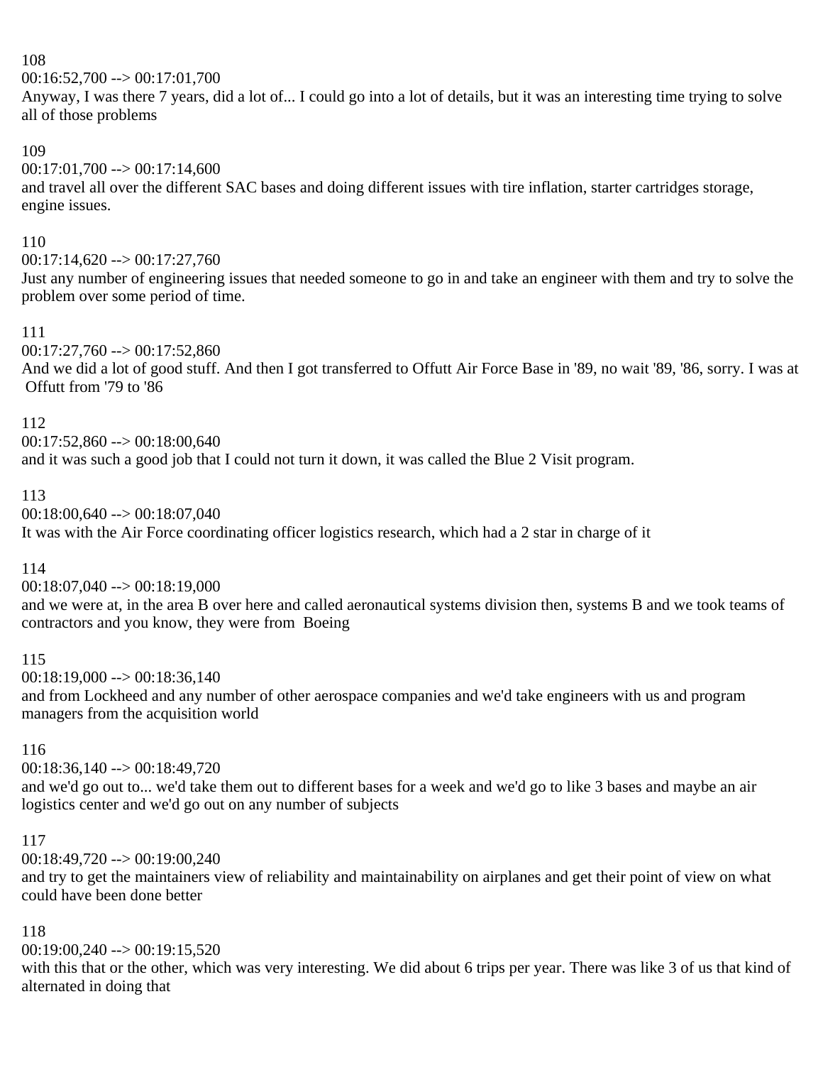108
00:16:52,700 --> 00:17:01,700
Anyway, I was there 7 years, did a lot of... I could go into a lot of details, but it was an interesting time trying to solve all of those problems

109
00:17:01,700 --> 00:17:14,600
and travel all over the different SAC bases and doing different issues with tire inflation, starter cartridges storage, engine issues.

110
00:17:14,620 --> 00:17:27,760
Just any number of engineering issues that needed someone to go in and take an engineer with them and try to solve the problem over some period of time.

111
00:17:27,760 --> 00:17:52,860
And we did a lot of good stuff. And then I got transferred to Offutt Air Force Base in '89, no wait '89, '86, sorry. I was at Offutt from '79 to '86

112
00:17:52,860 --> 00:18:00,640
and it was such a good job that I could not turn it down, it was called the Blue 2 Visit program.

113
00:18:00,640 --> 00:18:07,040
It was with the Air Force coordinating officer logistics research, which had a 2 star in charge of it

114
00:18:07,040 --> 00:18:19,000
and we were at, in the area B over here and called aeronautical systems division then, systems B and we took teams of contractors and you know, they were from Boeing

115
00:18:19,000 --> 00:18:36,140
and from Lockheed and any number of other aerospace companies and we'd take engineers with us and program managers from the acquisition world

116
00:18:36,140 --> 00:18:49,720
and we'd go out to... we'd take them out to different bases for a week and we'd go to like 3 bases and maybe an air logistics center and we'd go out on any number of subjects

117
00:18:49,720 --> 00:19:00,240
and try to get the maintainers view of reliability and maintainability on airplanes and get their point of view on what could have been done better

118
00:19:00,240 --> 00:19:15,520
with this that or the other, which was very interesting. We did about 6 trips per year. There was like 3 of us that kind of alternated in doing that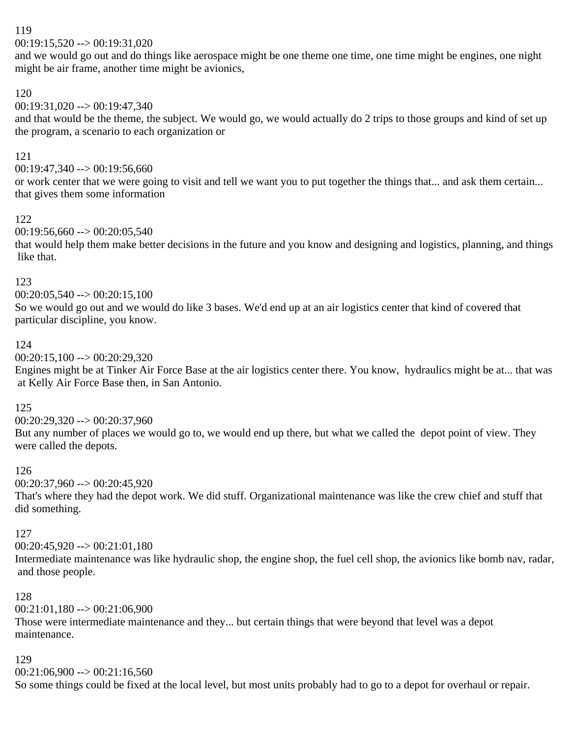119
00:19:15,520 --> 00:19:31,020
and we would go out and do things like aerospace might be one theme one time, one time might be engines, one night might be air frame, another time might be avionics,

120
00:19:31,020 --> 00:19:47,340
and that would be the theme, the subject. We would go, we would actually do 2 trips to those groups and kind of set up the program, a scenario to each organization or

121
00:19:47,340 --> 00:19:56,660
or work center that we were going to visit and tell we want you to put together the things that... and ask them certain... that gives them some information

122
00:19:56,660 --> 00:20:05,540
that would help them make better decisions in the future and you know and designing and logistics, planning, and things like that.

123
00:20:05,540 --> 00:20:15,100
So we would go out and we would do like 3 bases. We'd end up at an air logistics center that kind of covered that particular discipline, you know.

124
00:20:15,100 --> 00:20:29,320
Engines might be at Tinker Air Force Base at the air logistics center there. You know, hydraulics might be at... that was at Kelly Air Force Base then, in San Antonio.

125
00:20:29,320 --> 00:20:37,960
But any number of places we would go to, we would end up there, but what we called the depot point of view. They were called the depots.

126
00:20:37,960 --> 00:20:45,920
That's where they had the depot work. We did stuff. Organizational maintenance was like the crew chief and stuff that did something.

127
00:20:45,920 --> 00:21:01,180
Intermediate maintenance was like hydraulic shop, the engine shop, the fuel cell shop, the avionics like bomb nav, radar, and those people.

128
00:21:01,180 --> 00:21:06,900
Those were intermediate maintenance and they... but certain things that were beyond that level was a depot maintenance.

129
00:21:06,900 --> 00:21:16,560
So some things could be fixed at the local level, but most units probably had to go to a depot for overhaul or repair.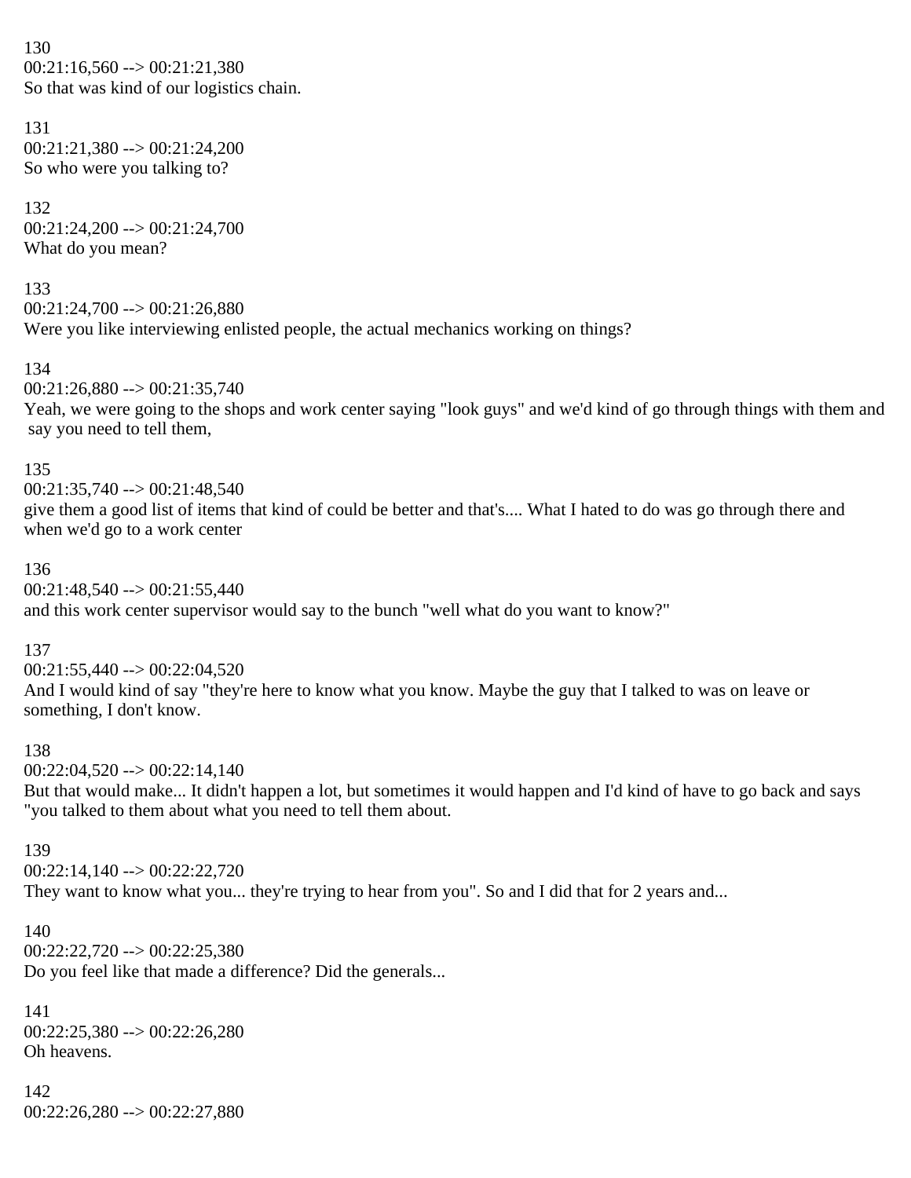130
00:21:16,560 --> 00:21:21,380
So that was kind of our logistics chain.

131
00:21:21,380 --> 00:21:24,200
So who were you talking to?

132
00:21:24,200 --> 00:21:24,700
What do you mean?

133
00:21:24,700 --> 00:21:26,880
Were you like interviewing enlisted people, the actual mechanics working on things?

134
00:21:26,880 --> 00:21:35,740
Yeah, we were going to the shops and work center saying "look guys" and we'd kind of go through things with them and say you need to tell them,

135
00:21:35,740 --> 00:21:48,540
give them a good list of items that kind of could be better and that's.... What I hated to do was go through there and when we'd go to a work center

136
00:21:48,540 --> 00:21:55,440
and this work center supervisor would say to the bunch "well what do you want to know?"

137
00:21:55,440 --> 00:22:04,520
And I would kind of say "they're here to know what you know. Maybe the guy that I talked to was on leave or something, I don't know.

138
00:22:04,520 --> 00:22:14,140
But that would make... It didn't happen a lot, but sometimes it would happen and I'd kind of have to go back and says "you talked to them about what you need to tell them about.

139
00:22:14,140 --> 00:22:22,720
They want to know what you... they're trying to hear from you". So and I did that for 2 years and...

140
00:22:22,720 --> 00:22:25,380
Do you feel like that made a difference? Did the generals...

141
00:22:25,380 --> 00:22:26,280
Oh heavens.

142
00:22:26,280 --> 00:22:27,880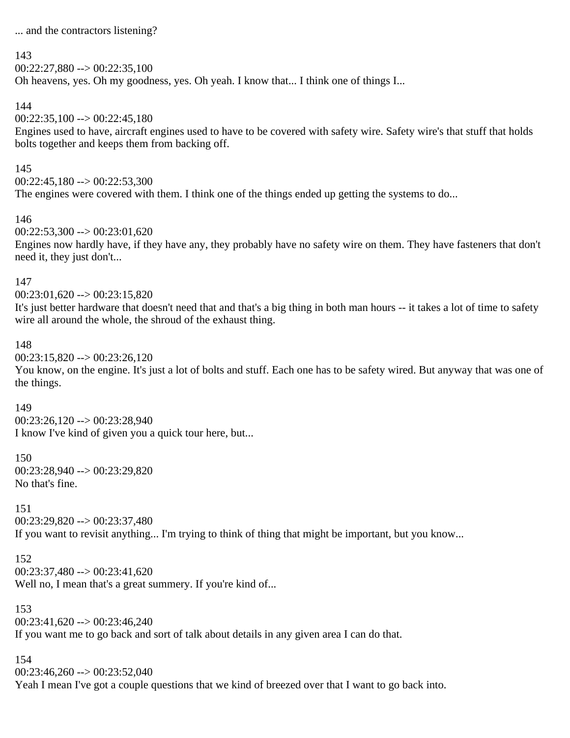... and the contractors listening?

143
00:22:27,880 --> 00:22:35,100
Oh heavens, yes. Oh my goodness, yes. Oh yeah. I know that... I think one of things I...

144
00:22:35,100 --> 00:22:45,180
Engines used to have, aircraft engines used to have to be covered with safety wire. Safety wire's that stuff that holds bolts together and keeps them from backing off.

145
00:22:45,180 --> 00:22:53,300
The engines were covered with them. I think one of the things ended up getting the systems to do...

146
00:22:53,300 --> 00:23:01,620
Engines now hardly have, if they have any, they probably have no safety wire on them. They have fasteners that don't need it, they just don't...

147
00:23:01,620 --> 00:23:15,820
It's just better hardware that doesn't need that and that's a big thing in both man hours -- it takes a lot of time to safety wire all around the whole, the shroud of the exhaust thing.

148
00:23:15,820 --> 00:23:26,120
You know, on the engine. It's just a lot of bolts and stuff. Each one has to be safety wired. But anyway that was one of the things.

149
00:23:26,120 --> 00:23:28,940
I know I've kind of given you a quick tour here, but...

150
00:23:28,940 --> 00:23:29,820
No that's fine.

151
00:23:29,820 --> 00:23:37,480
If you want to revisit anything... I'm trying to think of thing that might be important, but you know...

152
00:23:37,480 --> 00:23:41,620
Well no, I mean that's a great summery. If you're kind of...

153
00:23:41,620 --> 00:23:46,240
If you want me to go back and sort of talk about details in any given area I can do that.

154
00:23:46,260 --> 00:23:52,040
Yeah I mean I've got a couple questions that we kind of breezed over that I want to go back into.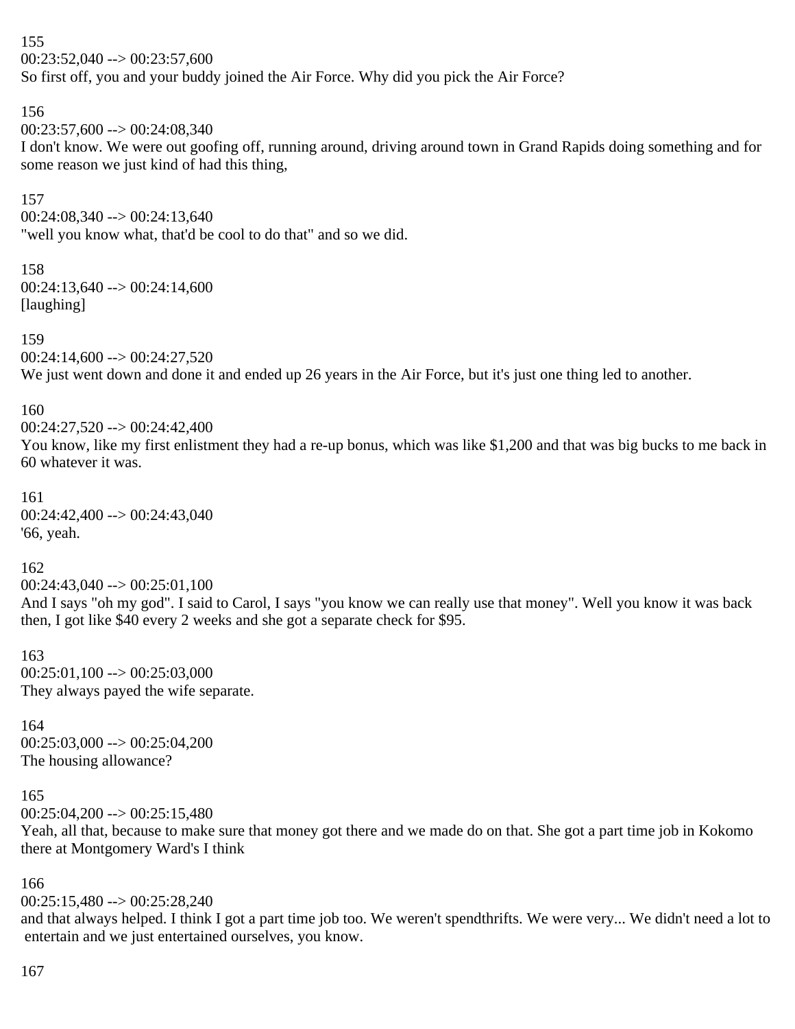155
00:23:52,040 --> 00:23:57,600
So first off, you and your buddy joined the Air Force. Why did you pick the Air Force?

156
00:23:57,600 --> 00:24:08,340
I don't know. We were out goofing off, running around, driving around town in Grand Rapids doing something and for some reason we just kind of had this thing,

157
00:24:08,340 --> 00:24:13,640
"well you know what, that'd be cool to do that" and so we did.

158
00:24:13,640 --> 00:24:14,600
[laughing]

159
00:24:14,600 --> 00:24:27,520
We just went down and done it and ended up 26 years in the Air Force, but it's just one thing led to another.

160
00:24:27,520 --> 00:24:42,400
You know, like my first enlistment they had a re-up bonus, which was like $1,200 and that was big bucks to me back in 60 whatever it was.

161
00:24:42,400 --> 00:24:43,040
'66, yeah.

162
00:24:43,040 --> 00:25:01,100
And I says "oh my god". I said to Carol, I says "you know we can really use that money". Well you know it was back then, I got like $40 every 2 weeks and she got a separate check for $95.

163
00:25:01,100 --> 00:25:03,000
They always payed the wife separate.

164
00:25:03,000 --> 00:25:04,200
The housing allowance?

165
00:25:04,200 --> 00:25:15,480
Yeah, all that, because to make sure that money got there and we made do on that. She got a part time job in Kokomo there at Montgomery Ward's I think

166
00:25:15,480 --> 00:25:28,240
and that always helped. I think I got a part time job too. We weren't spendthrifts. We were very... We didn't need a lot to entertain and we just entertained ourselves, you know.

167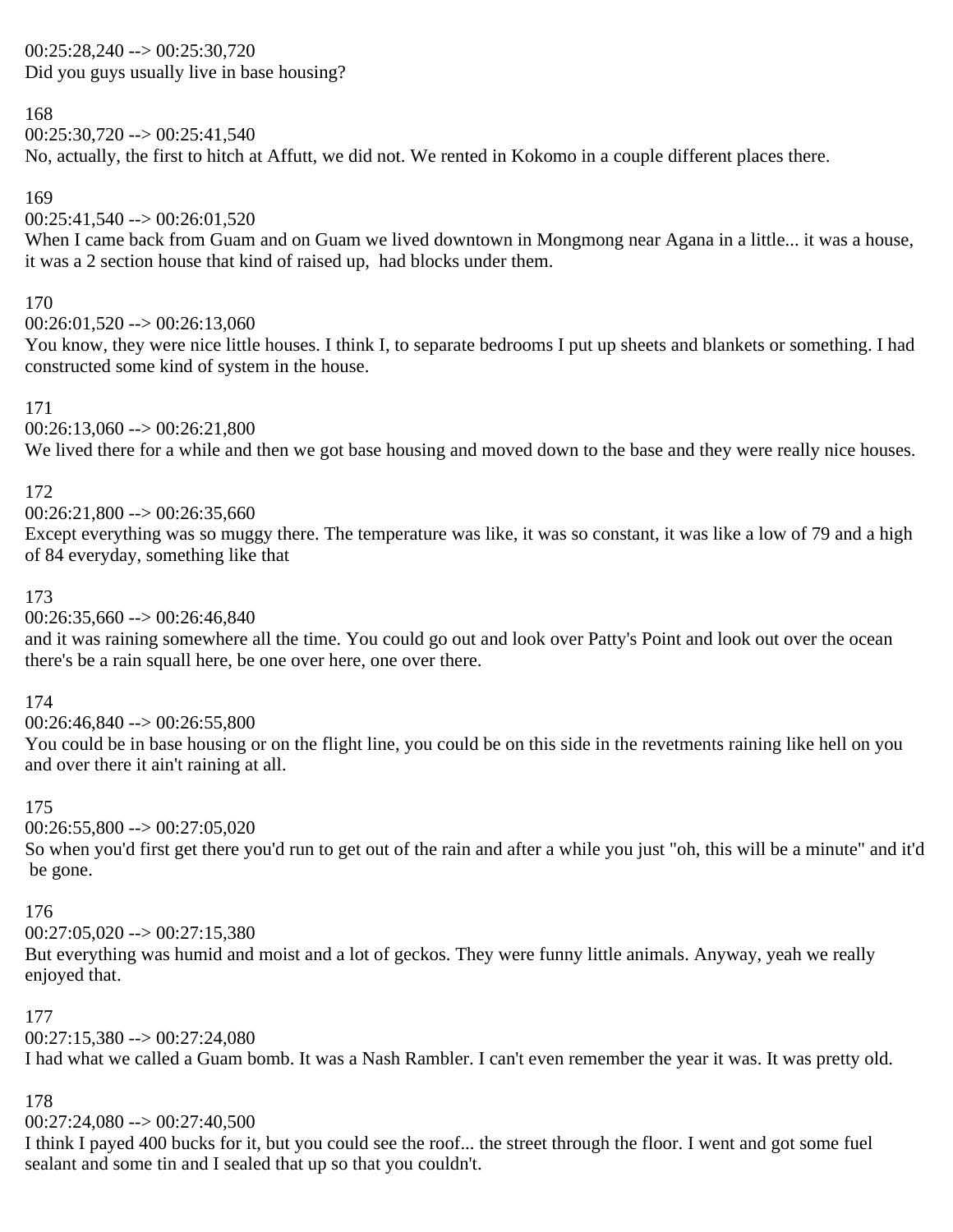00:25:28,240 --> 00:25:30,720
Did you guys usually live in base housing?

168
00:25:30,720 --> 00:25:41,540
No, actually, the first to hitch at Affutt, we did not. We rented in Kokomo in a couple different places there.

169
00:25:41,540 --> 00:26:01,520
When I came back from Guam and on Guam we lived downtown in Mongmong near Agana in a little... it was a house, it was a 2 section house that kind of raised up, had blocks under them.

170
00:26:01,520 --> 00:26:13,060
You know, they were nice little houses. I think I, to separate bedrooms I put up sheets and blankets or something. I had constructed some kind of system in the house.

171
00:26:13,060 --> 00:26:21,800
We lived there for a while and then we got base housing and moved down to the base and they were really nice houses.

172
00:26:21,800 --> 00:26:35,660
Except everything was so muggy there. The temperature was like, it was so constant, it was like a low of 79 and a high of 84 everyday, something like that

173
00:26:35,660 --> 00:26:46,840
and it was raining somewhere all the time. You could go out and look over Patty's Point and look out over the ocean there's be a rain squall here, be one over here, one over there.

174
00:26:46,840 --> 00:26:55,800
You could be in base housing or on the flight line, you could be on this side in the revetments raining like hell on you and over there it ain't raining at all.

175
00:26:55,800 --> 00:27:05,020
So when you'd first get there you'd run to get out of the rain and after a while you just "oh, this will be a minute" and it'd be gone.

176
00:27:05,020 --> 00:27:15,380
But everything was humid and moist and a lot of geckos. They were funny little animals. Anyway, yeah we really enjoyed that.

177
00:27:15,380 --> 00:27:24,080
I had what we called a Guam bomb. It was a Nash Rambler. I can't even remember the year it was. It was pretty old.

178
00:27:24,080 --> 00:27:40,500
I think I payed 400 bucks for it, but you could see the roof... the street through the floor. I went and got some fuel sealant and some tin and I sealed that up so that you couldn't.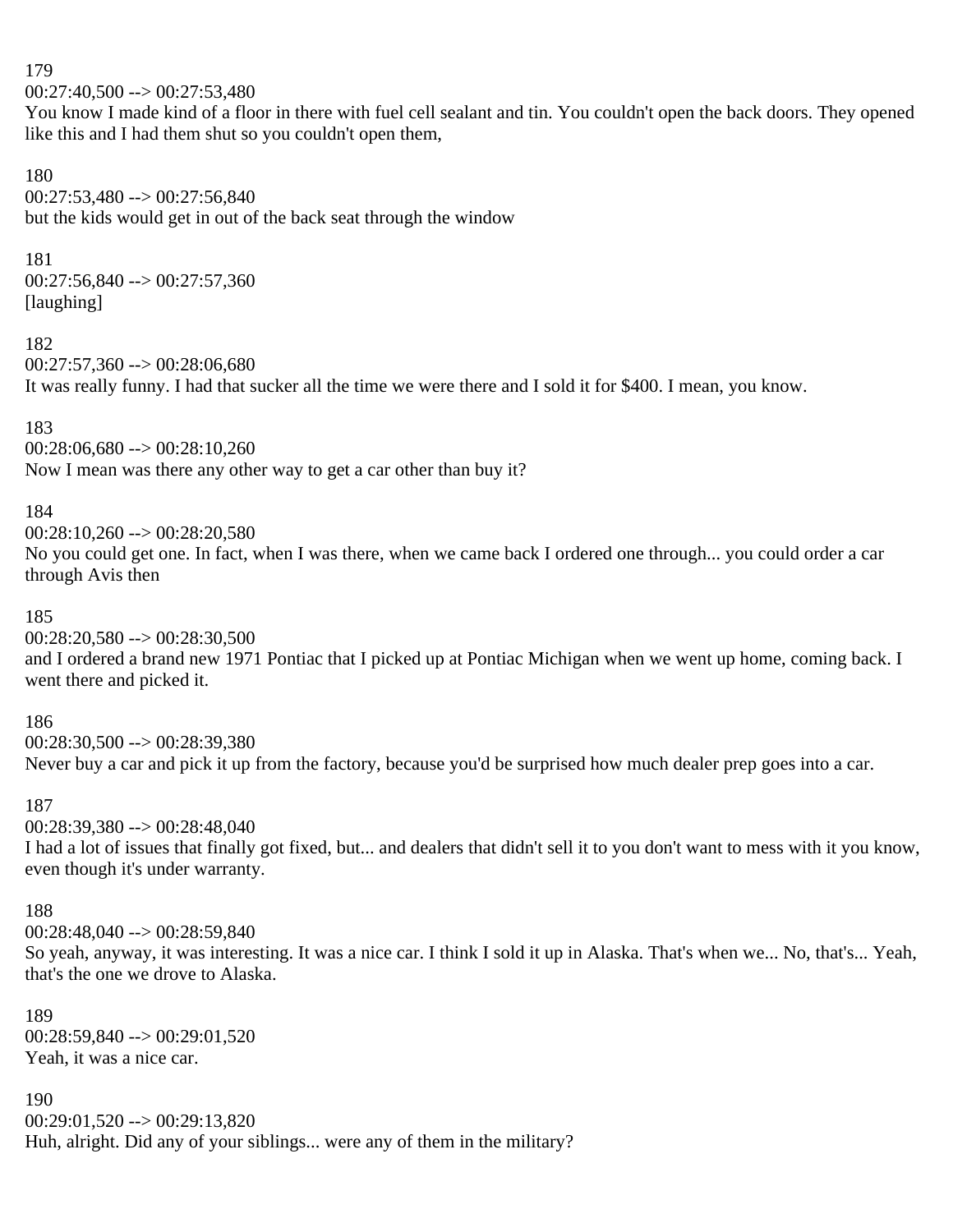179
00:27:40,500 --> 00:27:53,480
You know I made kind of a floor in there with fuel cell sealant and tin. You couldn't open the back doors. They opened like this and I had them shut so you couldn't open them,

180
00:27:53,480 --> 00:27:56,840
but the kids would get in out of the back seat through the window

181
00:27:56,840 --> 00:27:57,360
[laughing]

182
00:27:57,360 --> 00:28:06,680
It was really funny. I had that sucker all the time we were there and I sold it for $400. I mean, you know.

183
00:28:06,680 --> 00:28:10,260
Now I mean was there any other way to get a car other than buy it?

184
00:28:10,260 --> 00:28:20,580
No you could get one. In fact, when I was there, when we came back I ordered one through... you could order a car through Avis then

185
00:28:20,580 --> 00:28:30,500
and I ordered a brand new 1971 Pontiac that I picked up at Pontiac Michigan when we went up home, coming back. I went there and picked it.

186
00:28:30,500 --> 00:28:39,380
Never buy a car and pick it up from the factory, because you'd be surprised how much dealer prep goes into a car.

187
00:28:39,380 --> 00:28:48,040
I had a lot of issues that finally got fixed, but... and dealers that didn't sell it to you don't want to mess with it you know, even though it's under warranty.

188
00:28:48,040 --> 00:28:59,840
So yeah, anyway, it was interesting. It was a nice car. I think I sold it up in Alaska. That's when we... No, that's... Yeah, that's the one we drove to Alaska.

189
00:28:59,840 --> 00:29:01,520
Yeah, it was a nice car.

190
00:29:01,520 --> 00:29:13,820
Huh, alright. Did any of your siblings... were any of them in the military?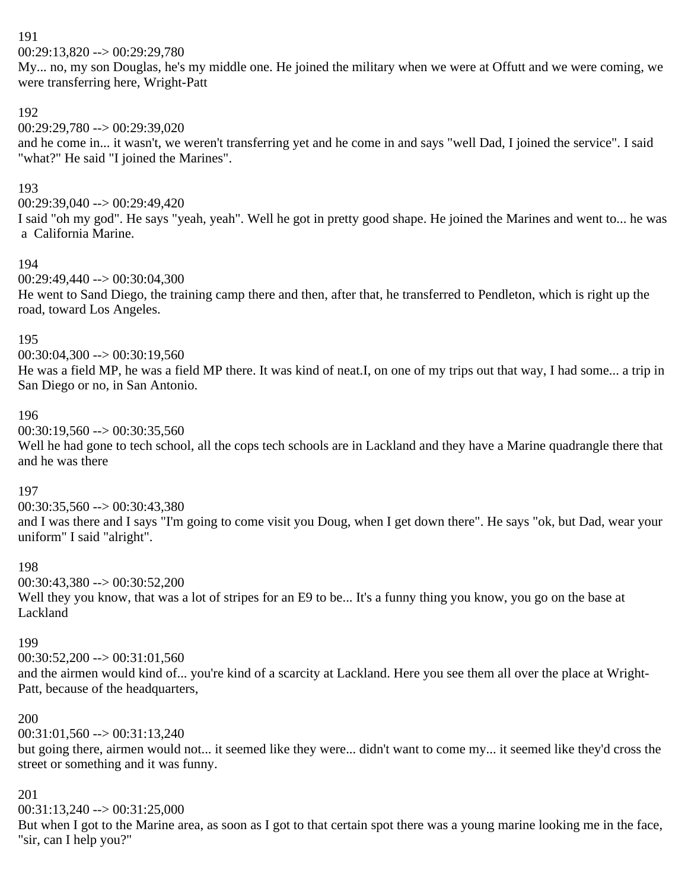191
00:29:13,820 --> 00:29:29,780
My... no, my son Douglas, he's my middle one. He joined the military when we were at Offutt and we were coming, we were transferring here, Wright-Patt

192
00:29:29,780 --> 00:29:39,020
and he come in... it wasn't, we weren't transferring yet and he come in and says "well Dad, I joined the service". I said "what?" He said "I joined the Marines".

193
00:29:39,040 --> 00:29:49,420
I said "oh my god". He says "yeah, yeah". Well he got in pretty good shape. He joined the Marines and went to... he was a California Marine.

194
00:29:49,440 --> 00:30:04,300
He went to Sand Diego, the training camp there and then, after that, he transferred to Pendleton, which is right up the road, toward Los Angeles.

195
00:30:04,300 --> 00:30:19,560
He was a field MP, he was a field MP there. It was kind of neat.I, on one of my trips out that way, I had some... a trip in San Diego or no, in San Antonio.

196
00:30:19,560 --> 00:30:35,560
Well he had gone to tech school, all the cops tech schools are in Lackland and they have a Marine quadrangle there that and he was there

197
00:30:35,560 --> 00:30:43,380
and I was there and I says "I'm going to come visit you Doug, when I get down there". He says "ok, but Dad, wear your uniform" I said "alright".

198
00:30:43,380 --> 00:30:52,200
Well they you know, that was a lot of stripes for an E9 to be... It's a funny thing you know, you go on the base at Lackland

199
00:30:52,200 --> 00:31:01,560
and the airmen would kind of... you're kind of a scarcity at Lackland. Here you see them all over the place at Wright-Patt, because of the headquarters,

200
00:31:01,560 --> 00:31:13,240
but going there, airmen would not... it seemed like they were... didn't want to come my... it seemed like they'd cross the street or something and it was funny.

201
00:31:13,240 --> 00:31:25,000
But when I got to the Marine area, as soon as I got to that certain spot there was a young marine looking me in the face, "sir, can I help you?"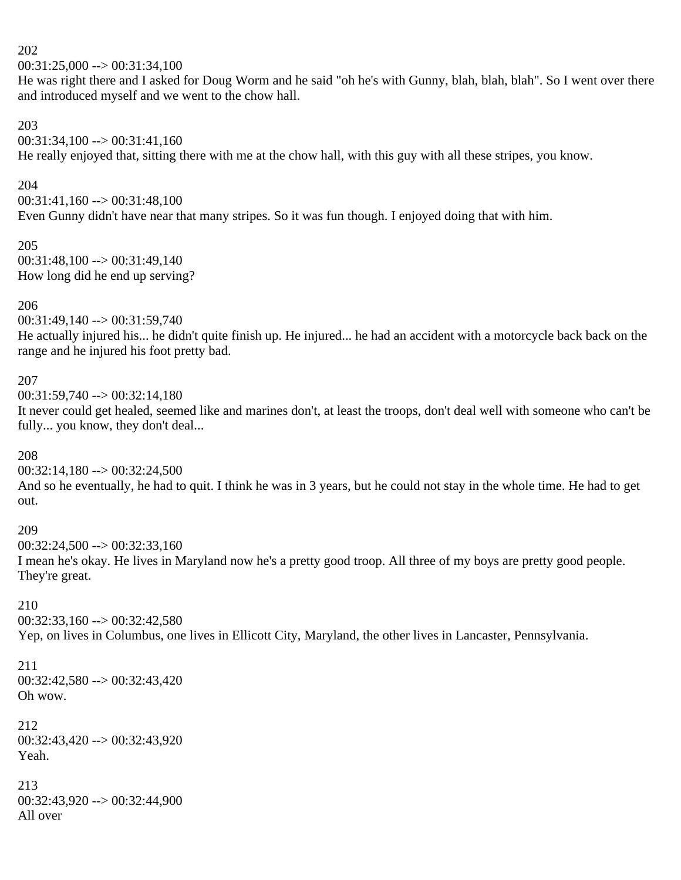202
00:31:25,000 --> 00:31:34,100
He was right there and I asked for Doug Worm and he said "oh he's with Gunny, blah, blah, blah". So I went over there and introduced myself and we went to the chow hall.

203
00:31:34,100 --> 00:31:41,160
He really enjoyed that, sitting there with me at the chow hall, with this guy with all these stripes, you know.

204
00:31:41,160 --> 00:31:48,100
Even Gunny didn't have near that many stripes. So it was fun though. I enjoyed doing that with him.

205
00:31:48,100 --> 00:31:49,140
How long did he end up serving?

206
00:31:49,140 --> 00:31:59,740
He actually injured his... he didn't quite finish up. He injured... he had an accident with a motorcycle back back on the range and he injured his foot pretty bad.

207
00:31:59,740 --> 00:32:14,180
It never could get healed, seemed like and marines don't, at least the troops, don't deal well with someone who can't be fully... you know, they don't deal...

208
00:32:14,180 --> 00:32:24,500
And so he eventually, he had to quit. I think he was in 3 years, but he could not stay in the whole time. He had to get out.

209
00:32:24,500 --> 00:32:33,160
I mean he's okay. He lives in Maryland now he's a pretty good troop. All three of my boys are pretty good people. They're great.

210
00:32:33,160 --> 00:32:42,580
Yep, on lives in Columbus, one lives in Ellicott City, Maryland, the other lives in Lancaster, Pennsylvania.

211
00:32:42,580 --> 00:32:43,420
Oh wow.

212
00:32:43,420 --> 00:32:43,920
Yeah.

213
00:32:43,920 --> 00:32:44,900
All over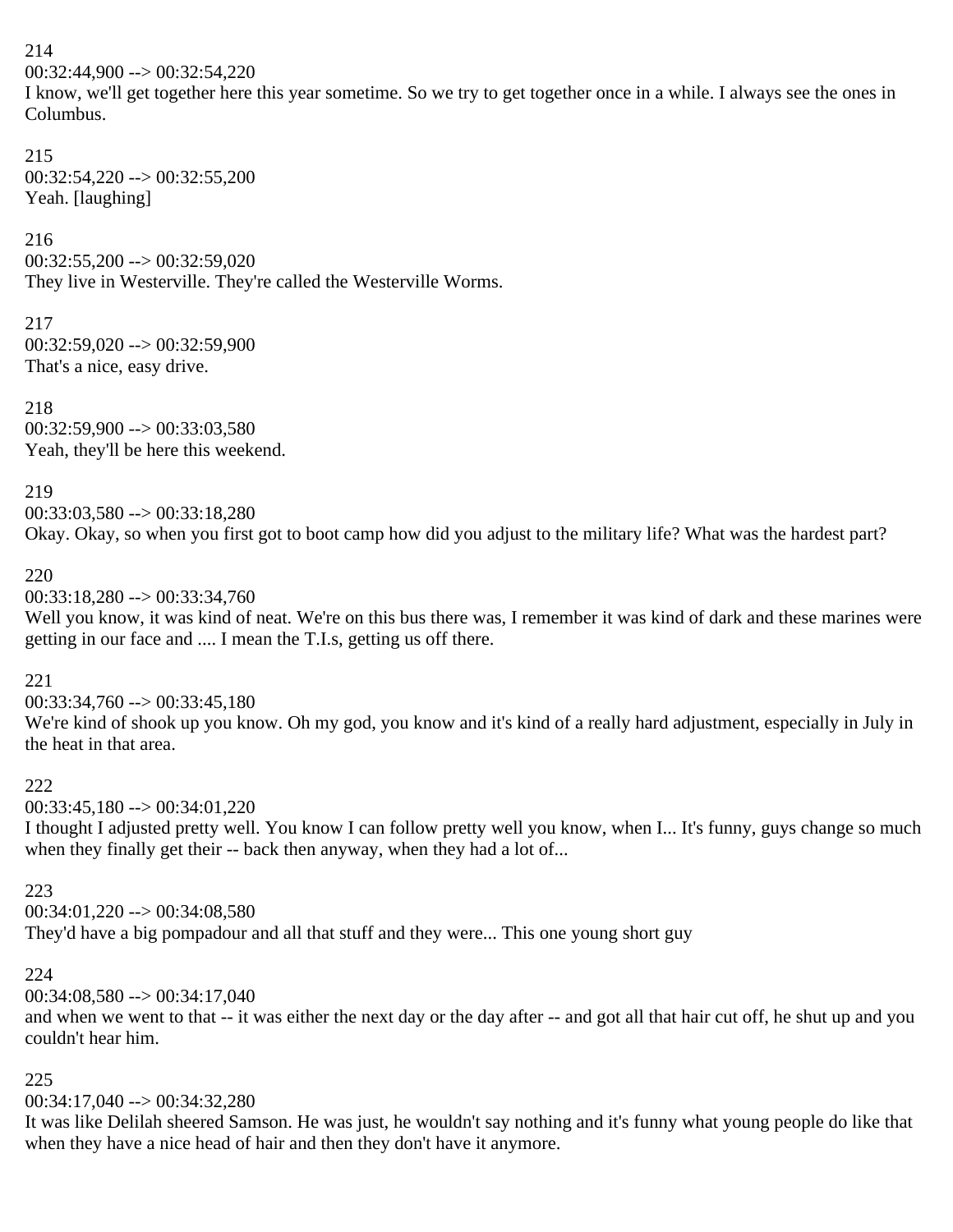214
00:32:44,900 --> 00:32:54,220
I know, we'll get together here this year sometime. So we try to get together once in a while. I always see the ones in Columbus.

215
00:32:54,220 --> 00:32:55,200
Yeah. [laughing]

216
00:32:55,200 --> 00:32:59,020
They live in Westerville. They're called the Westerville Worms.

217
00:32:59,020 --> 00:32:59,900
That's a nice, easy drive.

218
00:32:59,900 --> 00:33:03,580
Yeah, they'll be here this weekend.

219
00:33:03,580 --> 00:33:18,280
Okay. Okay, so when you first got to boot camp how did you adjust to the military life? What was the hardest part?

220
00:33:18,280 --> 00:33:34,760
Well you know, it was kind of neat. We're on this bus there was, I remember it was kind of dark and these marines were getting in our face and .... I mean the T.I.s, getting us off there.

221
00:33:34,760 --> 00:33:45,180
We're kind of shook up you know. Oh my god, you know and it's kind of a really hard adjustment, especially in July in the heat in that area.

222
00:33:45,180 --> 00:34:01,220
I thought I adjusted pretty well. You know I can follow pretty well you know, when I... It's funny, guys change so much when they finally get their -- back then anyway, when they had a lot of...

223
00:34:01,220 --> 00:34:08,580
They'd have a big pompadour and all that stuff and they were... This one young short guy

224
00:34:08,580 --> 00:34:17,040
and when we went to that -- it was either the next day or the day after -- and got all that hair cut off, he shut up and you couldn't hear him.

225
00:34:17,040 --> 00:34:32,280
It was like Delilah sheered Samson. He was just, he wouldn't say nothing and it's funny what young people do like that when they have a nice head of hair and then they don't have it anymore.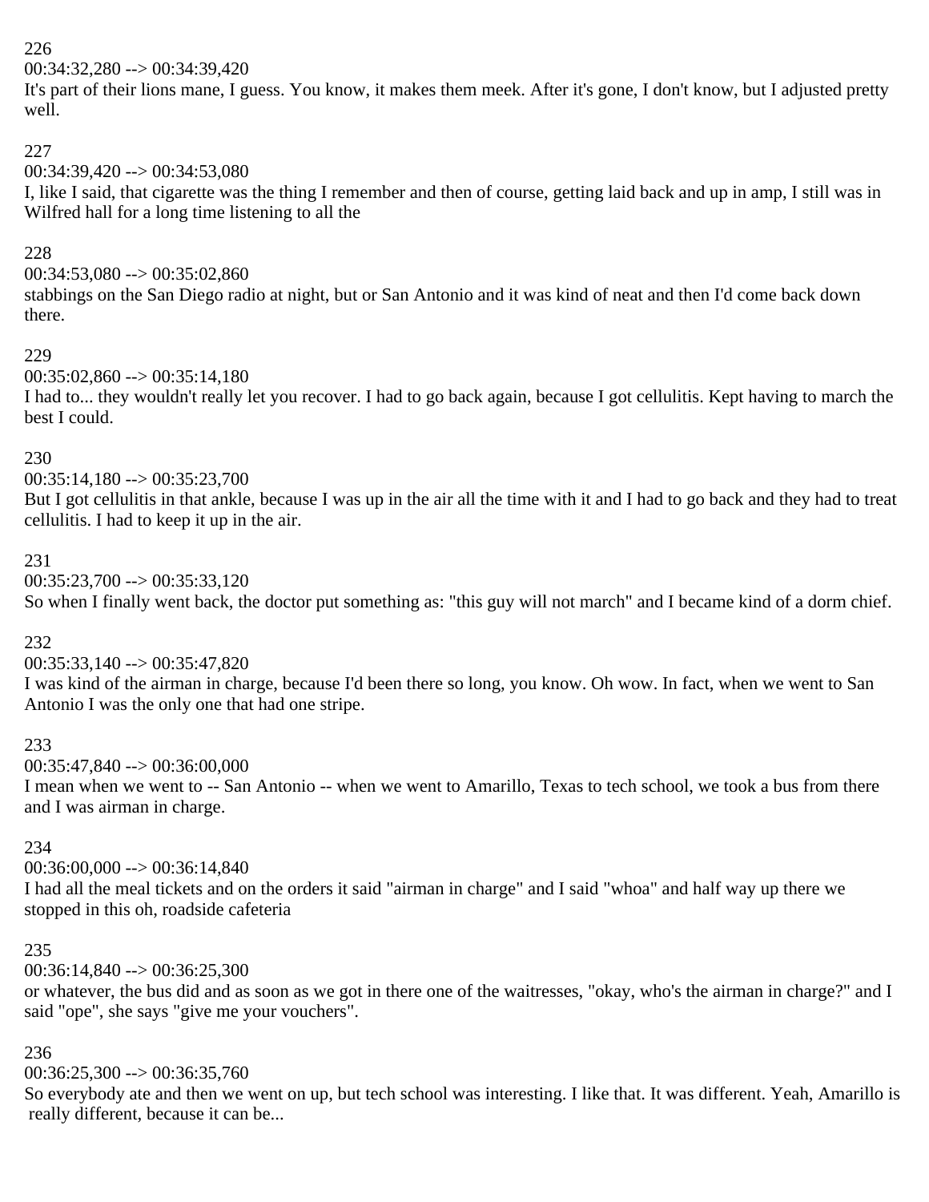226
00:34:32,280 --> 00:34:39,420
It's part of their lions mane, I guess. You know, it makes them meek. After it's gone, I don't know, but I adjusted pretty well.

227
00:34:39,420 --> 00:34:53,080
I, like I said, that cigarette was the thing I remember and then of course, getting laid back and up in amp, I still was in Wilfred hall for a long time listening to all the

228
00:34:53,080 --> 00:35:02,860
stabbings on the San Diego radio at night, but or San Antonio and it was kind of neat and then I'd come back down there.

229
00:35:02,860 --> 00:35:14,180
I had to... they wouldn't really let you recover. I had to go back again, because I got cellulitis. Kept having to march the best I could.

230
00:35:14,180 --> 00:35:23,700
But I got cellulitis in that ankle, because I was up in the air all the time with it and I had to go back and they had to treat cellulitis. I had to keep it up in the air.

231
00:35:23,700 --> 00:35:33,120
So when I finally went back, the doctor put something as: "this guy will not march" and I became kind of a dorm chief.

232
00:35:33,140 --> 00:35:47,820
I was kind of the airman in charge, because I'd been there so long, you know. Oh wow. In fact, when we went to San Antonio I was the only one that had one stripe.

233
00:35:47,840 --> 00:36:00,000
I mean when we went to -- San Antonio -- when we went to Amarillo, Texas to tech school, we took a bus from there and I was airman in charge.

234
00:36:00,000 --> 00:36:14,840
I had all the meal tickets and on the orders it said "airman in charge" and I said "whoa" and half way up there we stopped in this oh, roadside cafeteria

235
00:36:14,840 --> 00:36:25,300
or whatever, the bus did and as soon as we got in there one of the waitresses, "okay, who's the airman in charge?" and I said "ope", she says "give me your vouchers".

236
00:36:25,300 --> 00:36:35,760
So everybody ate and then we went on up, but tech school was interesting. I like that. It was different. Yeah, Amarillo is really different, because it can be...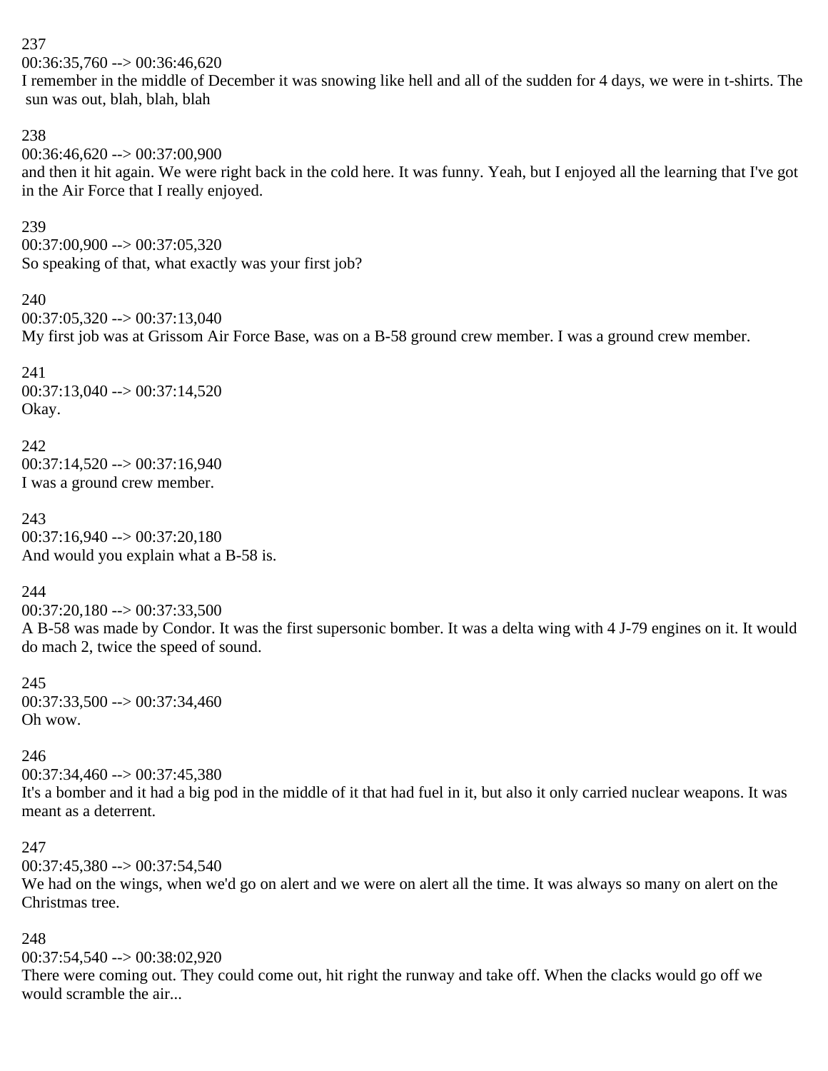237
00:36:35,760 --> 00:36:46,620
I remember in the middle of December it was snowing like hell and all of the sudden for 4 days, we were in t-shirts. The sun was out, blah, blah, blah

238
00:36:46,620 --> 00:37:00,900
and then it hit again. We were right back in the cold here. It was funny. Yeah, but I enjoyed all the learning that I've got in the Air Force that I really enjoyed.

239
00:37:00,900 --> 00:37:05,320
So speaking of that, what exactly was your first job?

240
00:37:05,320 --> 00:37:13,040
My first job was at Grissom Air Force Base, was on a B-58 ground crew member. I was a ground crew member.

241
00:37:13,040 --> 00:37:14,520
Okay.

242
00:37:14,520 --> 00:37:16,940
I was a ground crew member.

243
00:37:16,940 --> 00:37:20,180
And would you explain what a B-58 is.

244
00:37:20,180 --> 00:37:33,500
A B-58 was made by Condor. It was the first supersonic bomber. It was a delta wing with 4 J-79 engines on it. It would do mach 2, twice the speed of sound.

245
00:37:33,500 --> 00:37:34,460
Oh wow.

246
00:37:34,460 --> 00:37:45,380
It's a bomber and it had a big pod in the middle of it that had fuel in it, but also it only carried nuclear weapons. It was meant as a deterrent.

247
00:37:45,380 --> 00:37:54,540
We had on the wings, when we'd go on alert and we were on alert all the time. It was always so many on alert on the Christmas tree.

248
00:37:54,540 --> 00:38:02,920
There were coming out. They could come out, hit right the runway and take off. When the clacks would go off we would scramble the air...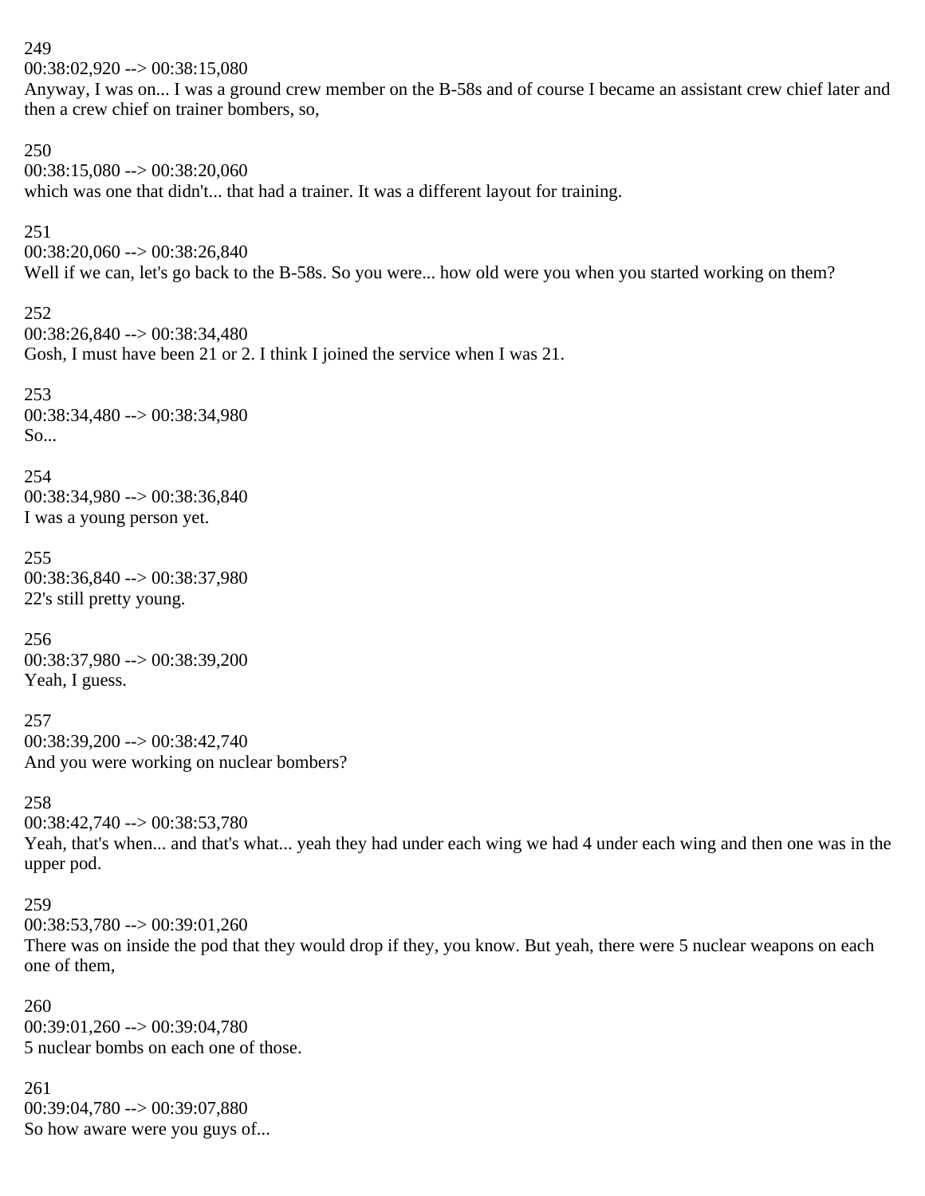249
00:38:02,920 --> 00:38:15,080
Anyway, I was on... I was a ground crew member on the B-58s and of course I became an assistant crew chief later and then a crew chief on trainer bombers, so,

250
00:38:15,080 --> 00:38:20,060
which was one that didn't... that had a trainer. It was a different layout for training.

251
00:38:20,060 --> 00:38:26,840
Well if we can, let's go back to the B-58s. So you were... how old were you when you started working on them?

252
00:38:26,840 --> 00:38:34,480
Gosh, I must have been 21 or 2. I think I joined the service when I was 21.

253
00:38:34,480 --> 00:38:34,980
So...

254
00:38:34,980 --> 00:38:36,840
I was a young person yet.

255
00:38:36,840 --> 00:38:37,980
22's still pretty young.

256
00:38:37,980 --> 00:38:39,200
Yeah, I guess.

257
00:38:39,200 --> 00:38:42,740
And you were working on nuclear bombers?

258
00:38:42,740 --> 00:38:53,780
Yeah, that's when... and that's what... yeah they had under each wing we had 4 under each wing and then one was in the upper pod.

259
00:38:53,780 --> 00:39:01,260
There was on inside the pod that they would drop if they, you know. But yeah, there were 5 nuclear weapons on each one of them,

260
00:39:01,260 --> 00:39:04,780
5 nuclear bombs on each one of those.

261
00:39:04,780 --> 00:39:07,880
So how aware were you guys of...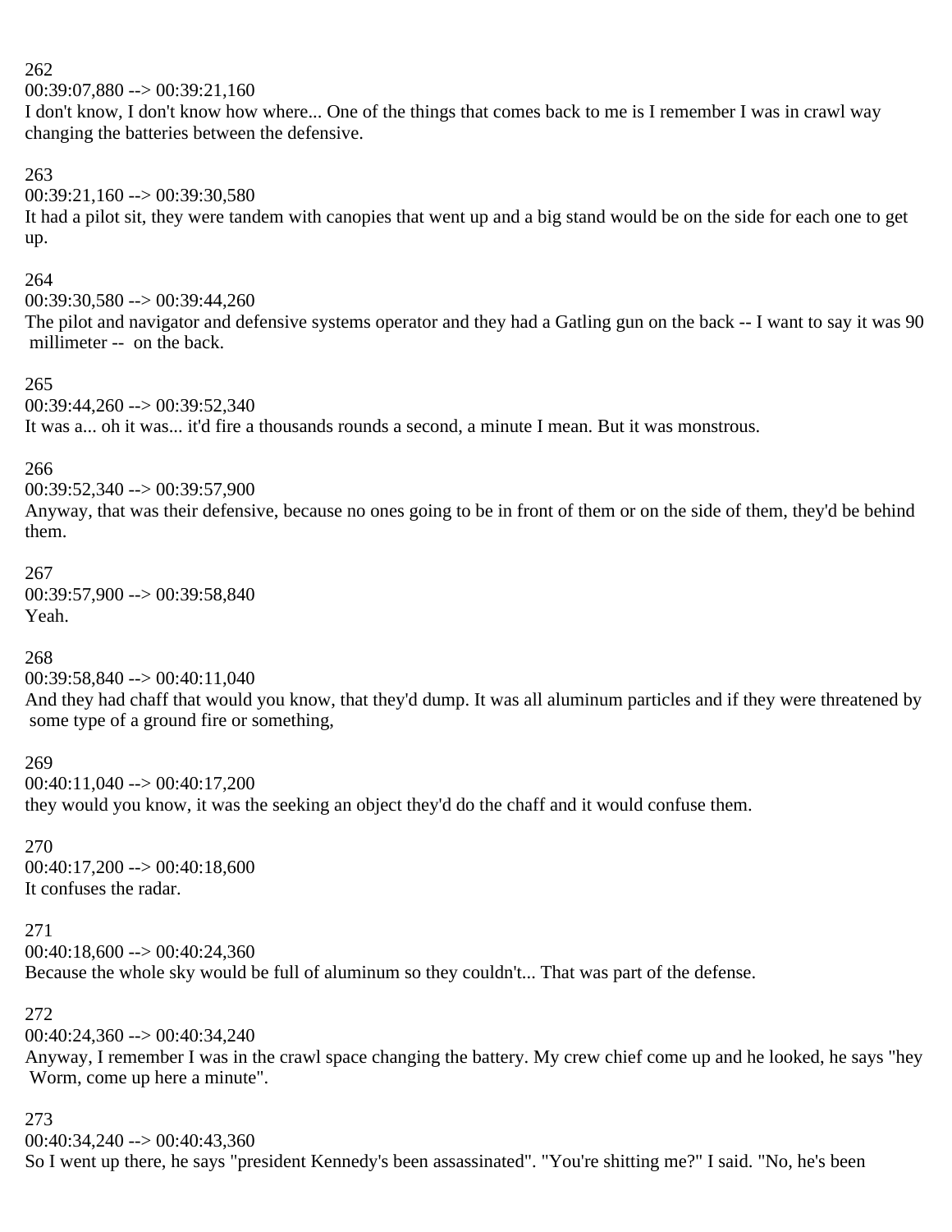262

00:39:07,880 --> 00:39:21,160

I don't know, I don't know how where... One of the things that comes back to me is I remember I was in crawl way changing the batteries between the defensive.

263

00:39:21,160 --> 00:39:30,580

It had a pilot sit, they were tandem with canopies that went up and a big stand would be on the side for each one to get up.

264

00:39:30,580 --> 00:39:44,260

The pilot and navigator and defensive systems operator and they had a Gatling gun on the back -- I want to say it was 90 millimeter -- on the back.

265

00:39:44,260 --> 00:39:52,340

It was a... oh it was... it'd fire a thousands rounds a second, a minute I mean. But it was monstrous.

266

00:39:52,340 --> 00:39:57,900

Anyway, that was their defensive, because no ones going to be in front of them or on the side of them, they'd be behind them.

267

00:39:57,900 --> 00:39:58,840

Yeah.

268

00:39:58,840 --> 00:40:11,040

And they had chaff that would you know, that they'd dump. It was all aluminum particles and if they were threatened by some type of a ground fire or something,

269

00:40:11,040 --> 00:40:17,200

they would you know, it was the seeking an object they'd do the chaff and it would confuse them.

270

00:40:17,200 --> 00:40:18,600

It confuses the radar.

271

00:40:18,600 --> 00:40:24,360

Because the whole sky would be full of aluminum so they couldn't... That was part of the defense.

272

00:40:24,360 --> 00:40:34,240

Anyway, I remember I was in the crawl space changing the battery. My crew chief come up and he looked, he says "hey Worm, come up here a minute".

273

00:40:34,240 --> 00:40:43,360

So I went up there, he says "president Kennedy's been assassinated". "You're shitting me?" I said. "No, he's been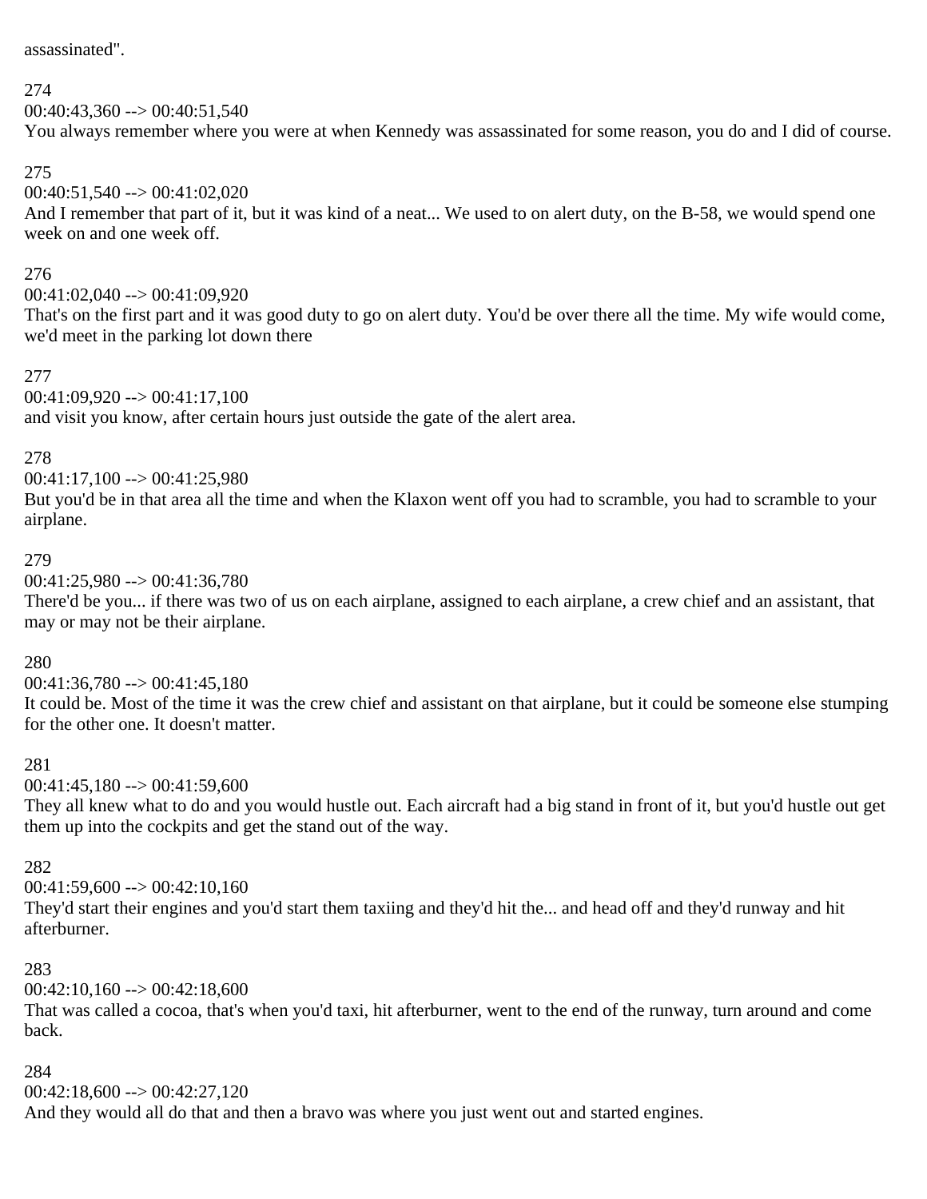assassinated".

274
00:40:43,360 --> 00:40:51,540
You always remember where you were at when Kennedy was assassinated for some reason, you do and I did of course.

275
00:40:51,540 --> 00:41:02,020
And I remember that part of it, but it was kind of a neat... We used to on alert duty, on the B-58, we would spend one week on and one week off.

276
00:41:02,040 --> 00:41:09,920
That's on the first part and it was good duty to go on alert duty. You'd be over there all the time. My wife would come, we'd meet in the parking lot down there

277
00:41:09,920 --> 00:41:17,100
and visit you know, after certain hours just outside the gate of the alert area.

278
00:41:17,100 --> 00:41:25,980
But you'd be in that area all the time and when the Klaxon went off you had to scramble, you had to scramble to your airplane.

279
00:41:25,980 --> 00:41:36,780
There'd be you... if there was two of us on each airplane, assigned to each airplane, a crew chief and an assistant, that may or may not be their airplane.

280
00:41:36,780 --> 00:41:45,180
It could be. Most of the time it was the crew chief and assistant on that airplane, but it could be someone else stumping for the other one. It doesn't matter.

281
00:41:45,180 --> 00:41:59,600
They all knew what to do and you would hustle out. Each aircraft had a big stand in front of it, but you'd hustle out get them up into the cockpits and get the stand out of the way.

282
00:41:59,600 --> 00:42:10,160
They'd start their engines and you'd start them taxiing and they'd hit the... and head off and they'd runway and hit afterburner.

283
00:42:10,160 --> 00:42:18,600
That was called a cocoa, that's when you'd taxi, hit afterburner, went to the end of the runway, turn around and come back.

284
00:42:18,600 --> 00:42:27,120
And they would all do that and then a bravo was where you just went out and started engines.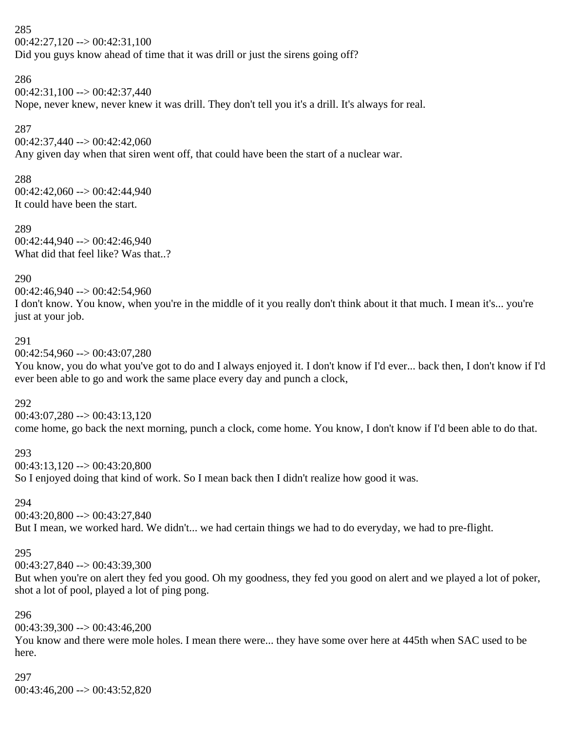285
00:42:27,120 --> 00:42:31,100
Did you guys know ahead of time that it was drill or just the sirens going off?

286
00:42:31,100 --> 00:42:37,440
Nope, never knew, never knew it was drill. They don't tell you it's a drill. It's always for real.

287
00:42:37,440 --> 00:42:42,060
Any given day when that siren went off, that could have been the start of a nuclear war.

288
00:42:42,060 --> 00:42:44,940
It could have been the start.

289
00:42:44,940 --> 00:42:46,940
What did that feel like? Was that..?

290
00:42:46,940 --> 00:42:54,960
I don't know. You know, when you're in the middle of it you really don't think about it that much. I mean it's... you're just at your job.

291
00:42:54,960 --> 00:43:07,280
You know, you do what you've got to do and I always enjoyed it. I don't know if I'd ever... back then, I don't know if I'd ever been able to go and work the same place every day and punch a clock,

292
00:43:07,280 --> 00:43:13,120
come home, go back the next morning, punch a clock, come home. You know, I don't know if I'd been able to do that.

293
00:43:13,120 --> 00:43:20,800
So I enjoyed doing that kind of work. So I mean back then I didn't realize how good it was.

294
00:43:20,800 --> 00:43:27,840
But I mean, we worked hard. We didn't... we had certain things we had to do everyday, we had to pre-flight.

295
00:43:27,840 --> 00:43:39,300
But when you're on alert they fed you good. Oh my goodness, they fed you good on alert and we played a lot of poker, shot a lot of pool, played a lot of ping pong.

296
00:43:39,300 --> 00:43:46,200
You know and there were mole holes. I mean there were... they have some over here at 445th when SAC used to be here.

297
00:43:46,200 --> 00:43:52,820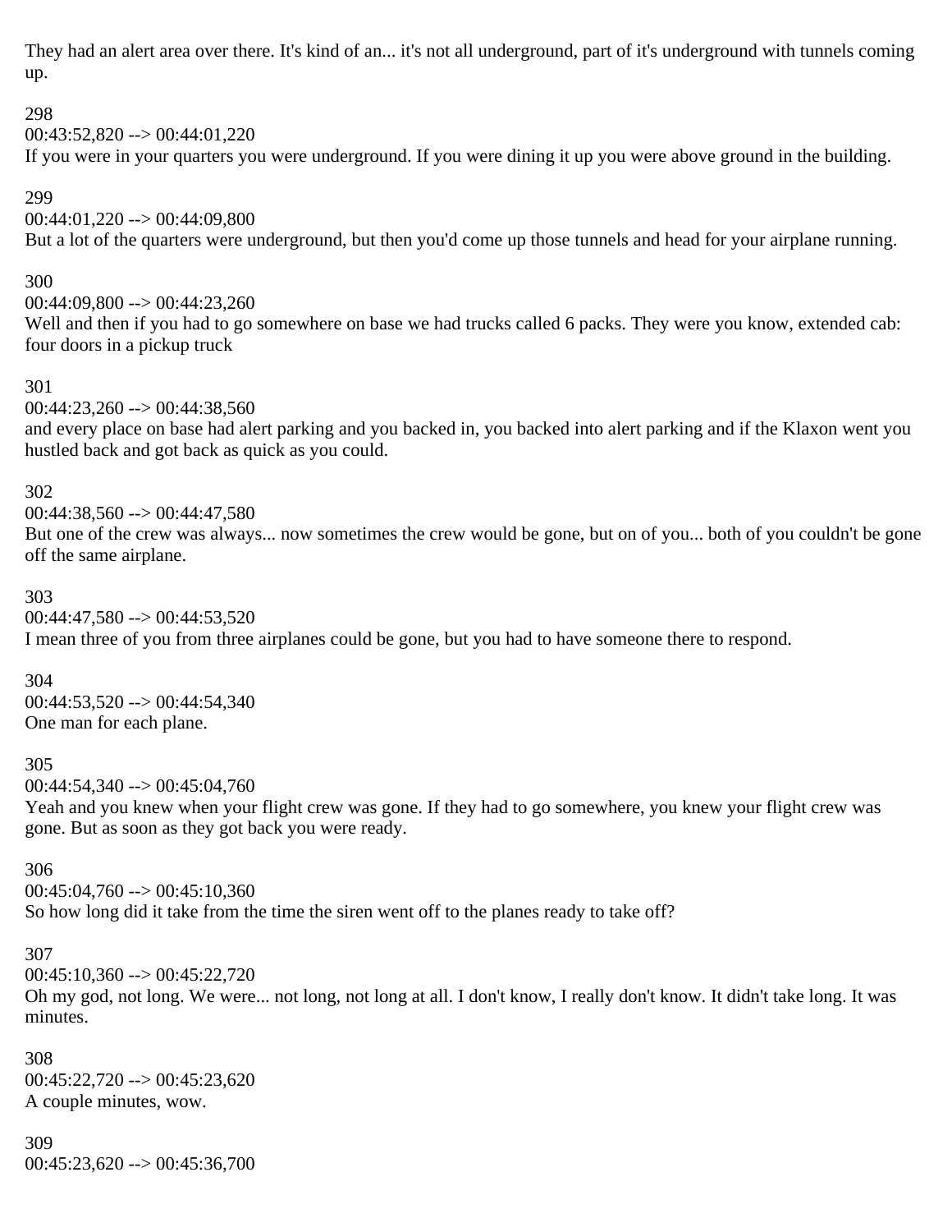They had an alert area over there. It's kind of an... it's not all underground, part of it's underground with tunnels coming up.

298
00:43:52,820 --> 00:44:01,220
If you were in your quarters you were underground. If you were dining it up you were above ground in the building.

299
00:44:01,220 --> 00:44:09,800
But a lot of the quarters were underground, but then you'd come up those tunnels and head for your airplane running.

300
00:44:09,800 --> 00:44:23,260
Well and then if you had to go somewhere on base we had trucks called 6 packs. They were you know, extended cab: four doors in a pickup truck

301
00:44:23,260 --> 00:44:38,560
and every place on base had alert parking and you backed in, you backed into alert parking and if the Klaxon went you hustled back and got back as quick as you could.

302
00:44:38,560 --> 00:44:47,580
But one of the crew was always... now sometimes the crew would be gone, but on of you... both of you couldn't be gone off the same airplane.

303
00:44:47,580 --> 00:44:53,520
I mean three of you from three airplanes could be gone, but you had to have someone there to respond.

304
00:44:53,520 --> 00:44:54,340
One man for each plane.

305
00:44:54,340 --> 00:45:04,760
Yeah and you knew when your flight crew was gone. If they had to go somewhere, you knew your flight crew was gone. But as soon as they got back you were ready.

306
00:45:04,760 --> 00:45:10,360
So how long did it take from the time the siren went off to the planes ready to take off?

307
00:45:10,360 --> 00:45:22,720
Oh my god, not long. We were... not long, not long at all. I don't know, I really don't know. It didn't take long. It was minutes.

308
00:45:22,720 --> 00:45:23,620
A couple minutes, wow.

309
00:45:23,620 --> 00:45:36,700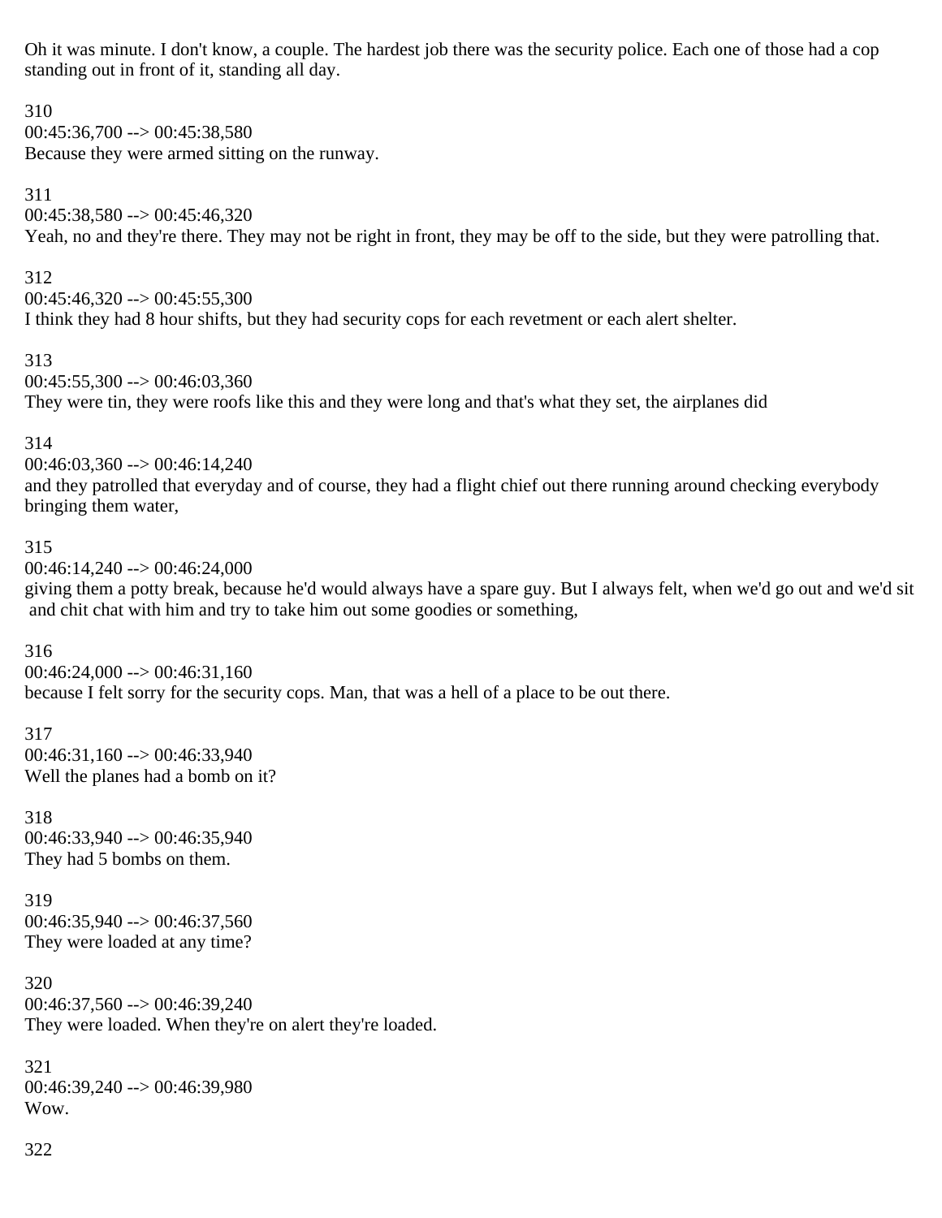Oh it was minute. I don't know, a couple. The hardest job there was the security police. Each one of those had a cop standing out in front of it, standing all day.

310
00:45:36,700 --> 00:45:38,580
Because they were armed sitting on the runway.

311
00:45:38,580 --> 00:45:46,320
Yeah, no and they're there. They may not be right in front, they may be off to the side, but they were patrolling that.

312
00:45:46,320 --> 00:45:55,300
I think they had 8 hour shifts, but they had security cops for each revetment or each alert shelter.

313
00:45:55,300 --> 00:46:03,360
They were tin, they were roofs like this and they were long and that's what they set, the airplanes did

314
00:46:03,360 --> 00:46:14,240
and they patrolled that everyday and of course, they had a flight chief out there running around checking everybody bringing them water,

315
00:46:14,240 --> 00:46:24,000
giving them a potty break, because he'd would always have a spare guy. But I always felt, when we'd go out and we'd sit and chit chat with him and try to take him out some goodies or something,

316
00:46:24,000 --> 00:46:31,160
because I felt sorry for the security cops. Man, that was a hell of a place to be out there.

317
00:46:31,160 --> 00:46:33,940
Well the planes had a bomb on it?

318
00:46:33,940 --> 00:46:35,940
They had 5 bombs on them.

319
00:46:35,940 --> 00:46:37,560
They were loaded at any time?

320
00:46:37,560 --> 00:46:39,240
They were loaded. When they're on alert they're loaded.

321
00:46:39,240 --> 00:46:39,980
Wow.

322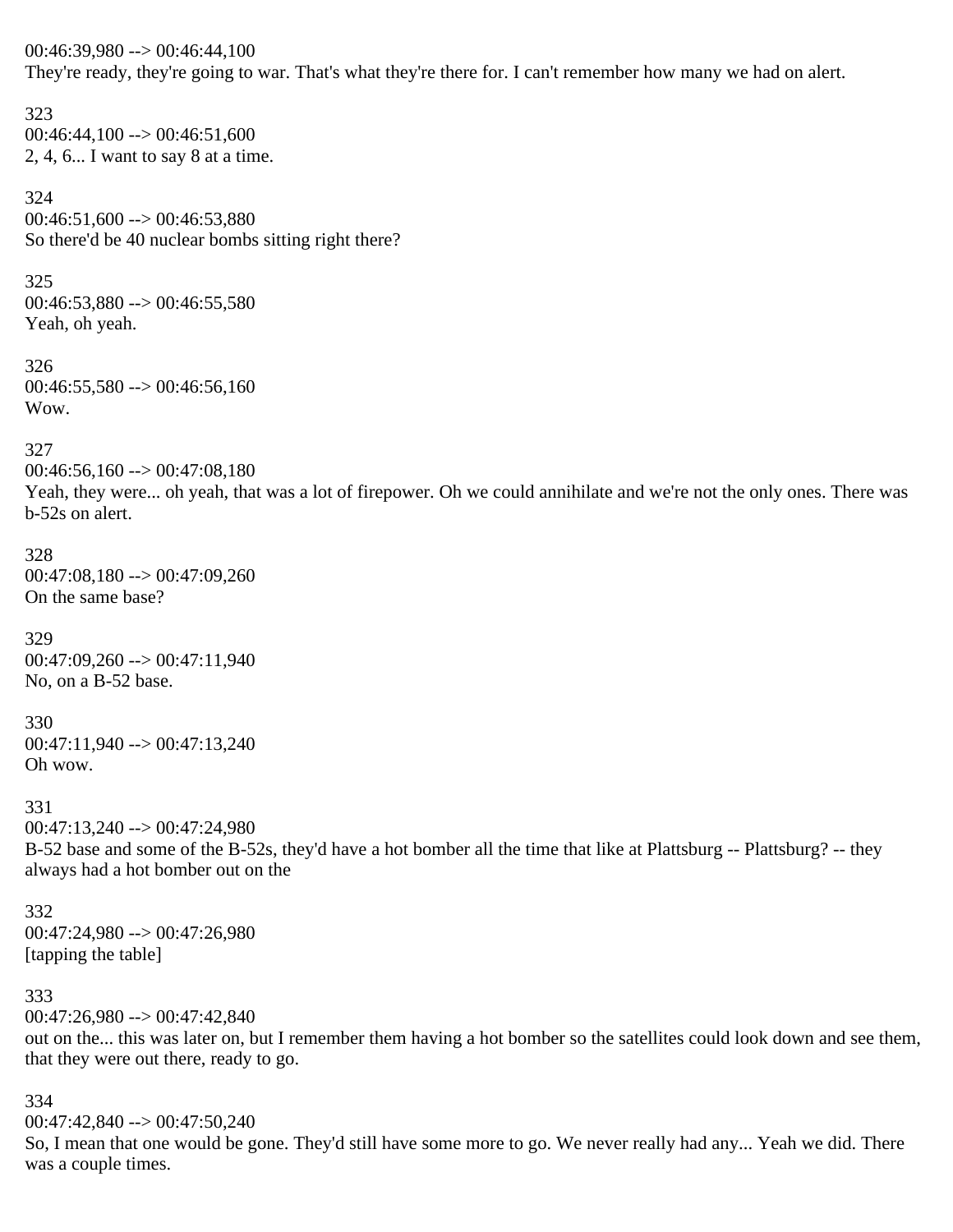00:46:39,980 --> 00:46:44,100
They're ready, they're going to war. That's what they're there for. I can't remember how many we had on alert.

323
00:46:44,100 --> 00:46:51,600
2, 4, 6... I want to say 8 at a time.

324
00:46:51,600 --> 00:46:53,880
So there'd be 40 nuclear bombs sitting right there?

325
00:46:53,880 --> 00:46:55,580
Yeah, oh yeah.

326
00:46:55,580 --> 00:46:56,160
Wow.

327
00:46:56,160 --> 00:47:08,180
Yeah, they were... oh yeah, that was a lot of firepower. Oh we could annihilate and we're not the only ones. There was b-52s on alert.

328
00:47:08,180 --> 00:47:09,260
On the same base?

329
00:47:09,260 --> 00:47:11,940
No, on a B-52 base.

330
00:47:11,940 --> 00:47:13,240
Oh wow.

331
00:47:13,240 --> 00:47:24,980
B-52 base and some of the B-52s, they'd have a hot bomber all the time that like at Plattsburg -- Plattsburg? -- they always had a hot bomber out on the

332
00:47:24,980 --> 00:47:26,980
[tapping the table]

333
00:47:26,980 --> 00:47:42,840
out on the... this was later on, but I remember them having a hot bomber so the satellites could look down and see them, that they were out there, ready to go.

334
00:47:42,840 --> 00:47:50,240
So, I mean that one would be gone. They'd still have some more to go. We never really had any... Yeah we did. There was a couple times.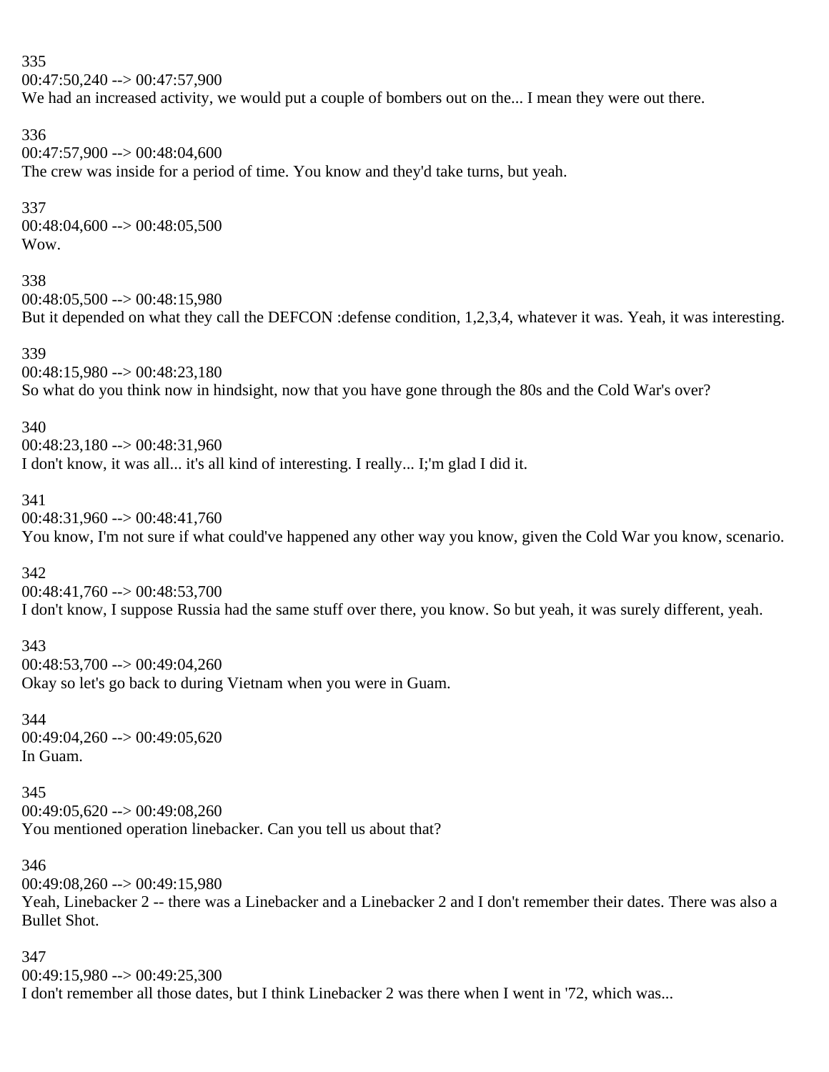335
00:47:50,240 --> 00:47:57,900
We had an increased activity, we would put a couple of bombers out on the... I mean they were out there.

336
00:47:57,900 --> 00:48:04,600
The crew was inside for a period of time. You know and they'd take turns, but yeah.

337
00:48:04,600 --> 00:48:05,500
Wow.

338
00:48:05,500 --> 00:48:15,980
But it depended on what they call the DEFCON :defense condition, 1,2,3,4, whatever it was. Yeah, it was interesting.

339
00:48:15,980 --> 00:48:23,180
So what do you think now in hindsight, now that you have gone through the 80s and the Cold War's over?

340
00:48:23,180 --> 00:48:31,960
I don't know, it was all... it's all kind of interesting. I really... I;'m glad I did it.

341
00:48:31,960 --> 00:48:41,760
You know, I'm not sure if what could've happened any other way you know, given the Cold War you know, scenario.

342
00:48:41,760 --> 00:48:53,700
I don't know, I suppose Russia had the same stuff over there, you know. So but yeah, it was surely different, yeah.

343
00:48:53,700 --> 00:49:04,260
Okay so let's go back to during Vietnam when you were in Guam.

344
00:49:04,260 --> 00:49:05,620
In Guam.

345
00:49:05,620 --> 00:49:08,260
You mentioned operation linebacker. Can you tell us about that?

346
00:49:08,260 --> 00:49:15,980
Yeah, Linebacker 2 -- there was a Linebacker and a Linebacker 2 and I don't remember their dates. There was also a Bullet Shot.

347
00:49:15,980 --> 00:49:25,300
I don't remember all those dates, but I think Linebacker 2 was there when I went in '72, which was...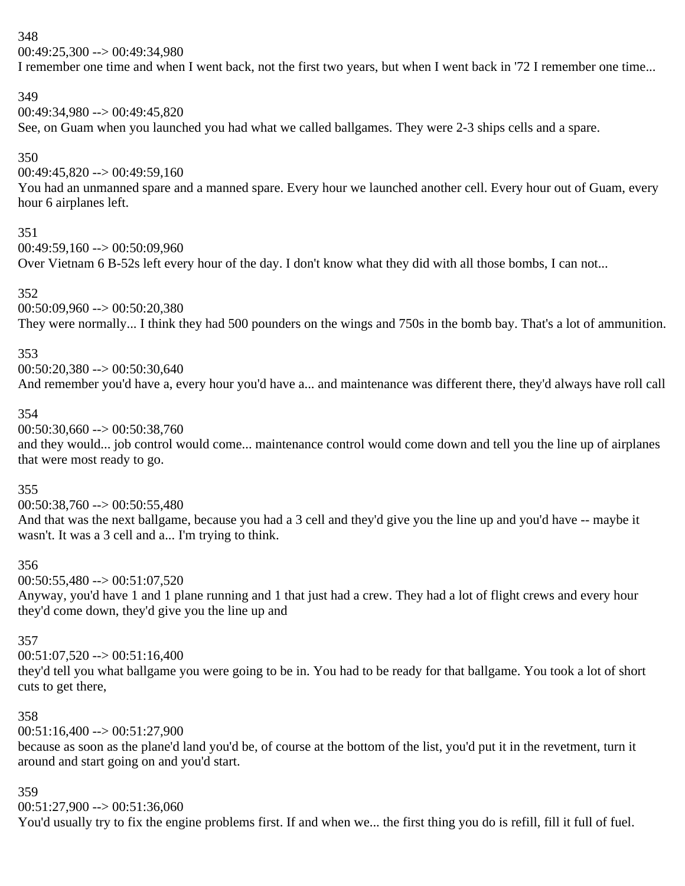348

00:49:25,300 --> 00:49:34,980

I remember one time and when I went back, not the first two years, but when I went back in '72 I remember one time...

349

00:49:34,980 --> 00:49:45,820

See, on Guam when you launched you had what we called ballgames. They were 2-3 ships cells and a spare.

350

00:49:45,820 --> 00:49:59,160

You had an unmanned spare and a manned spare. Every hour we launched another cell. Every hour out of Guam, every hour 6 airplanes left.

351

00:49:59,160 --> 00:50:09,960

Over Vietnam 6 B-52s left every hour of the day. I don't know what they did with all those bombs, I can not...

352

00:50:09,960 --> 00:50:20,380

They were normally... I think they had 500 pounders on the wings and 750s in the bomb bay. That's a lot of ammunition.

353

00:50:20,380 --> 00:50:30,640

And remember you'd have a, every hour you'd have a... and maintenance was different there, they'd always have roll call

354

00:50:30,660 --> 00:50:38,760

and they would... job control would come... maintenance control would come down and tell you the line up of airplanes that were most ready to go.

355

00:50:38,760 --> 00:50:55,480

And that was the next ballgame, because you had a 3 cell and they'd give you the line up and you'd have -- maybe it wasn't. It was a 3 cell and a... I'm trying to think.

356

00:50:55,480 --> 00:51:07,520

Anyway, you'd have 1 and 1 plane running and 1 that just had a crew. They had a lot of flight crews and every hour they'd come down, they'd give you the line up and

357

00:51:07,520 --> 00:51:16,400

they'd tell you what ballgame you were going to be in. You had to be ready for that ballgame. You took a lot of short cuts to get there,

358

00:51:16,400 --> 00:51:27,900

because as soon as the plane'd land you'd be, of course at the bottom of the list, you'd put it in the revetment, turn it around and start going on and you'd start.

359

00:51:27,900 --> 00:51:36,060

You'd usually try to fix the engine problems first. If and when we... the first thing you do is refill, fill it full of fuel.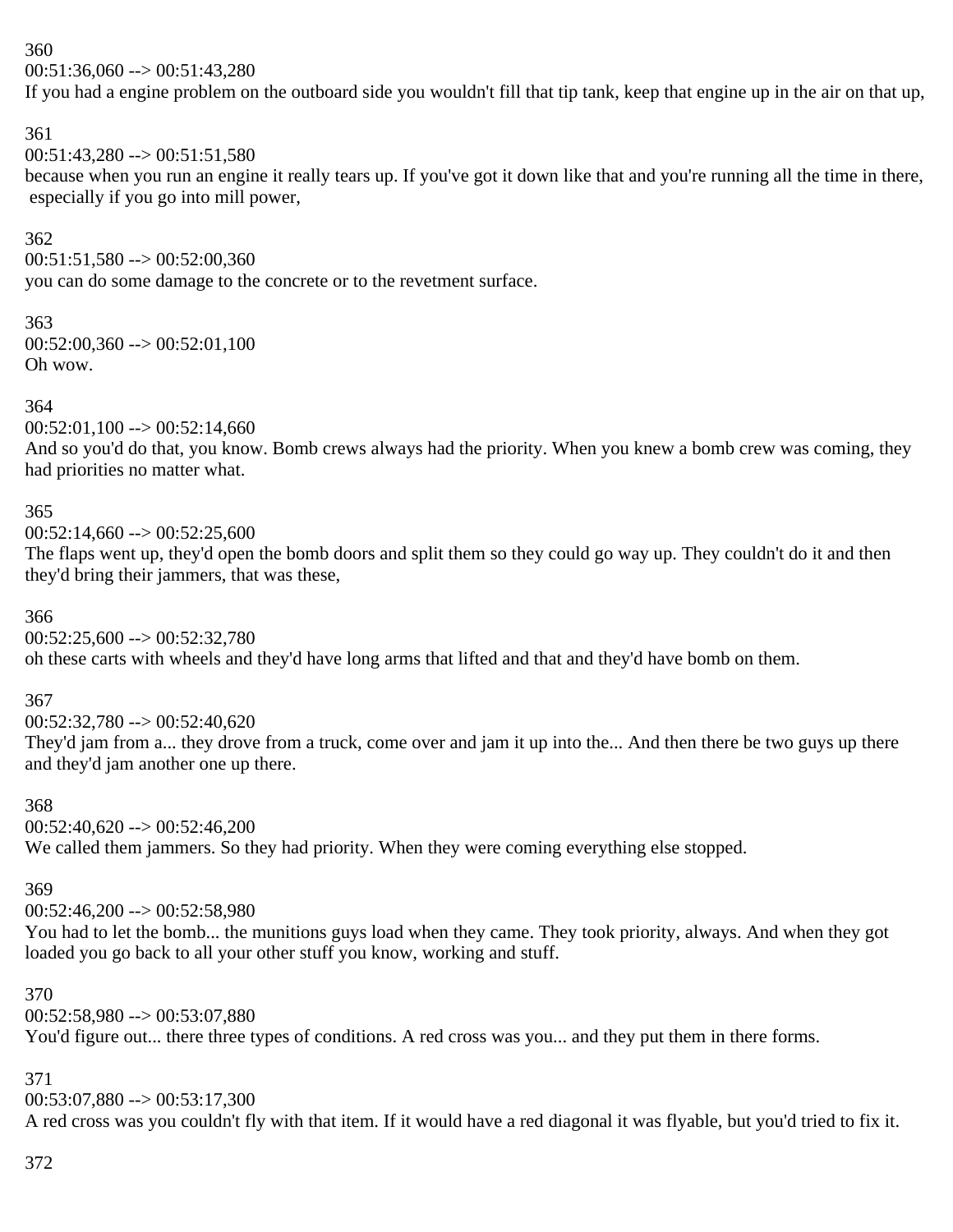360
00:51:36,060 --> 00:51:43,280
If you had a engine problem on the outboard side you wouldn't fill that tip tank, keep that engine up in the air on that up,

361
00:51:43,280 --> 00:51:51,580
because when you run an engine it really tears up. If you've got it down like that and you're running all the time in there, especially if you go into mill power,

362
00:51:51,580 --> 00:52:00,360
you can do some damage to the concrete or to the revetment surface.

363
00:52:00,360 --> 00:52:01,100
Oh wow.

364
00:52:01,100 --> 00:52:14,660
And so you'd do that, you know. Bomb crews always had the priority. When you knew a bomb crew was coming, they had priorities no matter what.

365
00:52:14,660 --> 00:52:25,600
The flaps went up, they'd open the bomb doors and split them so they could go way up. They couldn't do it and then they'd bring their jammers, that was these,

366
00:52:25,600 --> 00:52:32,780
oh these carts with wheels and they'd have long arms that lifted and that and they'd have bomb on them.

367
00:52:32,780 --> 00:52:40,620
They'd jam from a... they drove from a truck, come over and jam it up into the... And then there be two guys up there and they'd jam another one up there.

368
00:52:40,620 --> 00:52:46,200
We called them jammers. So they had priority. When they were coming everything else stopped.

369
00:52:46,200 --> 00:52:58,980
You had to let the bomb... the munitions guys load when they came. They took priority, always. And when they got loaded you go back to all your other stuff you know, working and stuff.

370
00:52:58,980 --> 00:53:07,880
You'd figure out... there three types of conditions. A red cross was you... and they put them in there forms.

371
00:53:07,880 --> 00:53:17,300
A red cross was you couldn't fly with that item. If it would have a red diagonal it was flyable, but you'd tried to fix it.

372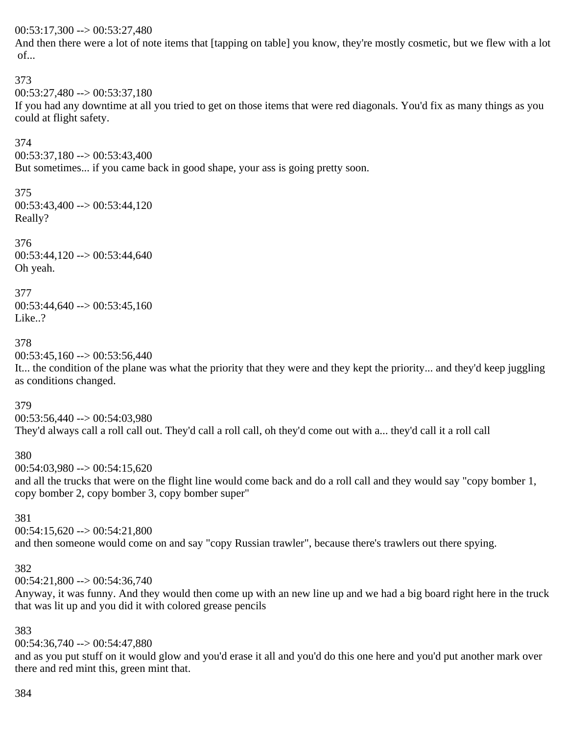00:53:17,300 --> 00:53:27,480
And then there were a lot of note items that [tapping on table] you know, they're mostly cosmetic, but we flew with a lot of...

373
00:53:27,480 --> 00:53:37,180
If you had any downtime at all you tried to get on those items that were red diagonals. You'd fix as many things as you could at flight safety.

374
00:53:37,180 --> 00:53:43,400
But sometimes... if you came back in good shape, your ass is going pretty soon.

375
00:53:43,400 --> 00:53:44,120
Really?

376
00:53:44,120 --> 00:53:44,640
Oh yeah.

377
00:53:44,640 --> 00:53:45,160
Like..?

378
00:53:45,160 --> 00:53:56,440
It... the condition of the plane was what the priority that they were and they kept the priority... and they'd keep juggling as conditions changed.

379
00:53:56,440 --> 00:54:03,980
They'd always call a roll call out. They'd call a roll call, oh they'd come out with a... they'd call it a roll call

380
00:54:03,980 --> 00:54:15,620
and all the trucks that were on the flight line would come back and do a roll call and they would say "copy bomber 1, copy bomber 2, copy bomber 3, copy bomber super"

381
00:54:15,620 --> 00:54:21,800
and then someone would come on and say "copy Russian trawler", because there's trawlers out there spying.

382
00:54:21,800 --> 00:54:36,740
Anyway, it was funny. And they would then come up with an new line up and we had a big board right here in the truck that was lit up and you did it with colored grease pencils

383
00:54:36,740 --> 00:54:47,880
and as you put stuff on it would glow and you'd erase it all and you'd do this one here and you'd put another mark over there and red mint this, green mint that.

384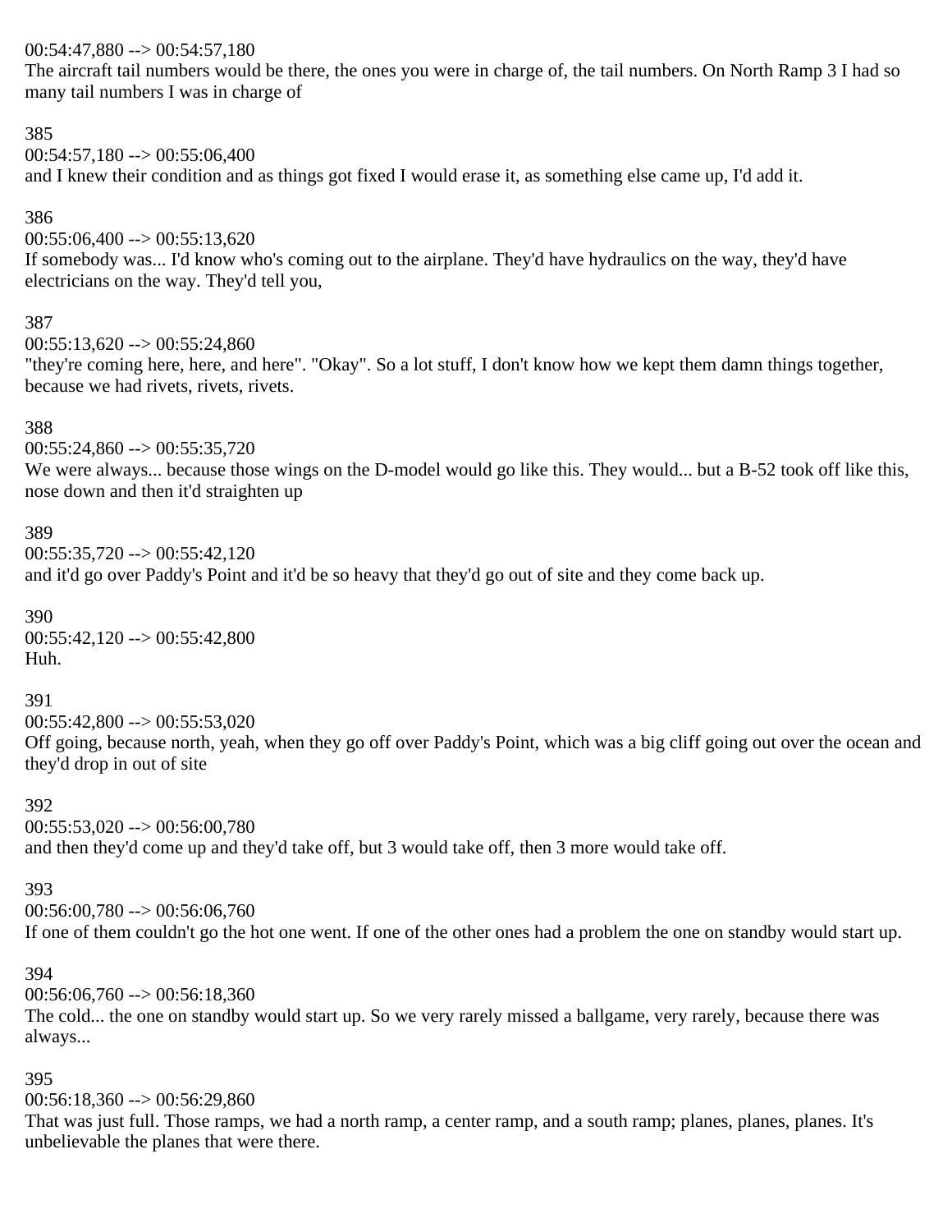00:54:47,880 --> 00:54:57,180
The aircraft tail numbers would be there, the ones you were in charge of, the tail numbers. On North Ramp 3 I had so many tail numbers I was in charge of

385
00:54:57,180 --> 00:55:06,400
and I knew their condition and as things got fixed I would erase it, as something else came up, I'd add it.

386
00:55:06,400 --> 00:55:13,620
If somebody was... I'd know who's coming out to the airplane. They'd have hydraulics on the way, they'd have electricians on the way. They'd tell you,

387
00:55:13,620 --> 00:55:24,860
"they're coming here, here, and here". "Okay". So a lot stuff, I don't know how we kept them damn things together, because we had rivets, rivets, rivets.

388
00:55:24,860 --> 00:55:35,720
We were always... because those wings on the D-model would go like this. They would... but a B-52 took off like this, nose down and then it'd straighten up

389
00:55:35,720 --> 00:55:42,120
and it'd go over Paddy's Point and it'd be so heavy that they'd go out of site and they come back up.

390
00:55:42,120 --> 00:55:42,800
Huh.

391
00:55:42,800 --> 00:55:53,020
Off going, because north, yeah, when they go off over Paddy's Point, which was a big cliff going out over the ocean and they'd drop in out of site

392
00:55:53,020 --> 00:56:00,780
and then they'd come up and they'd take off, but 3 would take off, then 3 more would take off.

393
00:56:00,780 --> 00:56:06,760
If one of them couldn't go the hot one went. If one of the other ones had a problem the one on standby would start up.

394
00:56:06,760 --> 00:56:18,360
The cold... the one on standby would start up. So we very rarely missed a ballgame, very rarely, because there was always...

395
00:56:18,360 --> 00:56:29,860
That was just full. Those ramps, we had a north ramp, a center ramp, and a south ramp; planes, planes, planes. It's unbelievable the planes that were there.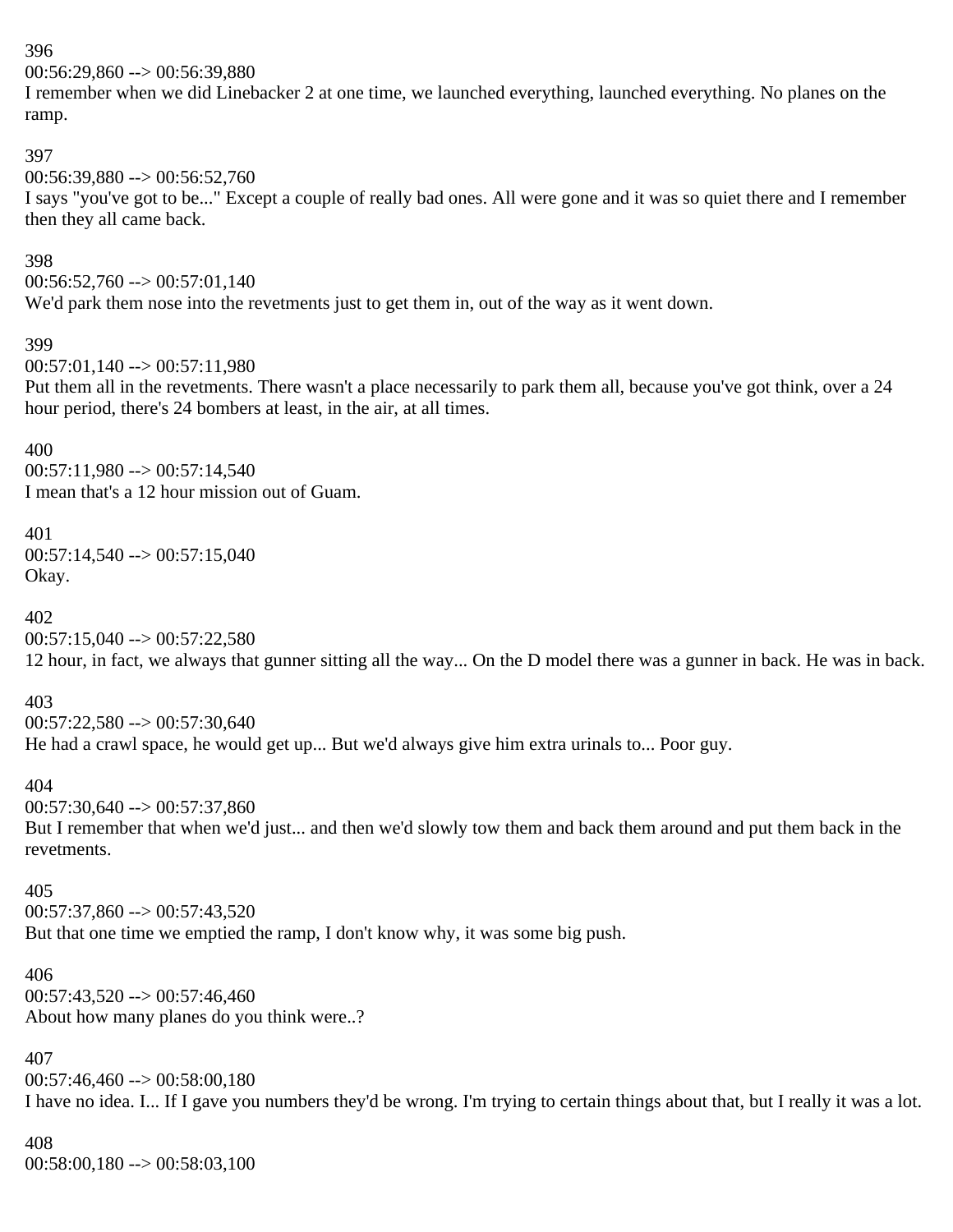396
00:56:29,860 --> 00:56:39,880
I remember when we did Linebacker 2 at one time, we launched everything, launched everything. No planes on the ramp.

397
00:56:39,880 --> 00:56:52,760
I says "you've got to be..." Except a couple of really bad ones. All were gone and it was so quiet there and I remember then they all came back.

398
00:56:52,760 --> 00:57:01,140
We'd park them nose into the revetments just to get them in, out of the way as it went down.

399
00:57:01,140 --> 00:57:11,980
Put them all in the revetments. There wasn't a place necessarily to park them all, because you've got think, over a 24 hour period, there's 24 bombers at least, in the air, at all times.

400
00:57:11,980 --> 00:57:14,540
I mean that's a 12 hour mission out of Guam.

401
00:57:14,540 --> 00:57:15,040
Okay.

402
00:57:15,040 --> 00:57:22,580
12 hour, in fact, we always that gunner sitting all the way... On the D model there was a gunner in back. He was in back.

403
00:57:22,580 --> 00:57:30,640
He had a crawl space, he would get up... But we'd always give him extra urinals to... Poor guy.

404
00:57:30,640 --> 00:57:37,860
But I remember that when we'd just... and then we'd slowly tow them and back them around and put them back in the revetments.

405
00:57:37,860 --> 00:57:43,520
But that one time we emptied the ramp, I don't know why, it was some big push.

406
00:57:43,520 --> 00:57:46,460
About how many planes do you think were..?

407
00:57:46,460 --> 00:58:00,180
I have no idea. I... If I gave you numbers they'd be wrong. I'm trying to certain things about that, but I really it was a lot.

408
00:58:00,180 --> 00:58:03,100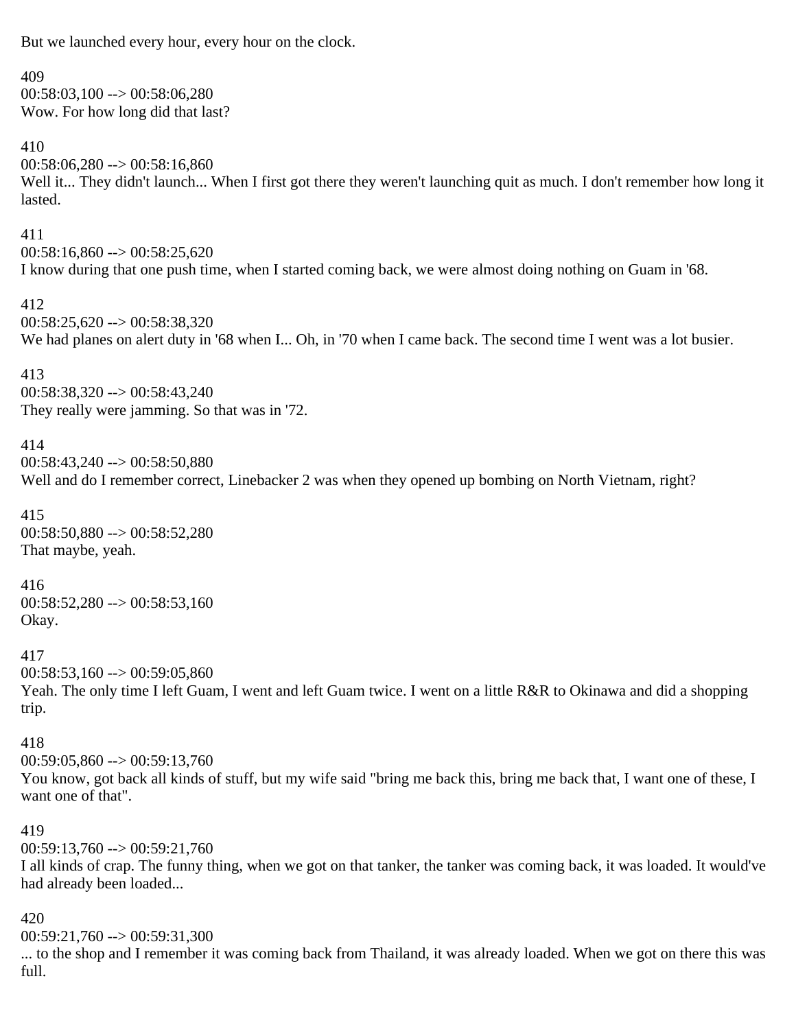But we launched every hour, every hour on the clock.

409
00:58:03,100 --> 00:58:06,280
Wow. For how long did that last?

410
00:58:06,280 --> 00:58:16,860
Well it... They didn't launch... When I first got there they weren't launching quit as much. I don't remember how long it lasted.

411
00:58:16,860 --> 00:58:25,620
I know during that one push time, when I started coming back, we were almost doing nothing on Guam in '68.

412
00:58:25,620 --> 00:58:38,320
We had planes on alert duty in '68 when I... Oh, in '70 when I came back. The second time I went was a lot busier.

413
00:58:38,320 --> 00:58:43,240
They really were jamming. So that was in '72.

414
00:58:43,240 --> 00:58:50,880
Well and do I remember correct, Linebacker 2 was when they opened up bombing on North Vietnam, right?

415
00:58:50,880 --> 00:58:52,280
That maybe, yeah.

416
00:58:52,280 --> 00:58:53,160
Okay.

417
00:58:53,160 --> 00:59:05,860
Yeah. The only time I left Guam, I went and left Guam twice. I went on a little R&R to Okinawa and did a shopping trip.

418
00:59:05,860 --> 00:59:13,760
You know, got back all kinds of stuff, but my wife said "bring me back this, bring me back that, I want one of these, I want one of that".

419
00:59:13,760 --> 00:59:21,760
I all kinds of crap. The funny thing, when we got on that tanker, the tanker was coming back, it was loaded. It would've had already been loaded...

420
00:59:21,760 --> 00:59:31,300
... to the shop and I remember it was coming back from Thailand, it was already loaded. When we got on there this was full.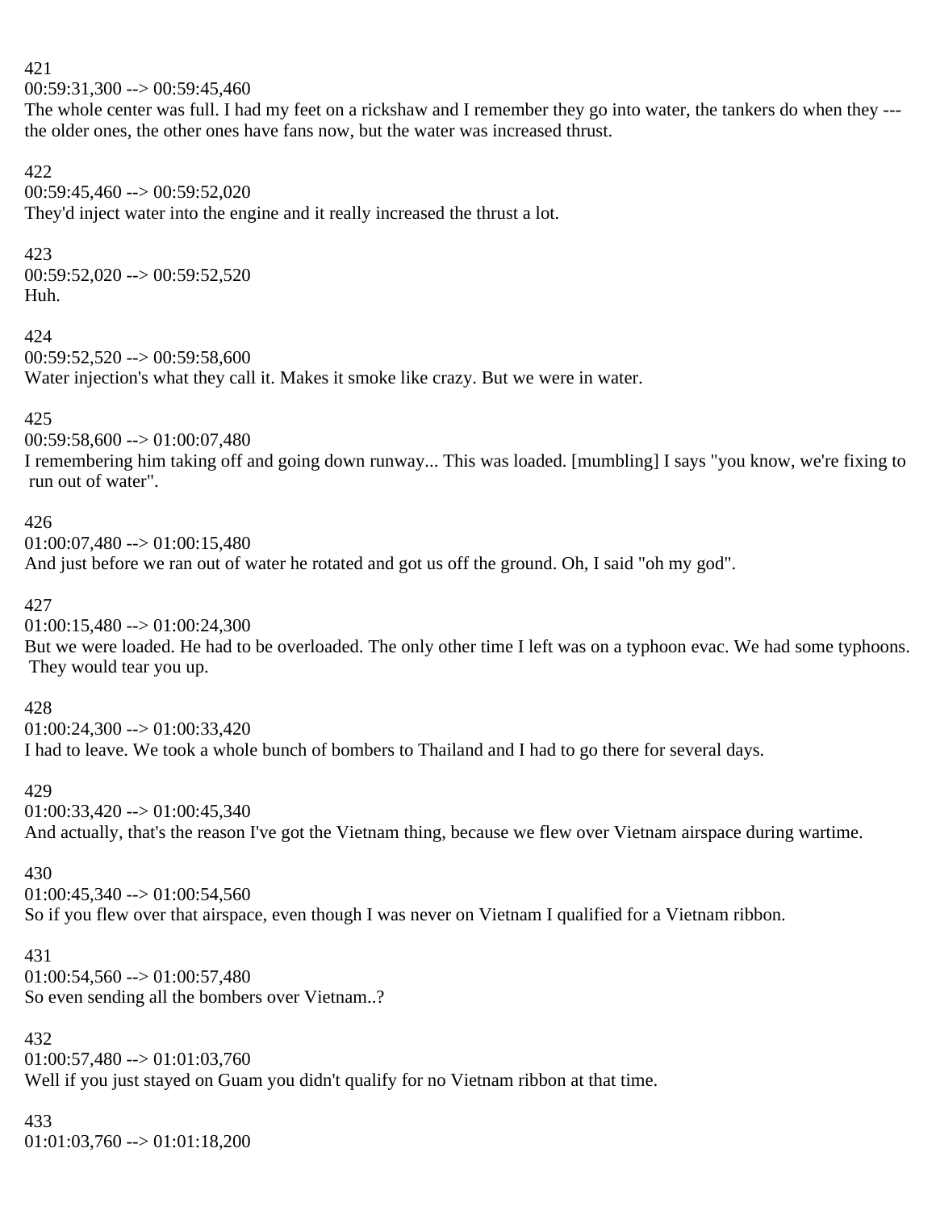421
00:59:31,300 --> 00:59:45,460
The whole center was full. I had my feet on a rickshaw and I remember they go into water, the tankers do when they --- the older ones, the other ones have fans now, but the water was increased thrust.

422
00:59:45,460 --> 00:59:52,020
They'd inject water into the engine and it really increased the thrust a lot.

423
00:59:52,020 --> 00:59:52,520
Huh.

424
00:59:52,520 --> 00:59:58,600
Water injection's what they call it. Makes it smoke like crazy. But we were in water.

425
00:59:58,600 --> 01:00:07,480
I remembering him taking off and going down runway... This was loaded. [mumbling] I says "you know, we're fixing to run out of water".

426
01:00:07,480 --> 01:00:15,480
And just before we ran out of water he rotated and got us off the ground. Oh, I said "oh my god".

427
01:00:15,480 --> 01:00:24,300
But we were loaded. He had to be overloaded. The only other time I left was on a typhoon evac. We had some typhoons. They would tear you up.

428
01:00:24,300 --> 01:00:33,420
I had to leave. We took a whole bunch of bombers to Thailand and I had to go there for several days.

429
01:00:33,420 --> 01:00:45,340
And actually, that's the reason I've got the Vietnam thing, because we flew over Vietnam airspace during wartime.

430
01:00:45,340 --> 01:00:54,560
So if you flew over that airspace, even though I was never on Vietnam I qualified for a Vietnam ribbon.

431
01:00:54,560 --> 01:00:57,480
So even sending all the bombers over Vietnam..?

432
01:00:57,480 --> 01:01:03,760
Well if you just stayed on Guam you didn't qualify for no Vietnam ribbon at that time.

433
01:01:03,760 --> 01:01:18,200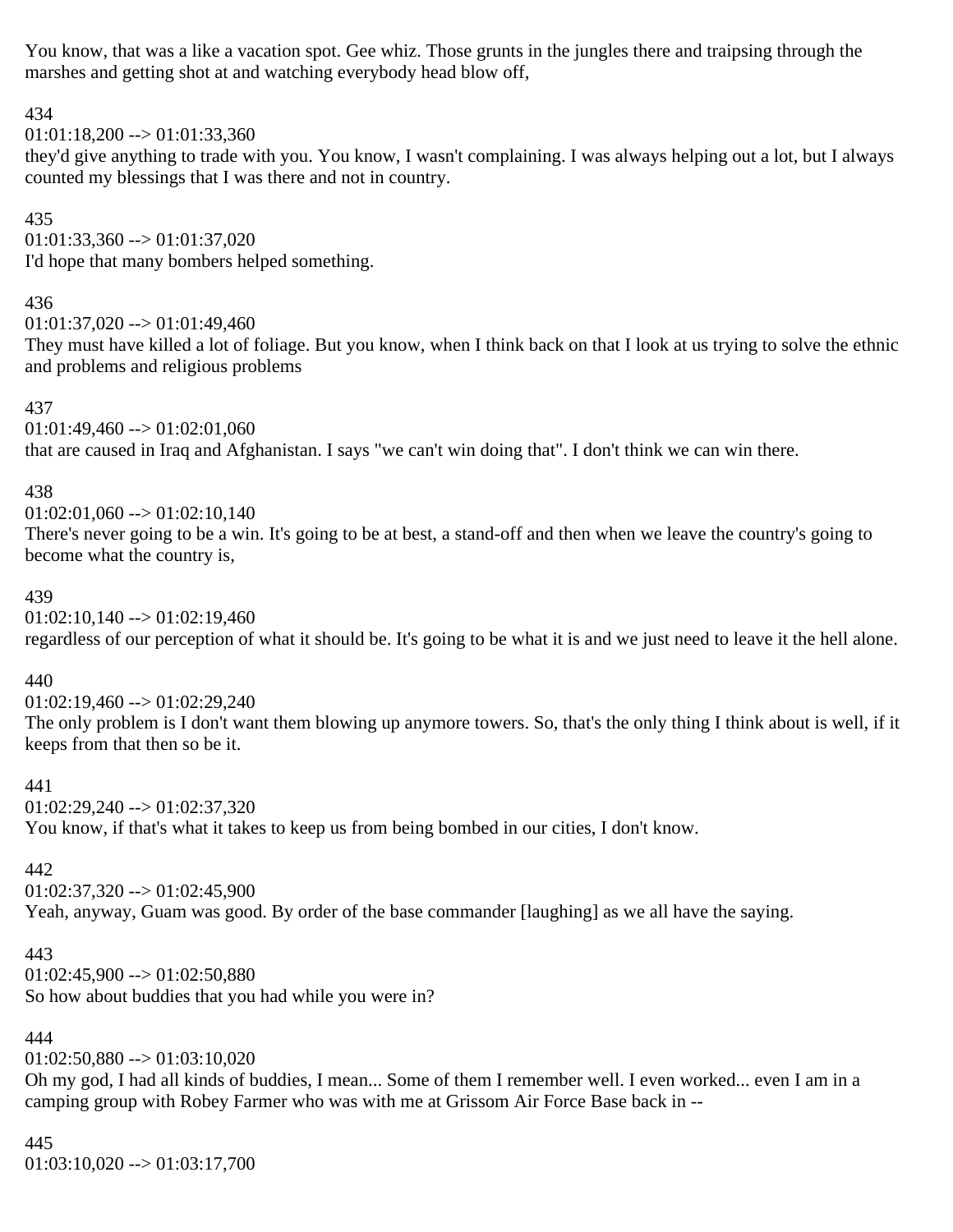You know, that was a like a vacation spot. Gee whiz. Those grunts in the jungles there and traipsing through the marshes and getting shot at and watching everybody head blow off,

434
01:01:18,200 --> 01:01:33,360
they'd give anything to trade with you. You know, I wasn't complaining. I was always helping out a lot, but I always counted my blessings that I was there and not in country.

435
01:01:33,360 --> 01:01:37,020
I'd hope that many bombers helped something.

436
01:01:37,020 --> 01:01:49,460
They must have killed a lot of foliage. But you know, when I think back on that I look at us trying to solve the ethnic and problems and religious problems

437
01:01:49,460 --> 01:02:01,060
that are caused in Iraq and Afghanistan. I says "we can't win doing that". I don't think we can win there.

438
01:02:01,060 --> 01:02:10,140
There's never going to be a win. It's going to be at best, a stand-off and then when we leave the country's going to become what the country is,

439
01:02:10,140 --> 01:02:19,460
regardless of our perception of what it should be. It's going to be what it is and we just need to leave it the hell alone.

440
01:02:19,460 --> 01:02:29,240
The only problem is I don't want them blowing up anymore towers. So, that's the only thing I think about is well, if it keeps from that then so be it.

441
01:02:29,240 --> 01:02:37,320
You know, if that's what it takes to keep us from being bombed in our cities, I don't know.

442
01:02:37,320 --> 01:02:45,900
Yeah, anyway, Guam was good. By order of the base commander [laughing] as we all have the saying.

443
01:02:45,900 --> 01:02:50,880
So how about buddies that you had while you were in?

444
01:02:50,880 --> 01:03:10,020
Oh my god, I had all kinds of buddies, I mean... Some of them I remember well. I even worked... even I am in a camping group with Robey Farmer who was with me at Grissom Air Force Base back in --

445
01:03:10,020 --> 01:03:17,700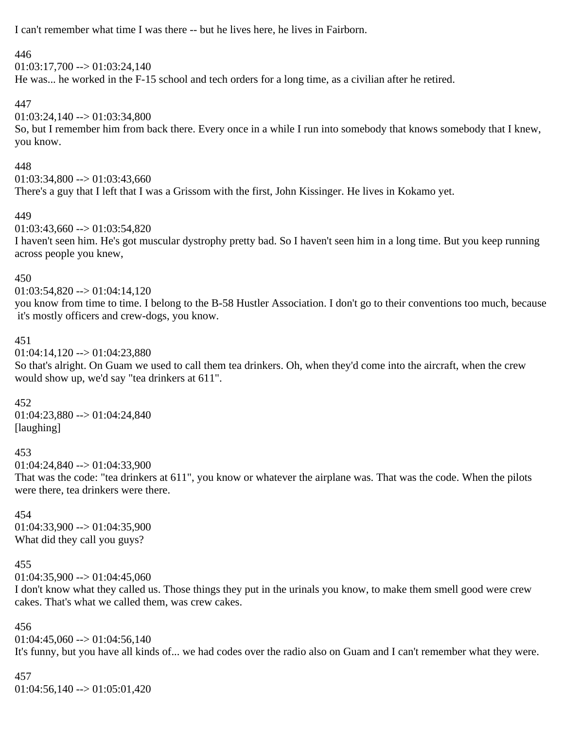I can't remember what time I was there -- but he lives here, he lives in Fairborn.

446
01:03:17,700 --> 01:03:24,140
He was... he worked in the F-15 school and tech orders for a long time, as a civilian after he retired.

447
01:03:24,140 --> 01:03:34,800
So, but I remember him from back there. Every once in a while I run into somebody that knows somebody that I knew, you know.

448
01:03:34,800 --> 01:03:43,660
There's a guy that I left that I was a Grissom with the first, John Kissinger. He lives in Kokamo yet.

449
01:03:43,660 --> 01:03:54,820
I haven't seen him. He's got muscular dystrophy pretty bad. So I haven't seen him in a long time. But you keep running across people you knew,

450
01:03:54,820 --> 01:04:14,120
you know from time to time. I belong to the B-58 Hustler Association. I don't go to their conventions too much, because it's mostly officers and crew-dogs, you know.

451
01:04:14,120 --> 01:04:23,880
So that's alright. On Guam we used to call them tea drinkers. Oh, when they'd come into the aircraft, when the crew would show up, we'd say "tea drinkers at 611".

452
01:04:23,880 --> 01:04:24,840
[laughing]

453
01:04:24,840 --> 01:04:33,900
That was the code: "tea drinkers at 611", you know or whatever the airplane was. That was the code. When the pilots were there, tea drinkers were there.

454
01:04:33,900 --> 01:04:35,900
What did they call you guys?

455
01:04:35,900 --> 01:04:45,060
I don't know what they called us. Those things they put in the urinals you know, to make them smell good were crew cakes. That's what we called them, was crew cakes.

456
01:04:45,060 --> 01:04:56,140
It's funny, but you have all kinds of... we had codes over the radio also on Guam and I can't remember what they were.

457
01:04:56,140 --> 01:05:01,420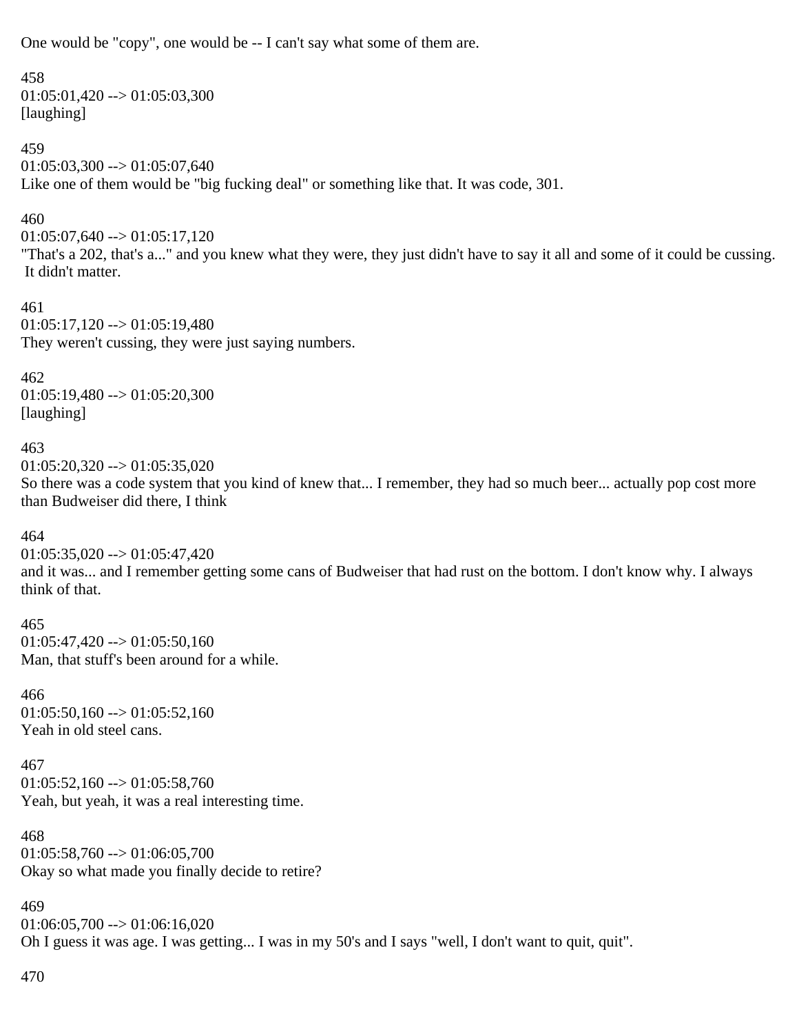One would be "copy", one would be -- I can't say what some of them are.

458
01:05:01,420 --> 01:05:03,300
[laughing]

459
01:05:03,300 --> 01:05:07,640
Like one of them would be "big fucking deal" or something like that. It was code, 301.

460
01:05:07,640 --> 01:05:17,120
"That's a 202, that's a..." and you knew what they were, they just didn't have to say it all and some of it could be cussing. It didn't matter.

461
01:05:17,120 --> 01:05:19,480
They weren't cussing, they were just saying numbers.

462
01:05:19,480 --> 01:05:20,300
[laughing]

463
01:05:20,320 --> 01:05:35,020
So there was a code system that you kind of knew that... I remember, they had so much beer... actually pop cost more than Budweiser did there, I think

464
01:05:35,020 --> 01:05:47,420
and it was... and I remember getting some cans of Budweiser that had rust on the bottom. I don't know why. I always think of that.

465
01:05:47,420 --> 01:05:50,160
Man, that stuff's been around for a while.

466
01:05:50,160 --> 01:05:52,160
Yeah in old steel cans.

467
01:05:52,160 --> 01:05:58,760
Yeah, but yeah, it was a real interesting time.

468
01:05:58,760 --> 01:06:05,700
Okay so what made you finally decide to retire?

469
01:06:05,700 --> 01:06:16,020
Oh I guess it was age. I was getting... I was in my 50's and I says "well, I don't want to quit, quit".

470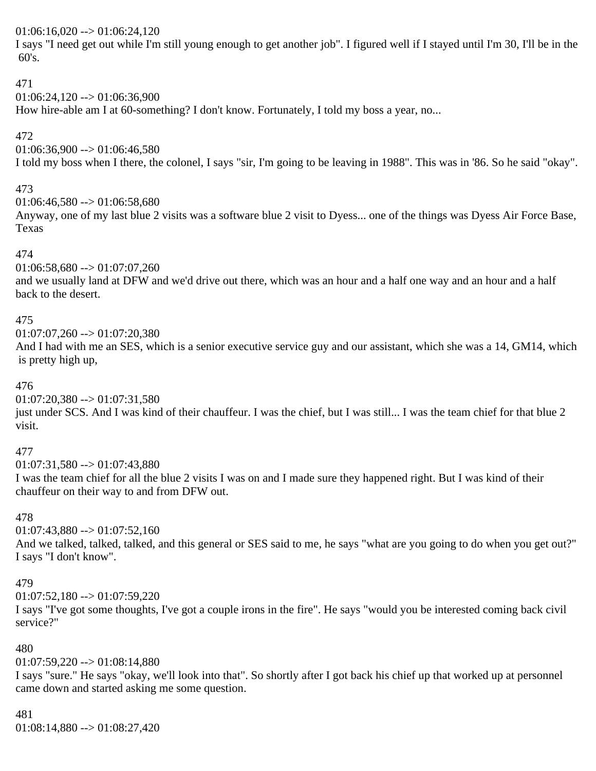01:06:16,020 --> 01:06:24,120
I says "I need get out while I'm still young enough to get another job". I figured well if I stayed until I'm 30, I'll be in the 60's.

471
01:06:24,120 --> 01:06:36,900
How hire-able am I at 60-something? I don't know. Fortunately, I told my boss a year, no...

472
01:06:36,900 --> 01:06:46,580
I told my boss when I there, the colonel, I says "sir, I'm going to be leaving in 1988". This was in '86. So he said "okay".

473
01:06:46,580 --> 01:06:58,680
Anyway, one of my last blue 2 visits was a software blue 2 visit to Dyess... one of the things was Dyess Air Force Base, Texas

474
01:06:58,680 --> 01:07:07,260
and we usually land at DFW and we'd drive out there, which was an hour and a half one way and an hour and a half back to the desert.

475
01:07:07,260 --> 01:07:20,380
And I had with me an SES, which is a senior executive service guy and our assistant, which she was a 14, GM14, which is pretty high up,

476
01:07:20,380 --> 01:07:31,580
just under SCS. And I was kind of their chauffeur. I was the chief, but I was still... I was the team chief for that blue 2 visit.

477
01:07:31,580 --> 01:07:43,880
I was the team chief for all the blue 2 visits I was on and I made sure they happened right. But I was kind of their chauffeur on their way to and from DFW out.

478
01:07:43,880 --> 01:07:52,160
And we talked, talked, talked, and this general or SES said to me, he says "what are you going to do when you get out?" I says "I don't know".

479
01:07:52,180 --> 01:07:59,220
I says "I've got some thoughts, I've got a couple irons in the fire". He says "would you be interested coming back civil service?"

480
01:07:59,220 --> 01:08:14,880
I says "sure." He says "okay, we'll look into that". So shortly after I got back his chief up that worked up at personnel came down and started asking me some question.

481
01:08:14,880 --> 01:08:27,420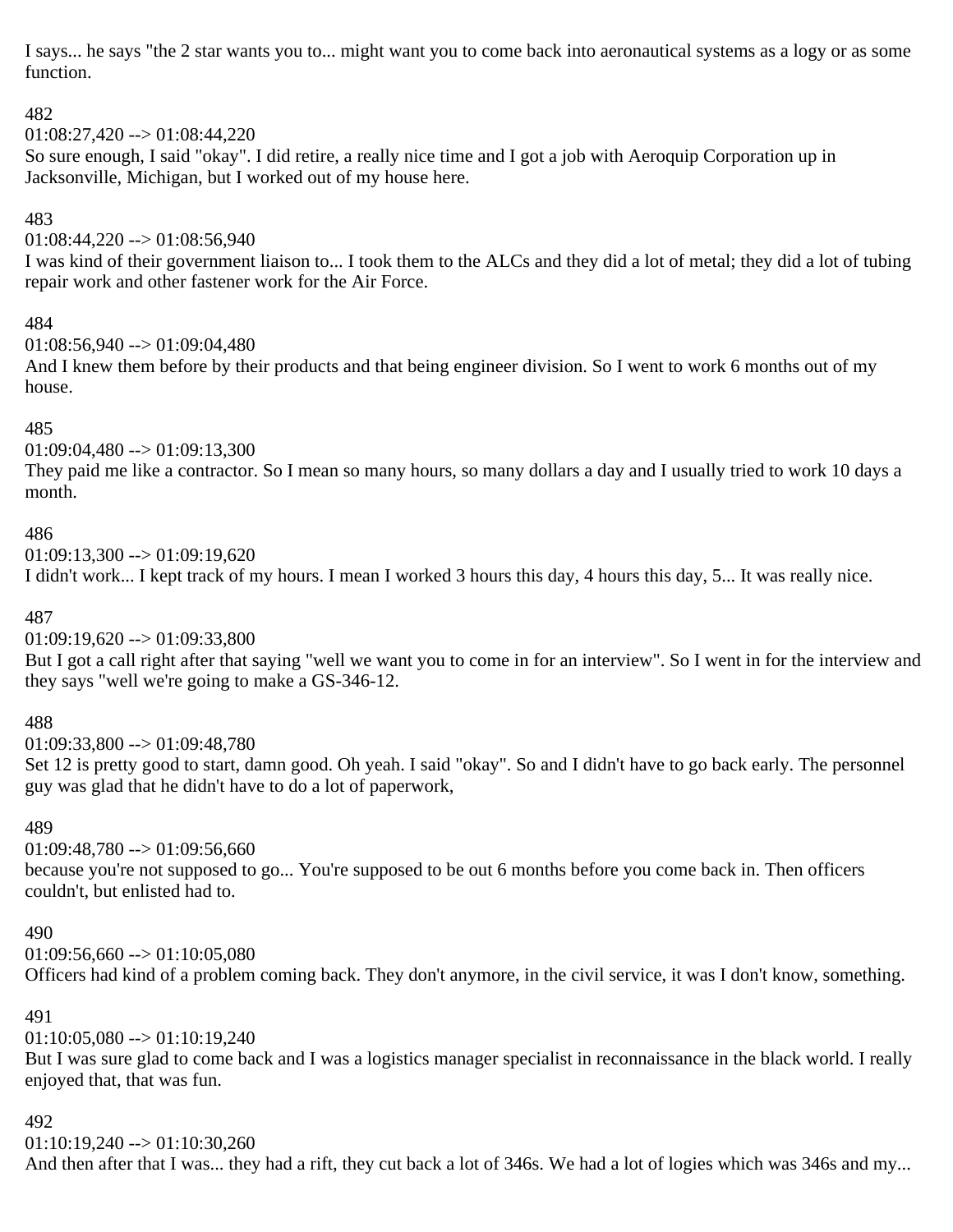I says... he says "the 2 star wants you to... might want you to come back into aeronautical systems as a logy or as some function.

482

01:08:27,420 --> 01:08:44,220

So sure enough, I said "okay". I did retire, a really nice time and I got a job with Aeroquip Corporation up in Jacksonville, Michigan, but I worked out of my house here.

483

01:08:44,220 --> 01:08:56,940

I was kind of their government liaison to... I took them to the ALCs and they did a lot of metal; they did a lot of tubing repair work and other fastener work for the Air Force.

484

01:08:56,940 --> 01:09:04,480

And I knew them before by their products and that being engineer division. So I went to work 6 months out of my house.

485

01:09:04,480 --> 01:09:13,300

They paid me like a contractor. So I mean so many hours, so many dollars a day and I usually tried to work 10 days a month.

486

01:09:13,300 --> 01:09:19,620

I didn't work... I kept track of my hours. I mean I worked 3 hours this day, 4 hours this day, 5... It was really nice.

487

01:09:19,620 --> 01:09:33,800

But I got a call right after that saying "well we want you to come in for an interview". So I went in for the interview and they says "well we're going to make a GS-346-12.

488

01:09:33,800 --> 01:09:48,780

Set 12 is pretty good to start, damn good. Oh yeah. I said "okay". So and I didn't have to go back early. The personnel guy was glad that he didn't have to do a lot of paperwork,

489

01:09:48,780 --> 01:09:56,660

because you're not supposed to go... You're supposed to be out 6 months before you come back in. Then officers couldn't, but enlisted had to.

490

01:09:56,660 --> 01:10:05,080

Officers had kind of a problem coming back. They don't anymore, in the civil service, it was I don't know, something.

491

01:10:05,080 --> 01:10:19,240

But I was sure glad to come back and I was a logistics manager specialist in reconnaissance in the black world. I really enjoyed that, that was fun.

492

01:10:19,240 --> 01:10:30,260

And then after that I was... they had a rift, they cut back a lot of 346s. We had a lot of logies which was 346s and my...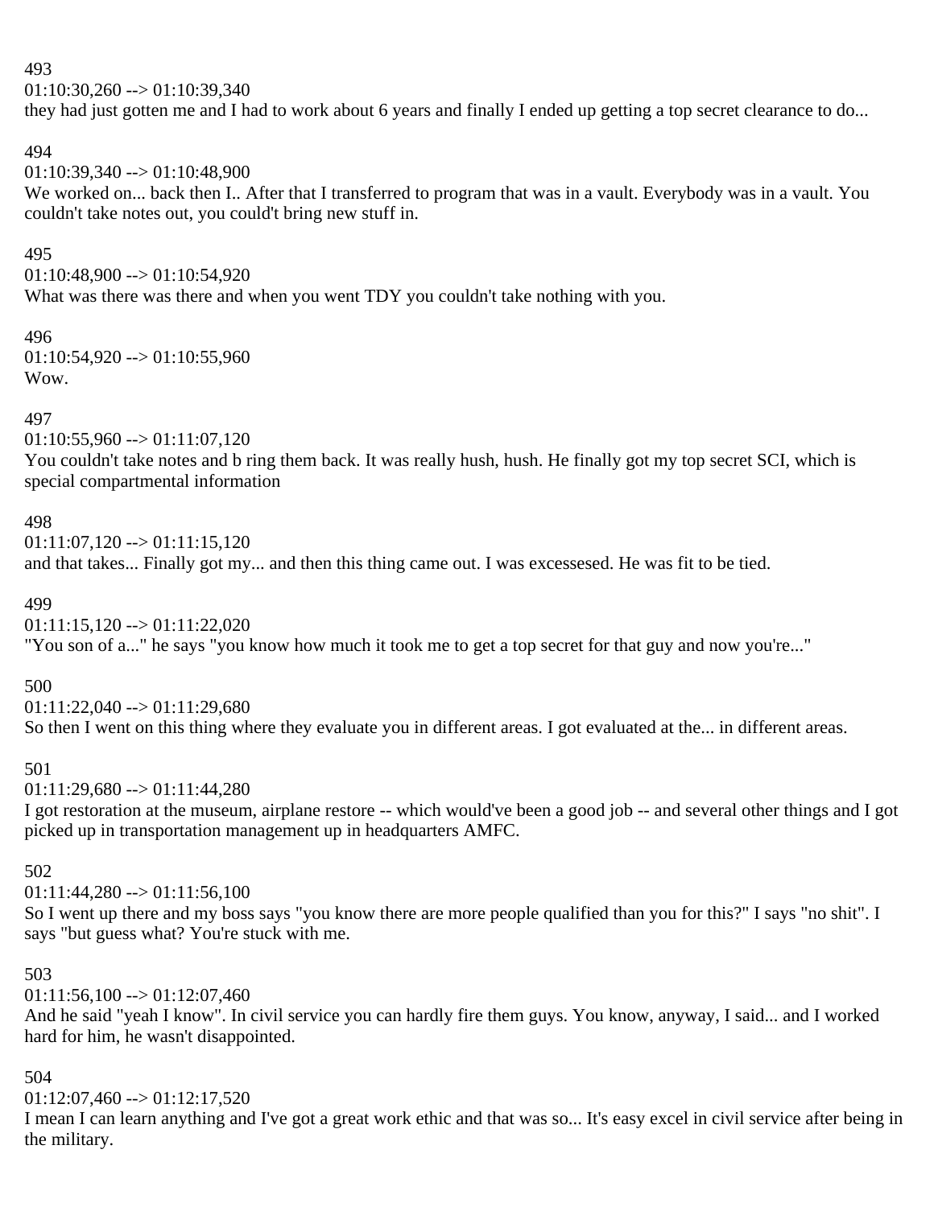493
01:10:30,260 --> 01:10:39,340
they had just gotten me and I had to work about 6 years and finally I ended up getting a top secret clearance to do...

494
01:10:39,340 --> 01:10:48,900
We worked on... back then I.. After that I transferred to program that was in a vault. Everybody was in a vault. You couldn't take notes out, you could't bring new stuff in.

495
01:10:48,900 --> 01:10:54,920
What was there was there and when you went TDY you couldn't take nothing with you.

496
01:10:54,920 --> 01:10:55,960
Wow.

497
01:10:55,960 --> 01:11:07,120
You couldn't take notes and b ring them back. It was really hush, hush. He finally got my top secret SCI, which is special compartmental information

498
01:11:07,120 --> 01:11:15,120
and that takes... Finally got my... and then this thing came out. I was excessesed. He was fit to be tied.

499
01:11:15,120 --> 01:11:22,020
"You son of a..." he says "you know how much it took me to get a top secret for that guy and now you're..."

500
01:11:22,040 --> 01:11:29,680
So then I went on this thing where they evaluate you in different areas. I got evaluated at the... in different areas.

501
01:11:29,680 --> 01:11:44,280
I got restoration at the museum, airplane restore -- which would've been a good job -- and several other things and I got picked up in transportation management up in headquarters AMFC.

502
01:11:44,280 --> 01:11:56,100
So I went up there and my boss says "you know there are more people qualified than you for this?" I says "no shit". I says "but guess what? You're stuck with me.

503
01:11:56,100 --> 01:12:07,460
And he said "yeah I know". In civil service you can hardly fire them guys. You know, anyway, I said... and I worked hard for him, he wasn't disappointed.

504
01:12:07,460 --> 01:12:17,520
I mean I can learn anything and I've got a great work ethic and that was so... It's easy excel in civil service after being in the military.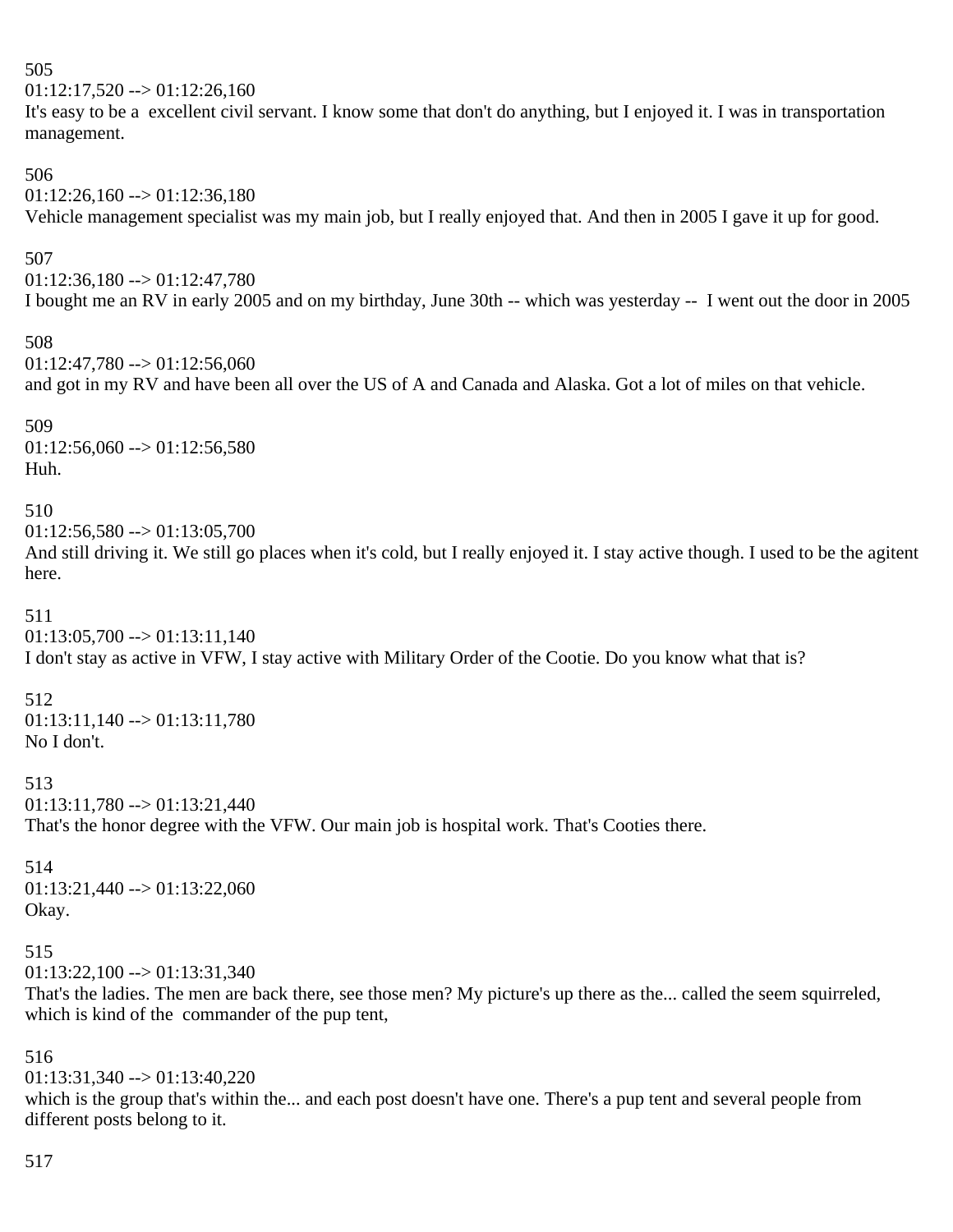505
01:12:17,520 --> 01:12:26,160
It's easy to be a  excellent civil servant. I know some that don't do anything, but I enjoyed it. I was in transportation management.

506
01:12:26,160 --> 01:12:36,180
Vehicle management specialist was my main job, but I really enjoyed that. And then in 2005 I gave it up for good.

507
01:12:36,180 --> 01:12:47,780
I bought me an RV in early 2005 and on my birthday, June 30th -- which was yesterday --  I went out the door in 2005

508
01:12:47,780 --> 01:12:56,060
and got in my RV and have been all over the US of A and Canada and Alaska. Got a lot of miles on that vehicle.

509
01:12:56,060 --> 01:12:56,580
Huh.

510
01:12:56,580 --> 01:13:05,700
And still driving it. We still go places when it's cold, but I really enjoyed it. I stay active though. I used to be the agitent here.

511
01:13:05,700 --> 01:13:11,140
I don't stay as active in VFW, I stay active with Military Order of the Cootie. Do you know what that is?

512
01:13:11,140 --> 01:13:11,780
No I don't.

513
01:13:11,780 --> 01:13:21,440
That's the honor degree with the VFW. Our main job is hospital work. That's Cooties there.

514
01:13:21,440 --> 01:13:22,060
Okay.

515
01:13:22,100 --> 01:13:31,340
That's the ladies. The men are back there, see those men? My picture's up there as the... called the seem squirreled, which is kind of the  commander of the pup tent,

516
01:13:31,340 --> 01:13:40,220
which is the group that's within the... and each post doesn't have one. There's a pup tent and several people from different posts belong to it.

517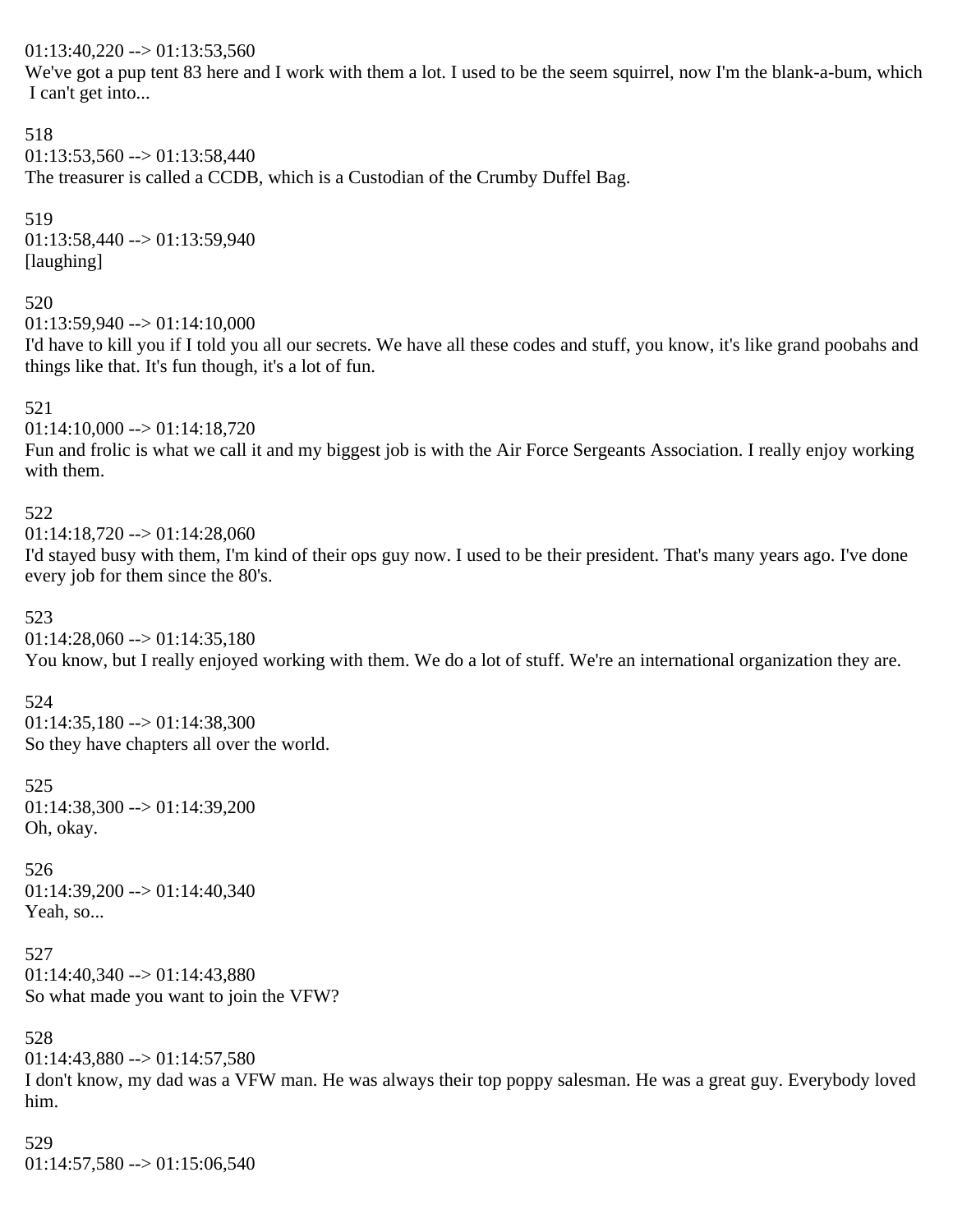01:13:40,220 --> 01:13:53,560
We've got a pup tent 83 here and I work with them a lot. I used to be the seem squirrel, now I'm the blank-a-bum, which I can't get into...

518
01:13:53,560 --> 01:13:58,440
The treasurer is called a CCDB, which is a Custodian of the Crumby Duffel Bag.

519
01:13:58,440 --> 01:13:59,940
[laughing]

520
01:13:59,940 --> 01:14:10,000
I'd have to kill you if I told you all our secrets. We have all these codes and stuff, you know, it's like grand poobahs and things like that. It's fun though, it's a lot of fun.

521
01:14:10,000 --> 01:14:18,720
Fun and frolic is what we call it and my biggest job is with the Air Force Sergeants Association. I really enjoy working with them.

522
01:14:18,720 --> 01:14:28,060
I'd stayed busy with them, I'm kind of their ops guy now. I used to be their president. That's many years ago. I've done every job for them since the 80's.

523
01:14:28,060 --> 01:14:35,180
You know, but I really enjoyed working with them. We do a lot of stuff. We're an international organization they are.

524
01:14:35,180 --> 01:14:38,300
So they have chapters all over the world.

525
01:14:38,300 --> 01:14:39,200
Oh, okay.

526
01:14:39,200 --> 01:14:40,340
Yeah, so...

527
01:14:40,340 --> 01:14:43,880
So what made you want to join the VFW?

528
01:14:43,880 --> 01:14:57,580
I don't know, my dad was a VFW man. He was always their top poppy salesman. He was a great guy. Everybody loved him.

529
01:14:57,580 --> 01:15:06,540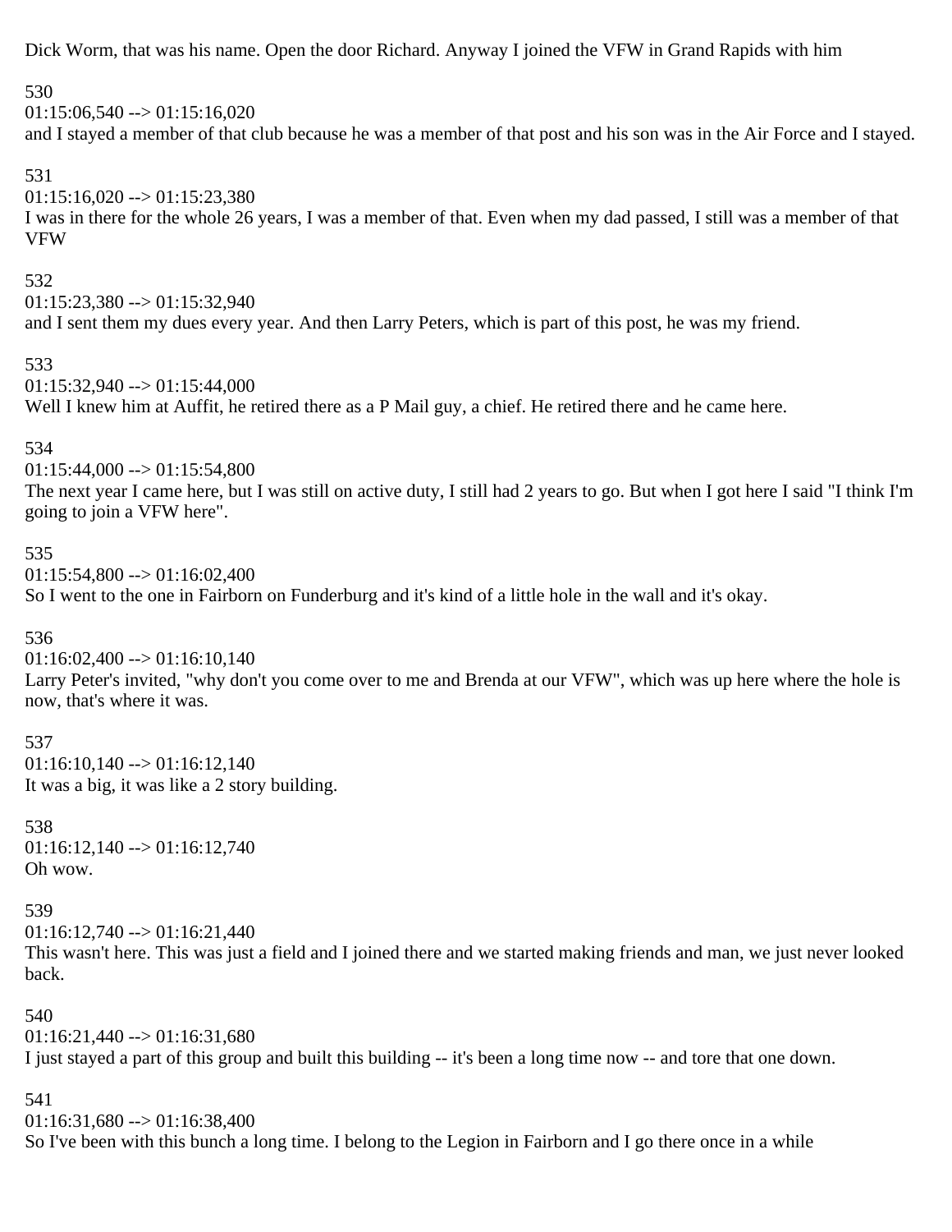Dick Worm, that was his name. Open the door Richard. Anyway I joined the VFW in Grand Rapids with him

530
01:15:06,540 --> 01:15:16,020
and I stayed a member of that club because he was a member of that post and his son was in the Air Force and I stayed.

531
01:15:16,020 --> 01:15:23,380
I was in there for the whole 26 years, I was a member of that. Even when my dad passed, I still was a member of that VFW

532
01:15:23,380 --> 01:15:32,940
and I sent them my dues every year. And then Larry Peters, which is part of this post, he was my friend.

533
01:15:32,940 --> 01:15:44,000
Well I knew him at Auffit, he retired there as a P Mail guy, a chief. He retired there and he came here.

534
01:15:44,000 --> 01:15:54,800
The next year I came here, but I was still on active duty, I still had 2 years to go. But when I got here I said "I think I'm going to join a VFW here".

535
01:15:54,800 --> 01:16:02,400
So I went to the one in Fairborn on Funderburg and it's kind of a little hole in the wall and it's okay.

536
01:16:02,400 --> 01:16:10,140
Larry Peter's invited, "why don't you come over to me and Brenda at our VFW", which was up here where the hole is now, that's where it was.

537
01:16:10,140 --> 01:16:12,140
It was a big, it was like a 2 story building.

538
01:16:12,140 --> 01:16:12,740
Oh wow.

539
01:16:12,740 --> 01:16:21,440
This wasn't here. This was just a field and I joined there and we started making friends and man, we just never looked back.

540
01:16:21,440 --> 01:16:31,680
I just stayed a part of this group and built this building -- it's been a long time now -- and tore that one down.

541
01:16:31,680 --> 01:16:38,400
So I've been with this bunch a long time. I belong to the Legion in Fairborn and I go there once in a while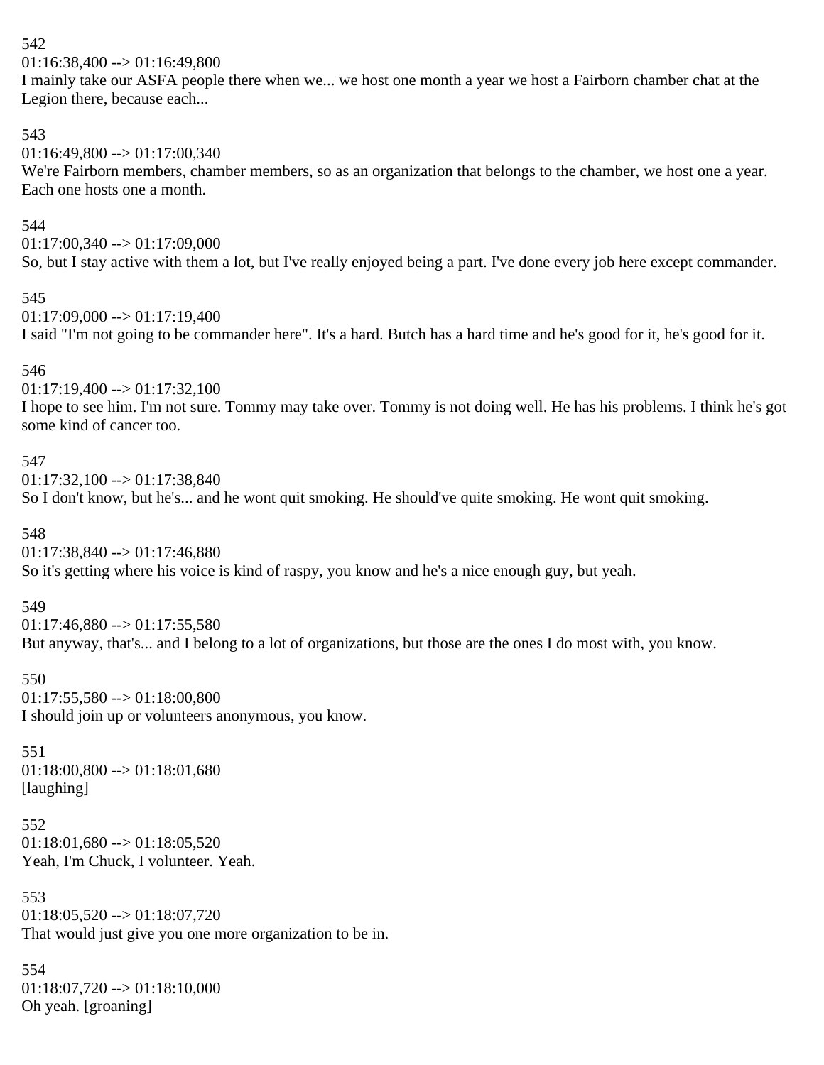542
01:16:38,400 --> 01:16:49,800
I mainly take our ASFA people there when we... we host one month a year we host a Fairborn chamber chat at the Legion there, because each...

543
01:16:49,800 --> 01:17:00,340
We're Fairborn members, chamber members, so as an organization that belongs to the chamber, we host one a year. Each one hosts one a month.

544
01:17:00,340 --> 01:17:09,000
So, but I stay active with them a lot, but I've really enjoyed being a part. I've done every job here except commander.

545
01:17:09,000 --> 01:17:19,400
I said "I'm not going to be commander here". It's a hard. Butch has a hard time and he's good for it, he's good for it.

546
01:17:19,400 --> 01:17:32,100
I hope to see him. I'm not sure. Tommy may take over. Tommy is not doing well. He has his problems. I think he's got some kind of cancer too.

547
01:17:32,100 --> 01:17:38,840
So I don't know, but he's... and he wont quit smoking. He should've quite smoking. He wont quit smoking.

548
01:17:38,840 --> 01:17:46,880
So it's getting where his voice is kind of raspy, you know and he's a nice enough guy, but yeah.

549
01:17:46,880 --> 01:17:55,580
But anyway, that's... and I belong to a lot of organizations, but those are the ones I do most with, you know.

550
01:17:55,580 --> 01:18:00,800
I should join up or volunteers anonymous, you know.

551
01:18:00,800 --> 01:18:01,680
[laughing]

552
01:18:01,680 --> 01:18:05,520
Yeah, I'm Chuck, I volunteer. Yeah.

553
01:18:05,520 --> 01:18:07,720
That would just give you one more organization to be in.

554
01:18:07,720 --> 01:18:10,000
Oh yeah. [groaning]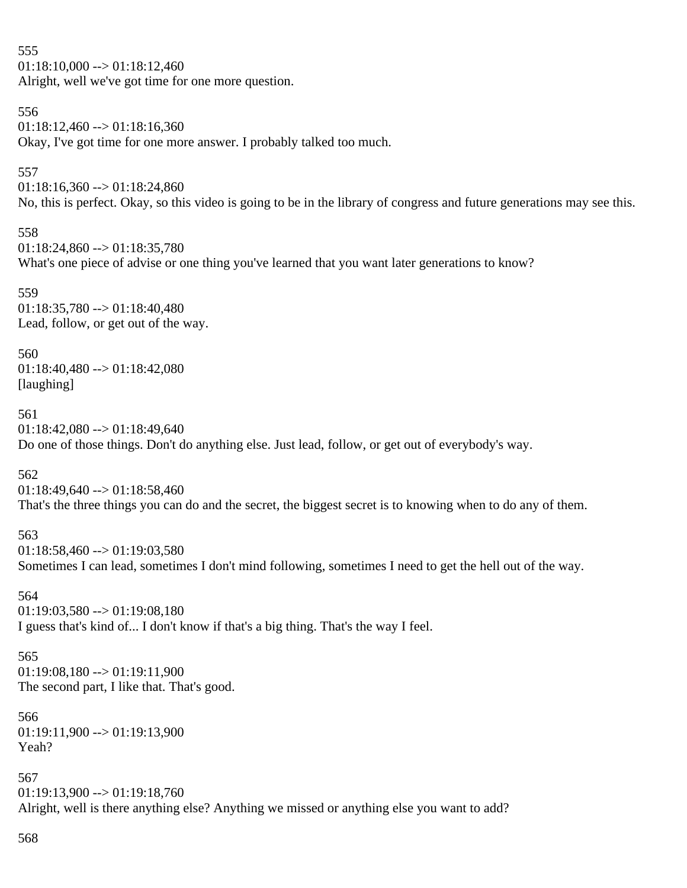555
01:18:10,000 --> 01:18:12,460
Alright, well we've got time for one more question.

556
01:18:12,460 --> 01:18:16,360
Okay, I've got time for one more answer. I probably talked too much.

557
01:18:16,360 --> 01:18:24,860
No, this is perfect. Okay, so this video is going to be in the library of congress and future generations may see this.

558
01:18:24,860 --> 01:18:35,780
What's one piece of advise or one thing you've learned that you want later generations to know?

559
01:18:35,780 --> 01:18:40,480
Lead, follow, or get out of the way.

560
01:18:40,480 --> 01:18:42,080
[laughing]

561
01:18:42,080 --> 01:18:49,640
Do one of those things. Don't do anything else. Just lead, follow, or get out of everybody's way.

562
01:18:49,640 --> 01:18:58,460
That's the three things you can do and the secret, the biggest secret is to knowing when to do any of them.

563
01:18:58,460 --> 01:19:03,580
Sometimes I can lead, sometimes I don't mind following, sometimes I need to get the hell out of the way.

564
01:19:03,580 --> 01:19:08,180
I guess that's kind of... I don't know if that's a big thing. That's the way I feel.

565
01:19:08,180 --> 01:19:11,900
The second part, I like that. That's good.

566
01:19:11,900 --> 01:19:13,900
Yeah?

567
01:19:13,900 --> 01:19:18,760
Alright, well is there anything else? Anything we missed or anything else you want to add?

568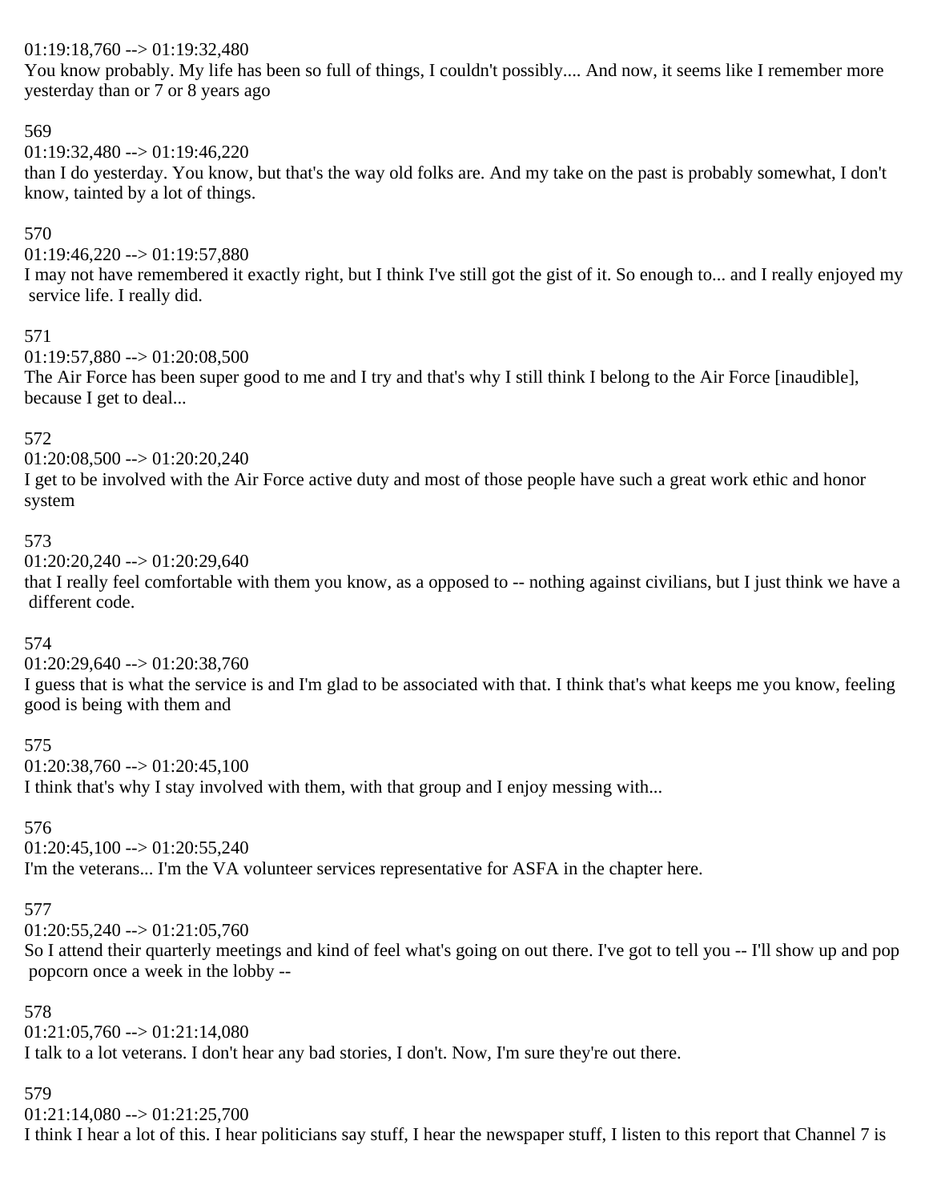01:19:18,760 --> 01:19:32,480
You know probably. My life has been so full of things, I couldn't possibly.... And now, it seems like I remember more yesterday than or 7 or 8 years ago

569
01:19:32,480 --> 01:19:46,220
than I do yesterday. You know, but that's the way old folks are. And my take on the past is probably somewhat, I don't know, tainted by a lot of things.

570
01:19:46,220 --> 01:19:57,880
I may not have remembered it exactly right, but I think I've still got the gist of it. So enough to... and I really enjoyed my service life. I really did.

571
01:19:57,880 --> 01:20:08,500
The Air Force has been super good to me and I try and that's why I still think I belong to the Air Force [inaudible], because I get to deal...

572
01:20:08,500 --> 01:20:20,240
I get to be involved with the Air Force active duty and most of those people have such a great work ethic and honor system

573
01:20:20,240 --> 01:20:29,640
that I really feel comfortable with them you know, as a opposed to -- nothing against civilians, but I just think we have a different code.

574
01:20:29,640 --> 01:20:38,760
I guess that is what the service is and I'm glad to be associated with that. I think that's what keeps me you know, feeling good is being with them and

575
01:20:38,760 --> 01:20:45,100
I think that's why I stay involved with them, with that group and I enjoy messing with...

576
01:20:45,100 --> 01:20:55,240
I'm the veterans... I'm the VA volunteer services representative for ASFA in the chapter here.

577
01:20:55,240 --> 01:21:05,760
So I attend their quarterly meetings and kind of feel what's going on out there. I've got to tell you -- I'll show up and pop popcorn once a week in the lobby --

578
01:21:05,760 --> 01:21:14,080
I talk to a lot veterans. I don't hear any bad stories, I don't. Now, I'm sure they're out there.

579
01:21:14,080 --> 01:21:25,700
I think I hear a lot of this. I hear politicians say stuff, I hear the newspaper stuff, I listen to this report that Channel 7 is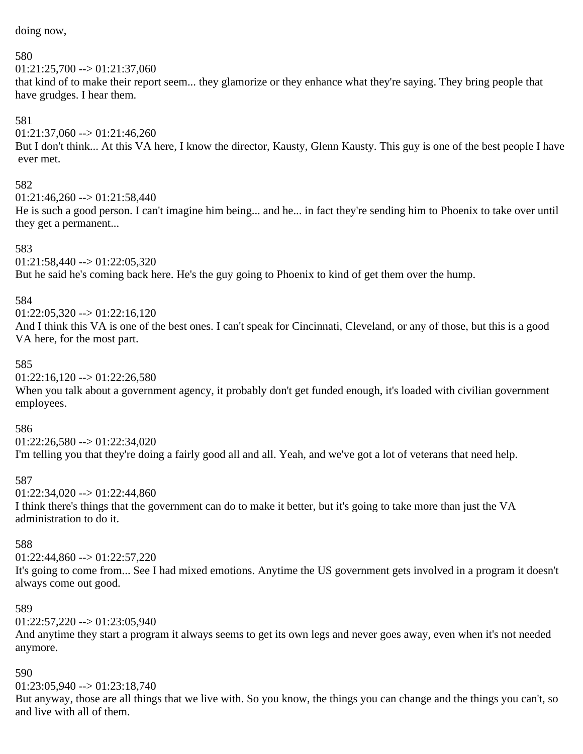doing now,

580
01:21:25,700 --> 01:21:37,060
that kind of to make their report seem... they glamorize or they enhance what they're saying. They bring people that have grudges. I hear them.

581
01:21:37,060 --> 01:21:46,260
But I don't think... At this VA here, I know the director, Kausty, Glenn Kausty. This guy is one of the best people I have ever met.

582
01:21:46,260 --> 01:21:58,440
He is such a good person. I can't imagine him being... and he... in fact they're sending him to Phoenix to take over until they get a permanent...

583
01:21:58,440 --> 01:22:05,320
But he said he's coming back here. He's the guy going to Phoenix to kind of get them over the hump.

584
01:22:05,320 --> 01:22:16,120
And I think this VA is one of the best ones. I can't speak for Cincinnati, Cleveland, or any of those, but this is a good VA here, for the most part.

585
01:22:16,120 --> 01:22:26,580
When you talk about a government agency, it probably don't get funded enough, it's loaded with civilian government employees.

586
01:22:26,580 --> 01:22:34,020
I'm telling you that they're doing a fairly good all and all. Yeah, and we've got a lot of veterans that need help.

587
01:22:34,020 --> 01:22:44,860
I think there's things that the government can do to make it better, but it's going to take more than just the VA administration to do it.

588
01:22:44,860 --> 01:22:57,220
It's going to come from... See I had mixed emotions. Anytime the US government gets involved in a program it doesn't always come out good.

589
01:22:57,220 --> 01:23:05,940
And anytime they start a program it always seems to get its own legs and never goes away, even when it's not needed anymore.

590
01:23:05,940 --> 01:23:18,740
But anyway, those are all things that we live with. So you know, the things you can change and the things you can't, so and live with all of them.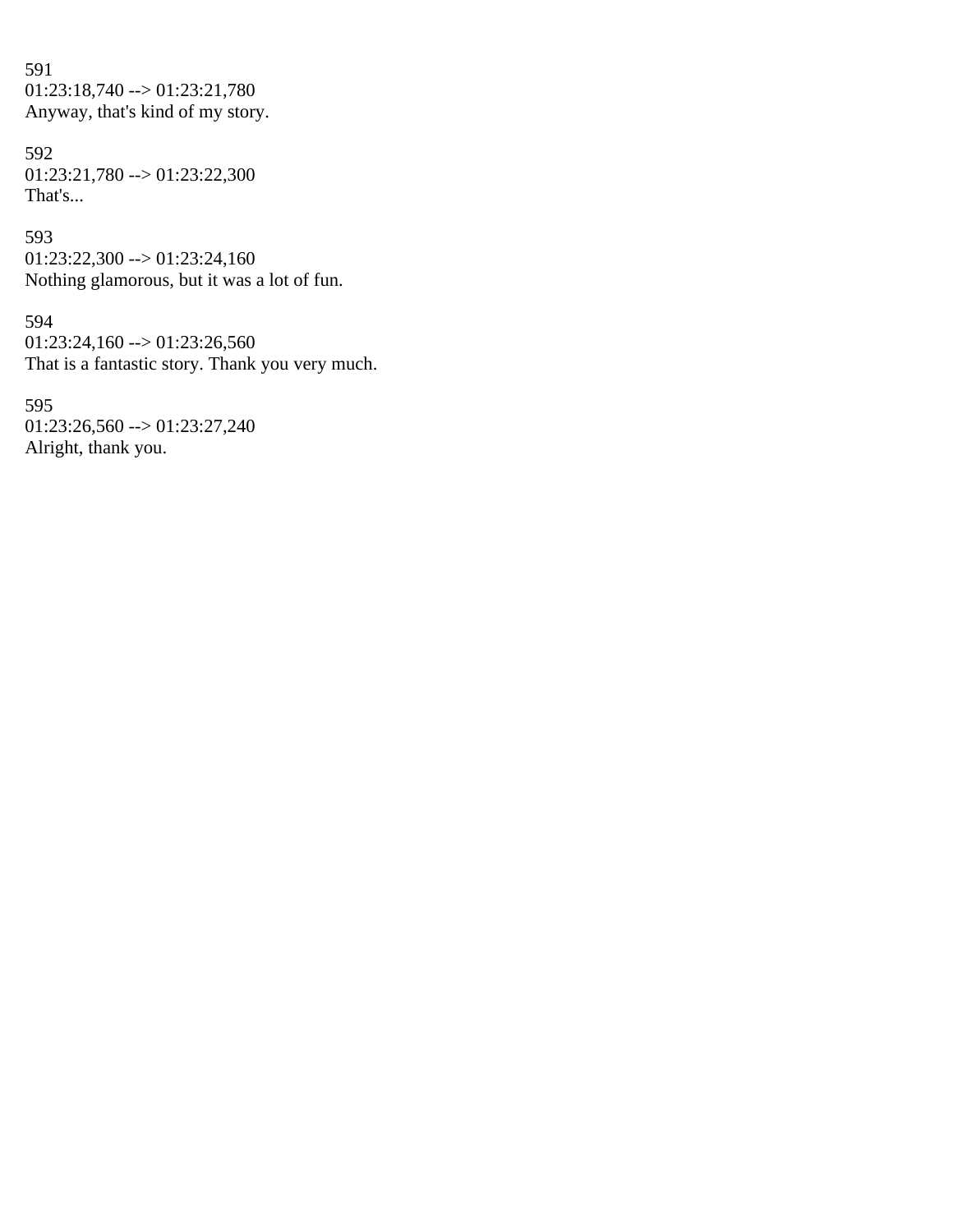591
01:23:18,740 --> 01:23:21,780
Anyway, that's kind of my story.

592
01:23:21,780 --> 01:23:22,300
That's...

593
01:23:22,300 --> 01:23:24,160
Nothing glamorous, but it was a lot of fun.

594
01:23:24,160 --> 01:23:26,560
That is a fantastic story. Thank you very much.

595
01:23:26,560 --> 01:23:27,240
Alright, thank you.